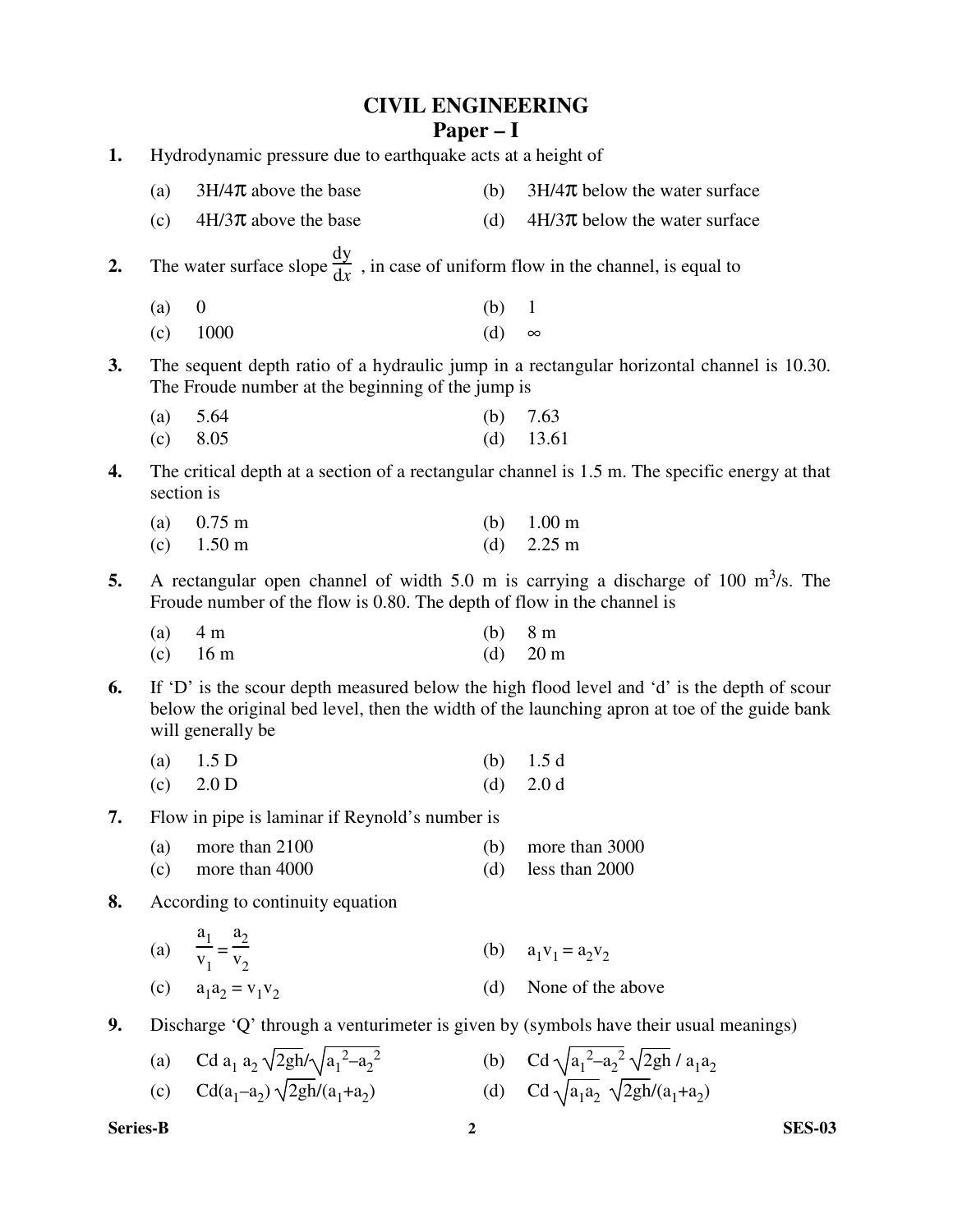# CIVIL ENGINEERING

## Paper – I

**1.** Hydrodynamic pressure due to earthquake acts at a height of

(a) $3H/4\pi$ above the base
(b) $3H/4\pi$ below the water surface
(c) $4H/3\pi$ above the base
(d) $4H/3\pi$ below the water surface

**2.** The water surface slope $\frac{dy}{dx}$, in case of uniform flow in the channel, is equal to

(a) 0
(b) 1
(c) 1000
(d) $\infty$

**3.** The sequent depth ratio of a hydraulic jump in a rectangular horizontal channel is 10.30. The Froude number at the beginning of the jump is

(a) 5.64
(b) 7.63
(c) 8.05
(d) 13.61

**4.** The critical depth at a section of a rectangular channel is 1.5 m. The specific energy at that section is

(a) 0.75 m
(b) 1.00 m
(c) 1.50 m
(d) 2.25 m

**5.** A rectangular open channel of width 5.0 m is carrying a discharge of 100 $m^3/s$. The Froude number of the flow is 0.80. The depth of flow in the channel is

(a) 4 m
(b) 8 m
(c) 16 m
(d) 20 m

**6.** If 'D' is the scour depth measured below the high flood level and 'd' is the depth of scour below the original bed level, then the width of the launching apron at toe of the guide bank will generally be

(a) 1.5 D
(b) 1.5 d
(c) 2.0 D
(d) 2.0 d

**7.** Flow in pipe is laminar if Reynold's number is

(a) more than 2100
(b) more than 3000
(c) more than 4000
(d) less than 2000

**8.** According to continuity equation

(a) $\frac{a_1}{v_1} = \frac{a_2}{v_2}$
(b) $a_1 v_1 = a_2 v_2$
(c) $a_1 a_2 = v_1 v_2$
(d) None of the above

**9.** Discharge 'Q' through a venturimeter is given by (symbols have their usual meanings)

(a) $Cd\ a_1\ a_2 \sqrt{2gh} / \sqrt{a_1^2 - a_2^2}$
(b) $Cd \sqrt{a_1^2 - a_2^2} \sqrt{2gh} / a_1 a_2$
(c) $Cd (a_1 - a_2) \sqrt{2gh} / (a_1 + a_2)$
(d) $Cd \sqrt{a_1 a_2}\ \sqrt{2gh} / (a_1 + a_2)$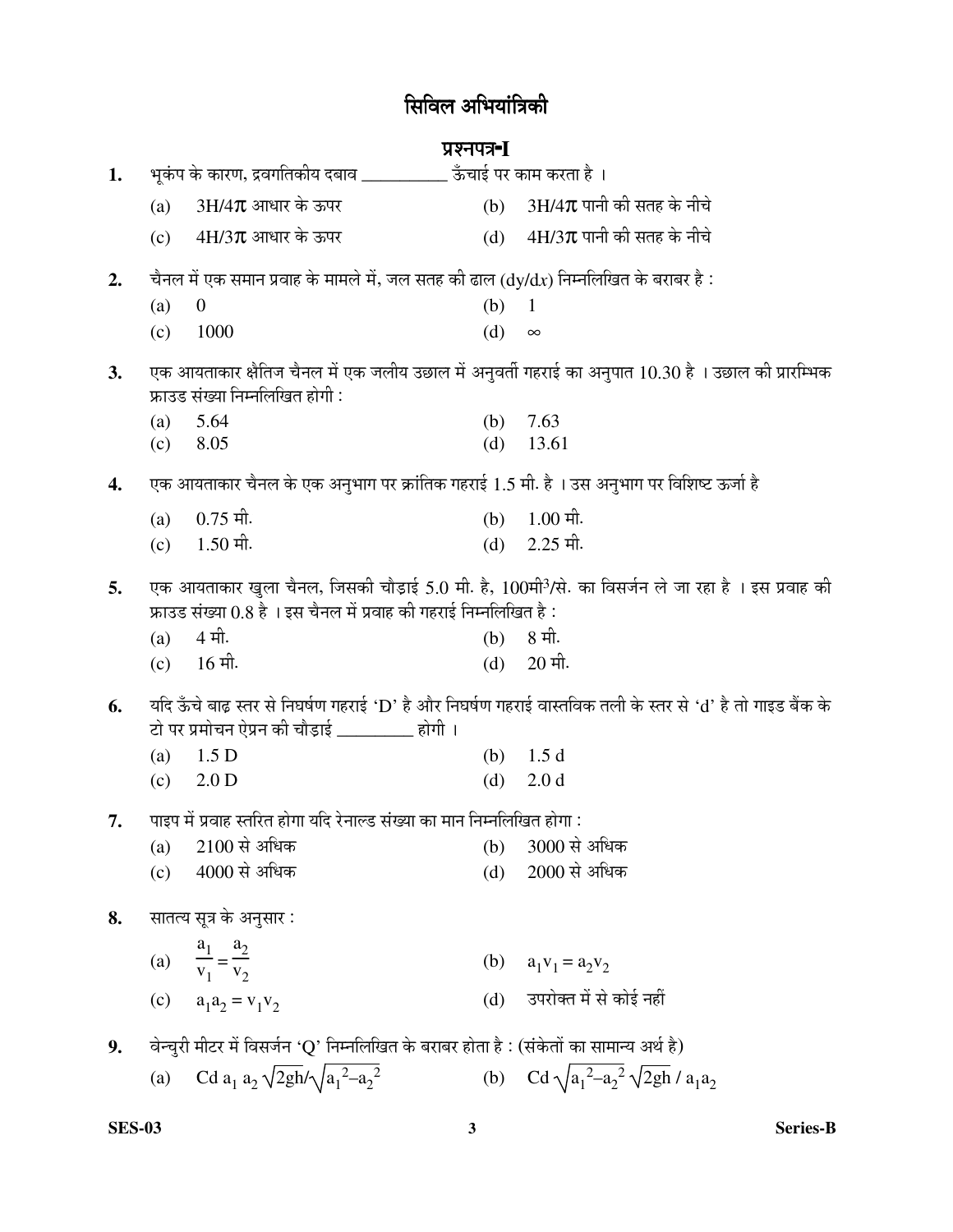# सिविल अभियांत्रिकी

## प्रश्नपत्र-I

**1.** भूकंप के कारण, द्रवगतिकीय दबाव __________ ऊँचाई पर काम करता है ।

(a) $3H/4\pi$ आधार के ऊपर

(b) $3H/4\pi$ पानी की सतह के नीचे

(c) $4H/3\pi$ आधार के ऊपर

(d) $4H/3\pi$ पानी की सतह के नीचे

**2.** चैनल में एक समान प्रवाह के मामले में, जल सतह की ढाल $(dy/dx)$ निम्नलिखित के बराबर है :

(a) 0

(b) 1

(c) 1000

(d) $\infty$

**3.** एक आयताकार क्षैतिज चैनल में एक जलीय उछाल में अनुवर्ती गहराई का अनुपात 10.30 है । उछाल की प्रारम्भिक फ्राउड संख्या निम्नलिखित होगी :

(a) 5.64

(b) 7.63

(c) 8.05

(d) 13.61

**4.** एक आयताकार चैनल के एक अनुभाग पर क्रांतिक गहराई 1.5 मी. है । उस अनुभाग पर विशिष्ट ऊर्जा है

(a) 0.75 मी.

(b) 1.00 मी.

(c) 1.50 मी.

(d) 2.25 मी.

**5.** एक आयताकार खुला चैनल, जिसकी चौड़ाई 5.0 मी. है, 100मी$^3$/से. का विसर्जन ले जा रहा है । इस प्रवाह की फ्राउड संख्या 0.8 है । इस चैनल में प्रवाह की गहराई निम्नलिखित है :

(a) 4 मी.

(b) 8 मी.

(c) 16 मी.

(d) 20 मी.

**6.** यदि ऊँचे बाढ़ स्तर से निघर्षण गहराई 'D' है और निघर्षण गहराई वास्तविक तली के स्तर से 'd' है तो गाइड बैंक के टो पर प्रमोचन ऐप्रन की चौड़ाई _________ होगी ।

(a) 1.5 D

(b) 1.5 d

(c) 2.0 D

(d) 2.0 d

**7.** पाइप में प्रवाह स्तरित होगा यदि रेनाल्ड संख्या का मान निम्नलिखित होगा :

(a) 2100 से अधिक

(b) 3000 से अधिक

(c) 4000 से अधिक

(d) 2000 से अधिक

**8.** सातत्य सूत्र के अनुसार :

(a) $\dfrac{a_1}{v_1} = \dfrac{a_2}{v_2}$

(b) $a_1v_1 = a_2v_2$

(c) $a_1a_2 = v_1v_2$

(d) उपरोक्त में से कोई नहीं

**9.** वेन्चुरी मीटर में विसर्जन 'Q' निम्नलिखित के बराबर होता है : (संकेतों का सामान्य अर्थ है)

(a) $Cd\ a_1\ a_2 \sqrt{2gh}/\sqrt{a_1^2 - a_2^2}$

(b) $Cd \sqrt{a_1^2 - a_2^2}\ \sqrt{2gh}\ /\ a_1a_2$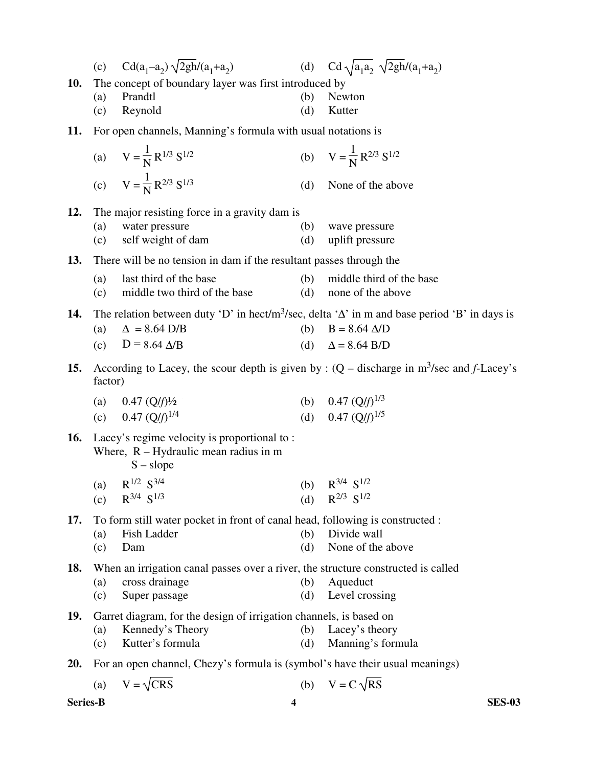(c) $Cd(a_1-a_2)\sqrt{2gh}/(a_1+a_2)$ (d) $Cd\sqrt{a_1a_2}\ \sqrt{2gh}/(a_1+a_2)$

**10.** The concept of boundary layer was first introduced by

(a) Prandtl (b) Newton
(c) Reynold (d) Kutter

**11.** For open channels, Manning's formula with usual notations is

(a) $V = \frac{1}{N} R^{1/3} S^{1/2}$ (b) $V = \frac{1}{N} R^{2/3} S^{1/2}$
(c) $V = \frac{1}{N} R^{2/3} S^{1/3}$ (d) None of the above

**12.** The major resisting force in a gravity dam is

(a) water pressure (b) wave pressure
(c) self weight of dam (d) uplift pressure

**13.** There will be no tension in dam if the resultant passes through the

(a) last third of the base (b) middle third of the base
(c) middle two third of the base (d) none of the above

**14.** The relation between duty 'D' in hect/m³/sec, delta 'Δ' in m and base period 'B' in days is

(a) $\Delta = 8.64\ D/B$ (b) $B = 8.64\ \Delta/D$
(c) $D = 8.64\ \Delta/B$ (d) $\Delta = 8.64\ B/D$

**15.** According to Lacey, the scour depth is given by : (Q – discharge in m³/sec and *f*-Lacey's factor)

(a) $0.47\ (Q/f)^{1/2}$ (b) $0.47\ (Q/f)^{1/3}$
(c) $0.47\ (Q/f)^{1/4}$ (d) $0.47\ (Q/f)^{1/5}$

**16.** Lacey's regime velocity is proportional to :
Where, R – Hydraulic mean radius in m
S – slope

(a) $R^{1/2}\ S^{3/4}$ (b) $R^{3/4}\ S^{1/2}$
(c) $R^{3/4}\ S^{1/3}$ (d) $R^{2/3}\ S^{1/2}$

**17.** To form still water pocket in front of canal head, following is constructed :

(a) Fish Ladder (b) Divide wall
(c) Dam (d) None of the above

**18.** When an irrigation canal passes over a river, the structure constructed is called

(a) cross drainage (b) Aqueduct
(c) Super passage (d) Level crossing

**19.** Garret diagram, for the design of irrigation channels, is based on

(a) Kennedy's Theory (b) Lacey's theory
(c) Kutter's formula (d) Manning's formula

**20.** For an open channel, Chezy's formula is (symbol's have their usual meanings)

(a) $V = \sqrt{CRS}$ (b) $V = C\sqrt{RS}$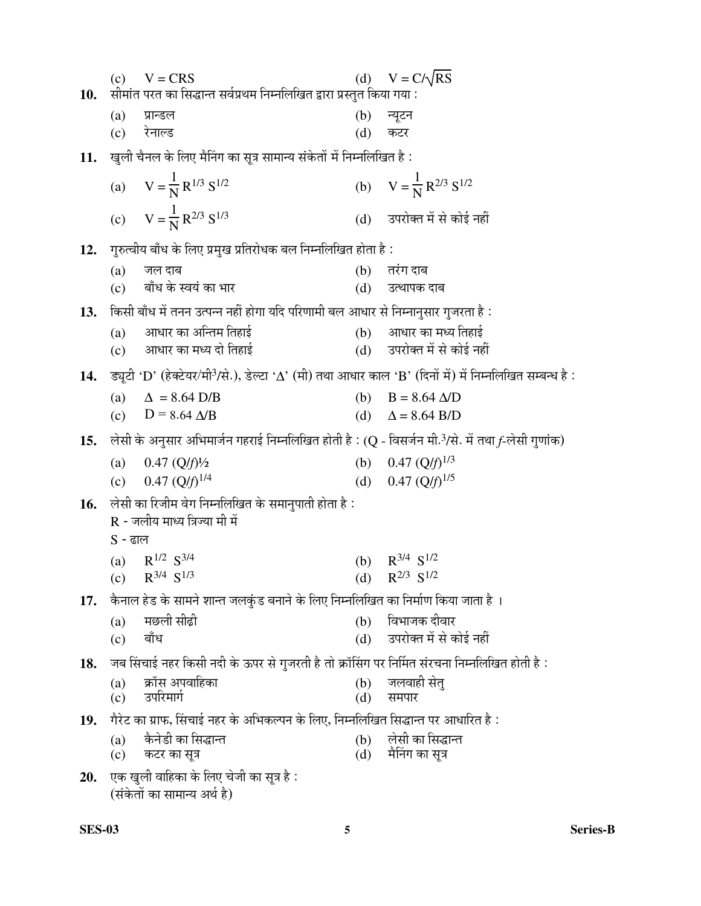(c) $V = CRS$ (d) $V = C/\sqrt{RS}$

**10.** सीमांत परत का सिद्धान्त सर्वप्रथम निम्नलिखित द्वारा प्रस्तुत किया गया :

(a) प्रान्डल (b) न्यूटन

(c) रेनाल्ड (d) कटर

**11.** खुली चैनल के लिए मैनिंग का सूत्र सामान्य संकेतों में निम्नलिखित है :

(a) $V = \frac{1}{N} R^{1/3} S^{1/2}$ (b) $V = \frac{1}{N} R^{2/3} S^{1/2}$

(c) $V = \frac{1}{N} R^{2/3} S^{1/3}$ (d) उपरोक्त में से कोई नहीं

**12.** गुरुत्वीय बाँध के लिए प्रमुख प्रतिरोधक बल निम्नलिखित होता है :

(a) जल दाब (b) तरंग दाब

(c) बाँध के स्वयं का भार (d) उत्थापक दाब

**13.** किसी बाँध में तनन उत्पन्न नहीं होगा यदि परिणामी बल आधार से निम्नानुसार गुजरता है :

(a) आधार का अन्तिम तिहाई (b) आधार का मध्य तिहाई

(c) आधार का मध्य दो तिहाई (d) उपरोक्त में से कोई नहीं

**14.** ड्यूटी 'D' (हेक्टेयर/मी³/से.), डेल्टा '$\Delta$' (मी) तथा आधार काल 'B' (दिनों में) में निम्नलिखित सम्बन्ध है :

(a) $\Delta = 8.64\ D/B$ (b) $B = 8.64\ \Delta/D$

(c) $D = 8.64\ \Delta/B$ (d) $\Delta = 8.64\ B/D$

**15.** लेसी के अनुसार अभिमार्जन गहराई निम्नलिखित होती है : (Q - विसर्जन मी.³/से. में तथा *f*-लेसी गुणांक)

(a) $0.47\ (Q/f)^{1/2}$ (b) $0.47\ (Q/f)^{1/3}$

(c) $0.47\ (Q/f)^{1/4}$ (d) $0.47\ (Q/f)^{1/5}$

**16.** लेसी का रिजीम वेग निम्नलिखित के समानुपाती होता है :

R - जलीय माध्य त्रिज्या मी में

S - ढाल

(a) $R^{1/2}\ S^{3/4}$ (b) $R^{3/4}\ S^{1/2}$

(c) $R^{3/4}\ S^{1/3}$ (d) $R^{2/3}\ S^{1/2}$

**17.** कैनाल हेड के सामने शान्त जलकुंड बनाने के लिए निम्नलिखित का निर्माण किया जाता है ।

(a) मछली सीढ़ी (b) विभाजक दीवार

(c) बाँध (d) उपरोक्त में से कोई नहीं

**18.** जब सिंचाई नहर किसी नदी के ऊपर से गुजरती है तो क्रॉसिंग पर निर्मित संरचना निम्नलिखित होती है :

(a) क्रॉस अपवाहिका (b) जलवाही सेतु

(c) उपरिमार्ग (d) समपार

**19.** गैरेट का ग्राफ, सिंचाई नहर के अभिकल्पन के लिए, निम्नलिखित सिद्धान्त पर आधारित है :

(a) कैनेडी का सिद्धान्त (b) लेसी का सिद्धान्त

(c) कटर का सूत्र (d) मैनिंग का सूत्र

**20.** एक खुली वाहिका के लिए चेजी का सूत्र है :

(संकेतों का सामान्य अर्थ है)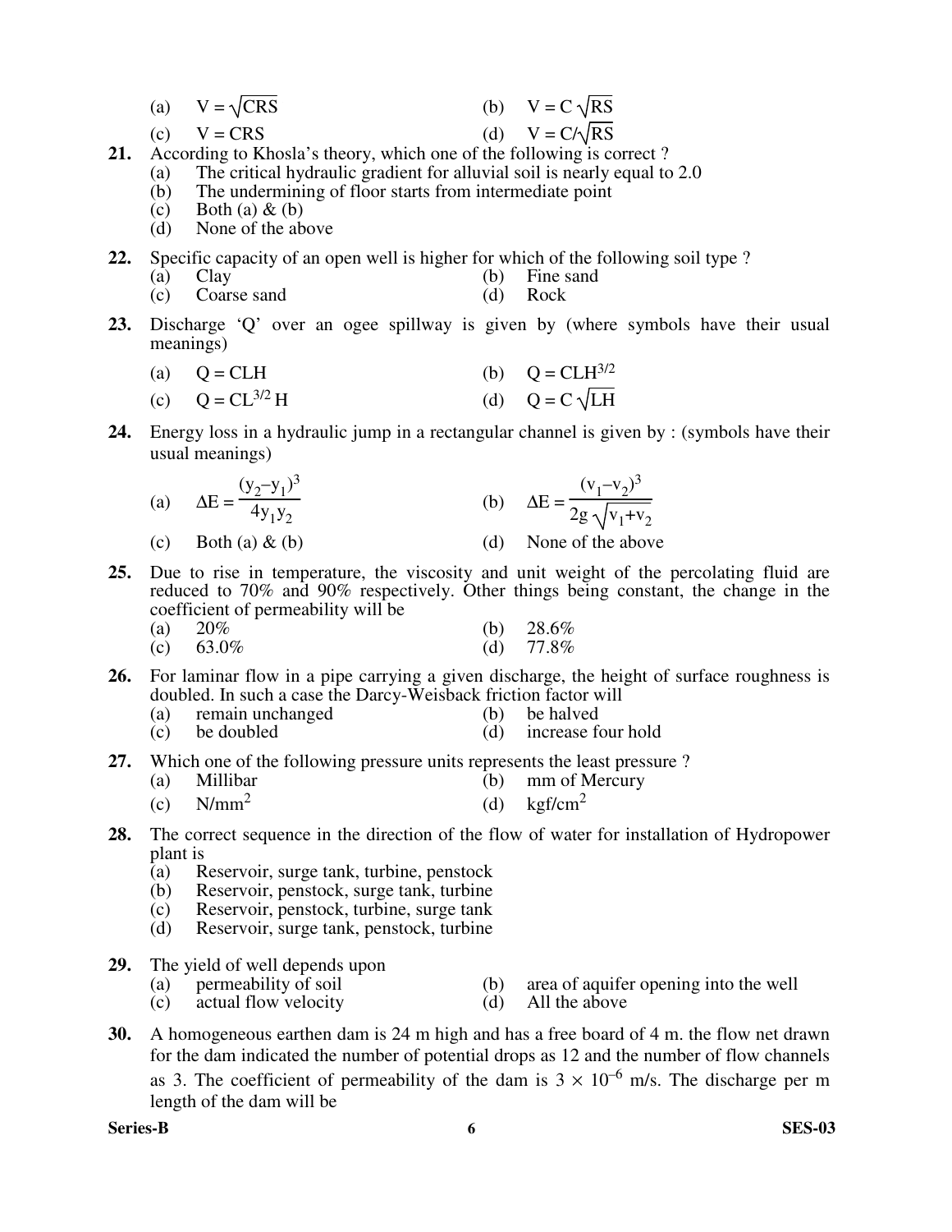(a) $V = \sqrt{CRS}$ (b) $V = C\sqrt{RS}$

(c) $V = CRS$ (d) $V = C/\sqrt{RS}$

**21.** According to Khosla's theory, which one of the following is correct ?

(a) The critical hydraulic gradient for alluvial soil is nearly equal to 2.0

(b) The undermining of floor starts from intermediate point

(c) Both (a) & (b)

(d) None of the above

**22.** Specific capacity of an open well is higher for which of the following soil type ?

(a) Clay (b) Fine sand

(c) Coarse sand (d) Rock

**23.** Discharge 'Q' over an ogee spillway is given by (where symbols have their usual meanings)

(a) $Q = CLH$ (b) $Q = CLH^{3/2}$

(c) $Q = CL^{3/2} H$ (d) $Q = C\sqrt{LH}$

**24.** Energy loss in a hydraulic jump in a rectangular channel is given by : (symbols have their usual meanings)

(a) $\Delta E = \dfrac{(y_2 - y_1)^3}{4y_1y_2}$ (b) $\Delta E = \dfrac{(v_1 - v_2)^3}{2g\sqrt{v_1 + v_2}}$

(c) Both (a) & (b) (d) None of the above

**25.** Due to rise in temperature, the viscosity and unit weight of the percolating fluid are reduced to 70% and 90% respectively. Other things being constant, the change in the coefficient of permeability will be

(a) 20% (b) 28.6%

(c) 63.0% (d) 77.8%

**26.** For laminar flow in a pipe carrying a given discharge, the height of surface roughness is doubled. In such a case the Darcy-Weisback friction factor will

(a) remain unchanged (b) be halved

(c) be doubled (d) increase four hold

**27.** Which one of the following pressure units represents the least pressure ?

(a) Millibar (b) mm of Mercury

(c) $N/mm^2$ (d) $kgf/cm^2$

**28.** The correct sequence in the direction of the flow of water for installation of Hydropower plant is

(a) Reservoir, surge tank, turbine, penstock

(b) Reservoir, penstock, surge tank, turbine

(c) Reservoir, penstock, turbine, surge tank

(d) Reservoir, surge tank, penstock, turbine

**29.** The yield of well depends upon

(a) permeability of soil (b) area of aquifer opening into the well

(c) actual flow velocity (d) All the above

**30.** A homogeneous earthen dam is 24 m high and has a free board of 4 m. the flow net drawn for the dam indicated the number of potential drops as 12 and the number of flow channels as 3. The coefficient of permeability of the dam is $3 \times 10^{-6}$ m/s. The discharge per m length of the dam will be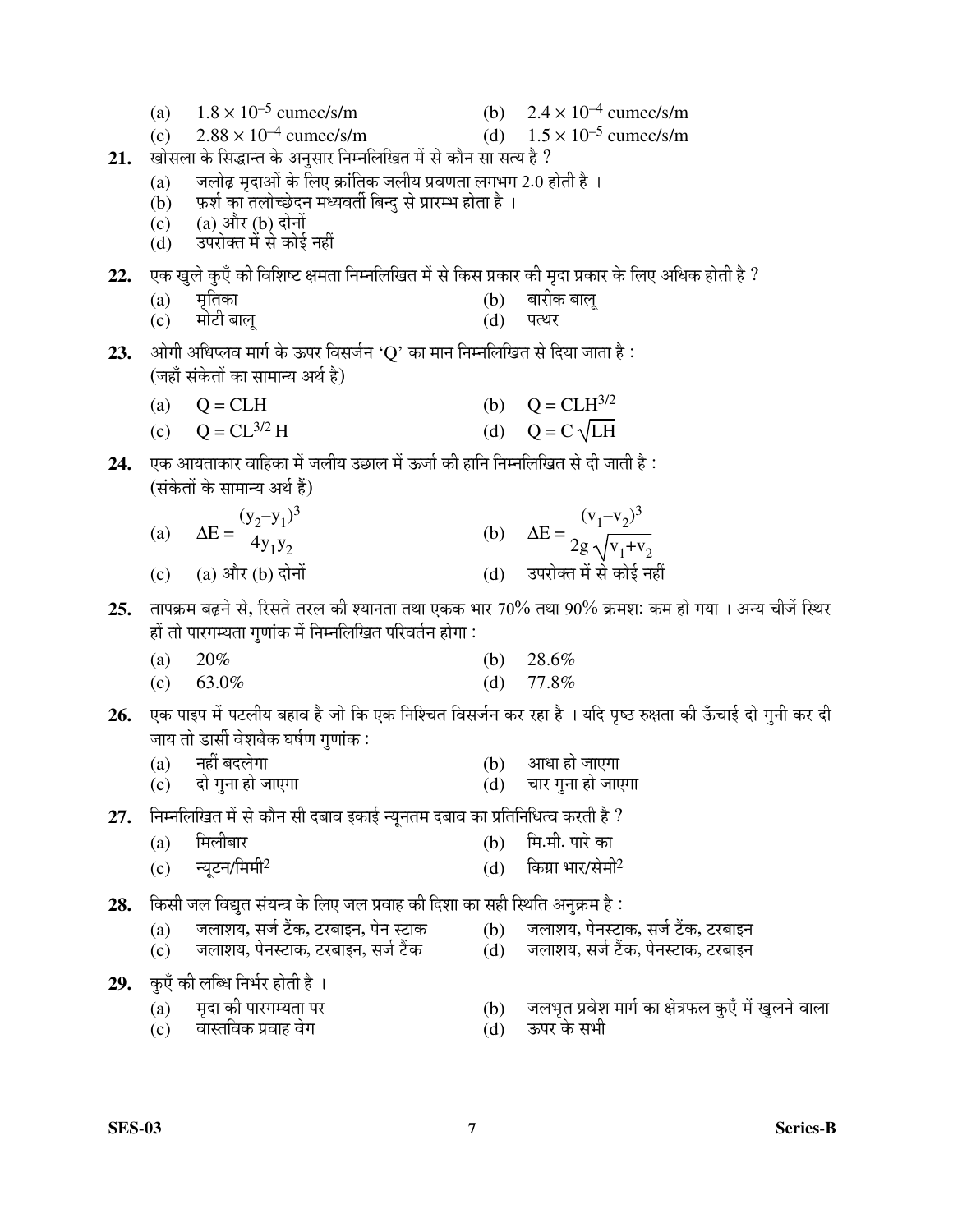(a) $1.8 \times 10^{-5}$ cumec/s/m (b) $2.4 \times 10^{-4}$ cumec/s/m
(c) $2.88 \times 10^{-4}$ cumec/s/m (d) $1.5 \times 10^{-5}$ cumec/s/m

**21.** खोसला के सिद्धान्त के अनुसार निम्नलिखित में से कौन सा सत्य है ?
(a) जलोढ़ मृदाओं के लिए क्रांतिक जलीय प्रवणता लगभग 2.0 होती है ।
(b) फ़र्श का तलोच्छेदन मध्यवर्ती बिन्दु से प्रारम्भ होता है ।
(c) (a) और (b) दोनों
(d) उपरोक्त में से कोई नहीं

**22.** एक खुले कुएँ की विशिष्ट क्षमता निम्नलिखित में से किस प्रकार की मृदा प्रकार के लिए अधिक होती है ?
(a) मृतिका (b) बारीक बालू
(c) मोटी बालू (d) पत्थर

**23.** ओगी अधिप्लव मार्ग के ऊपर विसर्जन 'Q' का मान निम्नलिखित से दिया जाता है :
(जहाँ संकेतों का सामान्य अर्थ है)
(a) $Q = CLH$ (b) $Q = CLH^{3/2}$
(c) $Q = CL^{3/2} H$ (d) $Q = C\sqrt{LH}$

**24.** एक आयताकार वाहिका में जलीय उछाल में ऊर्जा की हानि निम्नलिखित से दी जाती है :
(संकेतों के सामान्य अर्थ हैं)
(a) $\Delta E = \dfrac{(y_2 - y_1)^3}{4y_1y_2}$ (b) $\Delta E = \dfrac{(v_1 - v_2)^3}{2g\sqrt{v_1 + v_2}}$
(c) (a) और (b) दोनों (d) उपरोक्त में से कोई नहीं

**25.** तापक्रम बढ़ने से, रिसते तरल की श्यानता तथा एकक भार 70% तथा 90% क्रमशः कम हो गया । अन्य चीजें स्थिर हों तो पारगम्यता गुणांक में निम्नलिखित परिवर्तन होगा :
(a) 20% (b) 28.6%
(c) 63.0% (d) 77.8%

**26.** एक पाइप में पटलीय बहाव है जो कि एक निश्चित विसर्जन कर रहा है । यदि पृष्ठ रुक्षता की ऊँचाई दो गुनी कर दी जाय तो डार्सी वेशबैक घर्षण गुणांक :
(a) नहीं बदलेगा (b) आधा हो जाएगा
(c) दो गुना हो जाएगा (d) चार गुना हो जाएगा

**27.** निम्नलिखित में से कौन सी दबाव इकाई न्यूनतम दबाव का प्रतिनिधित्व करती है ?
(a) मिलीबार (b) मि.मी. पारे का
(c) न्यूटन/मिमी$^2$ (d) किग्रा भार/सेमी$^2$

**28.** किसी जल विद्युत संयन्त्र के लिए जल प्रवाह की दिशा का सही स्थिति अनुक्रम है :
(a) जलाशय, सर्ज टैंक, टरबाइन, पेन स्टाक (b) जलाशय, पेनस्टाक, सर्ज टैंक, टरबाइन
(c) जलाशय, पेनस्टाक, टरबाइन, सर्ज टैंक (d) जलाशय, सर्ज टैंक, पेनस्टाक, टरबाइन

**29.** कुएँ की लब्धि निर्भर होती है ।
(a) मृदा की पारगम्यता पर (b) जलभृत प्रवेश मार्ग का क्षेत्रफल कुएँ में खुलने वाला
(c) वास्तविक प्रवाह वेग (d) ऊपर के सभी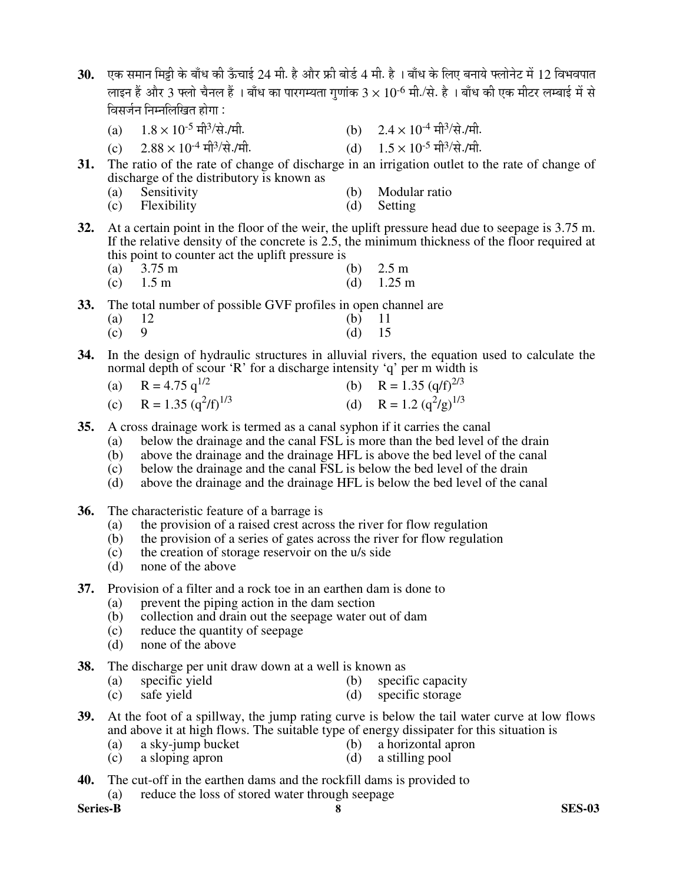**30.** एक समान मिट्टी के बाँध की ऊँचाई 24 मी. है और फ्री बोर्ड 4 मी. है । बाँध के लिए बनाये फ्लोनेट में 12 विभवपात लाइन हैं और 3 फ्लो चैनल हैं । बाँध का पारगम्यता गुणांक $3 \times 10^{-6}$ मी./से. है । बाँध की एक मीटर लम्बाई में से विसर्जन निम्नलिखित होगा :

(a) $1.8 \times 10^{-5}$ मी$^3$/से./मी.
(b) $2.4 \times 10^{-4}$ मी$^3$/से./मी.
(c) $2.88 \times 10^{-4}$ मी$^3$/से./मी.
(d) $1.5 \times 10^{-5}$ मी$^3$/से./मी.

**31.** The ratio of the rate of change of discharge in an irrigation outlet to the rate of change of discharge of the distributory is known as

(a) Sensitivity
(b) Modular ratio
(c) Flexibility
(d) Setting

**32.** At a certain point in the floor of the weir, the uplift pressure head due to seepage is 3.75 m. If the relative density of the concrete is 2.5, the minimum thickness of the floor required at this point to counter act the uplift pressure is

(a) 3.75 m
(b) 2.5 m
(c) 1.5 m
(d) 1.25 m

**33.** The total number of possible GVF profiles in open channel are

(a) 12
(b) 11
(c) 9
(d) 15

**34.** In the design of hydraulic structures in alluvial rivers, the equation used to calculate the normal depth of scour 'R' for a discharge intensity 'q' per m width is

(a) $R = 4.75\, q^{1/2}$
(b) $R = 1.35\, (q/f)^{2/3}$
(c) $R = 1.35\, (q^2/f)^{1/3}$
(d) $R = 1.2\, (q^2/g)^{1/3}$

**35.** A cross drainage work is termed as a canal syphon if it carries the canal

(a) below the drainage and the canal FSL is more than the bed level of the drain
(b) above the drainage and the drainage HFL is above the bed level of the canal
(c) below the drainage and the canal FSL is below the bed level of the drain
(d) above the drainage and the drainage HFL is below the bed level of the canal

**36.** The characteristic feature of a barrage is

(a) the provision of a raised crest across the river for flow regulation
(b) the provision of a series of gates across the river for flow regulation
(c) the creation of storage reservoir on the u/s side
(d) none of the above

**37.** Provision of a filter and a rock toe in an earthen dam is done to

(a) prevent the piping action in the dam section
(b) collection and drain out the seepage water out of dam
(c) reduce the quantity of seepage
(d) none of the above

**38.** The discharge per unit draw down at a well is known as

(a) specific yield
(b) specific capacity
(c) safe yield
(d) specific storage

**39.** At the foot of a spillway, the jump rating curve is below the tail water curve at low flows and above it at high flows. The suitable type of energy dissipater for this situation is

(a) a sky-jump bucket
(b) a horizontal apron
(c) a sloping apron
(d) a stilling pool

**40.** The cut-off in the earthen dams and the rockfill dams is provided to

(a) reduce the loss of stored water through seepage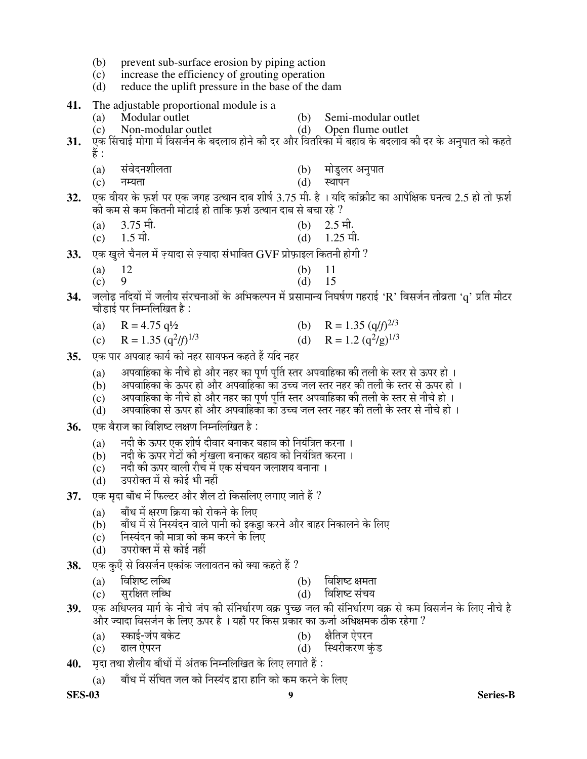(b) prevent sub-surface erosion by piping action
(c) increase the efficiency of grouting operation
(d) reduce the uplift pressure in the base of the dam

**41.** The adjustable proportional module is a

(a) Modular outlet  (b) Semi-modular outlet
(c) Non-modular outlet  (d) Open flume outlet

**31.** एक सिंचाई मोगा में विसर्जन के बदलाव होने की दर और वितरिका में बहाव के बदलाव की दर के अनुपात को कहते हैं :

(a) संवेदनशीलता  (b) मोडुलर अनुपात
(c) नम्यता  (d) स्थापन

**32.** एक वीयर के फ़र्श पर एक जगह उत्थान दाब शीर्ष 3.75 मी. है । यदि कांक्रीट का आपेक्षिक घनत्व 2.5 हो तो फ़र्श की कम से कम कितनी मोटाई हो ताकि फ़र्श उत्थान दाब से बचा रहे ?

(a) 3.75 मी.  (b) 2.5 मी.
(c) 1.5 मी.  (d) 1.25 मी.

**33.** एक खुले चैनल में ज़्यादा से ज़्यादा संभावित GVF प्रोफ़ाइल कितनी होगी ?

(a) 12  (b) 11
(c) 9  (d) 15

**34.** जलोढ़ नदियों में जलीय संरचनाओं के अभिकल्पन में प्रसामान्य निघर्षण गहराई 'R' विसर्जन तीव्रता 'q' प्रति मीटर चौड़ाई पर निम्नलिखित है :

(a) $R = 4.75\, q^{1/2}$  (b) $R = 1.35\, (q/f)^{2/3}$
(c) $R = 1.35\, (q^2/f)^{1/3}$  (d) $R = 1.2\, (q^2/g)^{1/3}$

**35.** एक पार अपवाह कार्य को नहर सायफन कहते हैं यदि नहर

(a) अपवाहिका के नीचे हो और नहर का पूर्ण पूर्ति स्तर अपवाहिका की तली के स्तर से ऊपर हो ।
(b) अपवाहिका के ऊपर हो और अपवाहिका का उच्च जल स्तर नहर की तली के स्तर से ऊपर हो ।
(c) अपवाहिका के नीचे हो और नहर का पूर्ण पूर्ति स्तर अपवाहिका की तली के स्तर से नीचे हो ।
(d) अपवाहिका से ऊपर हो और अपवाहिका का उच्च जल स्तर नहर की तली के स्तर से नीचे हो ।

**36.** एक बैराज का विशिष्ट लक्षण निम्नलिखित है :

(a) नदी के ऊपर एक शीर्ष दीवार बनाकर बहाव को नियंत्रित करना ।
(b) नदी के ऊपर गेटों की श्रृंखला बनाकर बहाव को नियंत्रित करना ।
(c) नदी की ऊपर वाली रीच में एक संचयन जलाशय बनाना ।
(d) उपरोक्त में से कोई भी नहीं

**37.** एक मृदा बाँध में फिल्टर और शैल टो किसलिए लगाए जाते हैं ?

(a) बाँध में क्षरण क्रिया को रोकने के लिए
(b) बाँध में से निस्यंदन वाले पानी को इकट्ठा करने और बाहर निकालने के लिए
(c) निस्यंदन की मात्रा को कम करने के लिए
(d) उपरोक्त में से कोई नहीं

**38.** एक कुएँ से विसर्जन एकांक जलावतन को क्या कहते हैं ?

(a) विशिष्ट लब्धि  (b) विशिष्ट क्षमता
(c) सुरक्षित लब्धि  (d) विशिष्ट संचय

**39.** एक अधिप्लव मार्ग के नीचे जंप की संनिर्धारण वक्र पुच्छ जल की संनिर्धारण वक्र से कम विसर्जन के लिए नीचे है और ज्यादा विसर्जन के लिए ऊपर है । यहाँ पर किस प्रकार का ऊर्जा अधिक्षमक ठीक रहेगा ?

(a) स्काई-जंप बकेट  (b) क्षैतिज ऐपरन
(c) ढाल ऐपरन  (d) स्थिरीकरण कुंड

**40.** मृदा तथा शैलीय बाँधों में अंतक निम्नलिखित के लिए लगाते हैं :

(a) बाँध में संचित जल को निस्यंद द्वारा हानि को कम करने के लिए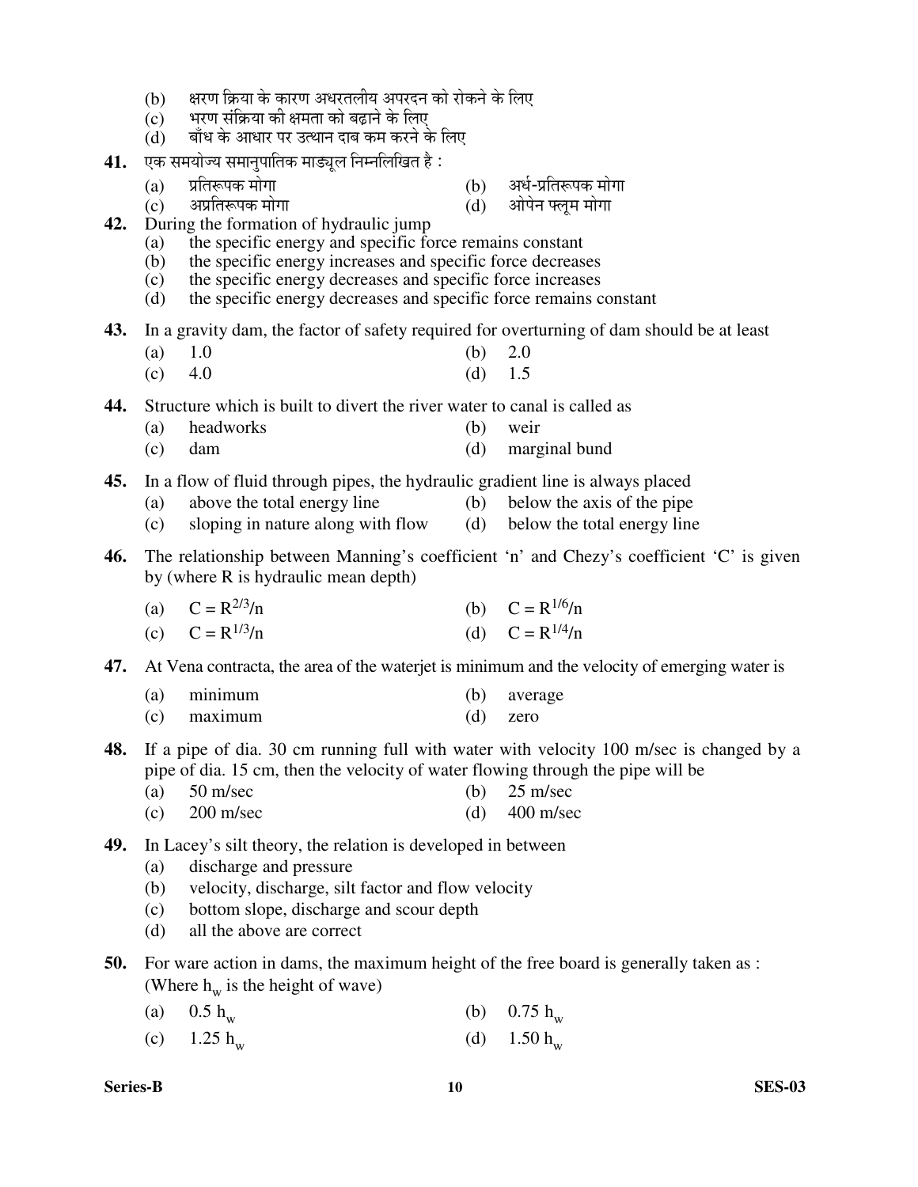(b) क्षरण क्रिया के कारण अधरतलीय अपरदन को रोकने के लिए
(c) भरण संक्रिया की क्षमता को बढ़ाने के लिए
(d) बाँध के आधार पर उत्थान दाब कम करने के लिए

**41.** एक समयोज्य समानुपातिक माड्यूल निम्नलिखित है :

(a) प्रतिरूपक मोगा (b) अर्ध-प्रतिरूपक मोगा
(c) अप्रतिरूपक मोगा (d) ओपेन फ्लूम मोगा

**42.** During the formation of hydraulic jump

(a) the specific energy and specific force remains constant
(b) the specific energy increases and specific force decreases
(c) the specific energy decreases and specific force increases
(d) the specific energy decreases and specific force remains constant

**43.** In a gravity dam, the factor of safety required for overturning of dam should be at least

(a) 1.0 (b) 2.0
(c) 4.0 (d) 1.5

**44.** Structure which is built to divert the river water to canal is called as

(a) headworks (b) weir
(c) dam (d) marginal bund

**45.** In a flow of fluid through pipes, the hydraulic gradient line is always placed

(a) above the total energy line (b) below the axis of the pipe
(c) sloping in nature along with flow (d) below the total energy line

**46.** The relationship between Manning's coefficient 'n' and Chezy's coefficient 'C' is given by (where R is hydraulic mean depth)

(a) $C = R^{2/3}/n$ (b) $C = R^{1/6}/n$
(c) $C = R^{1/3}/n$ (d) $C = R^{1/4}/n$

**47.** At Vena contracta, the area of the waterjet is minimum and the velocity of emerging water is

(a) minimum (b) average
(c) maximum (d) zero

**48.** If a pipe of dia. 30 cm running full with water with velocity 100 m/sec is changed by a pipe of dia. 15 cm, then the velocity of water flowing through the pipe will be

(a) 50 m/sec (b) 25 m/sec
(c) 200 m/sec (d) 400 m/sec

**49.** In Lacey's silt theory, the relation is developed in between

(a) discharge and pressure
(b) velocity, discharge, silt factor and flow velocity
(c) bottom slope, discharge and scour depth
(d) all the above are correct

**50.** For ware action in dams, the maximum height of the free board is generally taken as : (Where $h_w$ is the height of wave)

(a) $0.5\ h_w$ (b) $0.75\ h_w$
(c) $1.25\ h_w$ (d) $1.50\ h_w$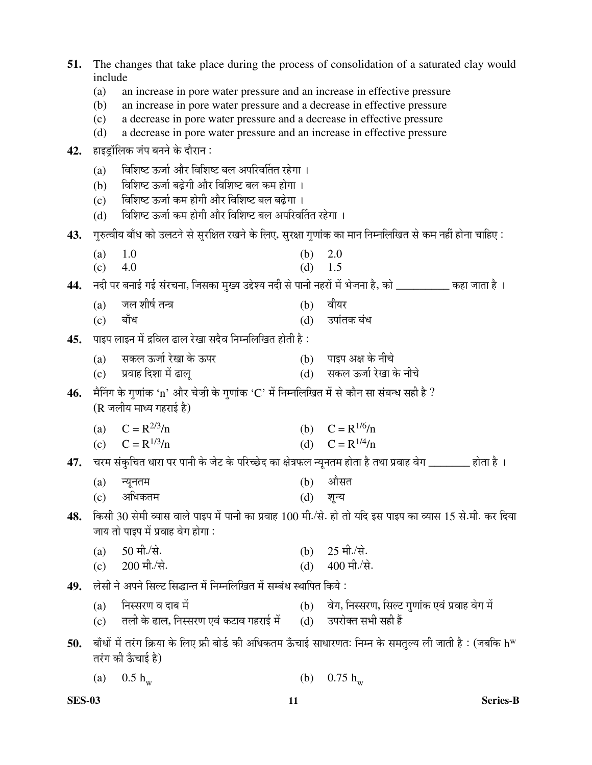**51.** The changes that take place during the process of consolidation of a saturated clay would include

(a) an increase in pore water pressure and an increase in effective pressure
(b) an increase in pore water pressure and a decrease in effective pressure
(c) a decrease in pore water pressure and a decrease in effective pressure
(d) a decrease in pore water pressure and an increase in effective pressure

**42.** हाइड्रॉलिक जंप बनने के दौरान :

(a) विशिष्ट ऊर्जा और विशिष्ट बल अपरिवर्तित रहेगा ।
(b) विशिष्ट ऊर्जा बढ़ेगी और विशिष्ट बल कम होगा ।
(c) विशिष्ट ऊर्जा कम होगी और विशिष्ट बल बढ़ेगा ।
(d) विशिष्ट ऊर्जा कम होगी और विशिष्ट बल अपरिवर्तित रहेगा ।

**43.** गुरुत्वीय बाँध को उलटने से सुरक्षित रखने के लिए, सुरक्षा गुणांक का मान निम्नलिखित से कम नहीं होना चाहिए :

(a) 1.0
(b) 2.0
(c) 4.0
(d) 1.5

**44.** नदी पर बनाई गई संरचना, जिसका मुख्य उद्देश्य नदी से पानी नहरों में भेजना है, को __________ कहा जाता है ।

(a) जल शीर्ष तन्त्र
(b) वीयर
(c) बाँध
(d) उपांतक बंध

**45.** पाइप लाइन में द्रविल ढाल रेखा सदैव निम्नलिखित होती है :

(a) सकल ऊर्जा रेखा के ऊपर
(b) पाइप अक्ष के नीचे
(c) प्रवाह दिशा में ढालू
(d) सकल ऊर्जा रेखा के नीचे

**46.** मैनिंग के गुणांक 'n' और चेज़ी के गुणांक 'C' में निम्नलिखित में से कौन सा संबन्ध सही है ?
(R जलीय माध्य गहराई है)

(a) $C = R^{2/3}/n$
(b) $C = R^{1/6}/n$
(c) $C = R^{1/3}/n$
(d) $C = R^{1/4}/n$

**47.** चरम संकुचित धारा पर पानी के जेट के परिच्छेद का क्षेत्रफल न्यूनतम होता है तथा प्रवाह वेग ________ होता है ।

(a) न्यूनतम
(b) औसत
(c) अधिकतम
(d) शून्य

**48.** किसी 30 सेमी व्यास वाले पाइप में पानी का प्रवाह 100 मी./से. हो तो यदि इस पाइप का व्यास 15 से.मी. कर दिया जाय तो पाइप में प्रवाह वेग होगा :

(a) 50 मी./से.
(b) 25 मी./से.
(c) 200 मी./से.
(d) 400 मी./से.

**49.** लेसी ने अपने सिल्ट सिद्धान्त में निम्नलिखित में सम्बंध स्थापित किये :

(a) निस्सरण व दाब में
(b) वेग, निस्सरण, सिल्ट गुणांक एवं प्रवाह वेग में
(c) तली के ढाल, निस्सरण एवं कटाव गहराई में
(d) उपरोक्त सभी सही हैं

**50.** बाँधों में तरंग क्रिया के लिए फ्री बोर्ड की अधिकतम ऊँचाई साधारणतः निम्न के समतुल्य ली जाती है : (जबकि $h^w$ तरंग की ऊँचाई है)

(a) $0.5\ h_w$
(b) $0.75\ h_w$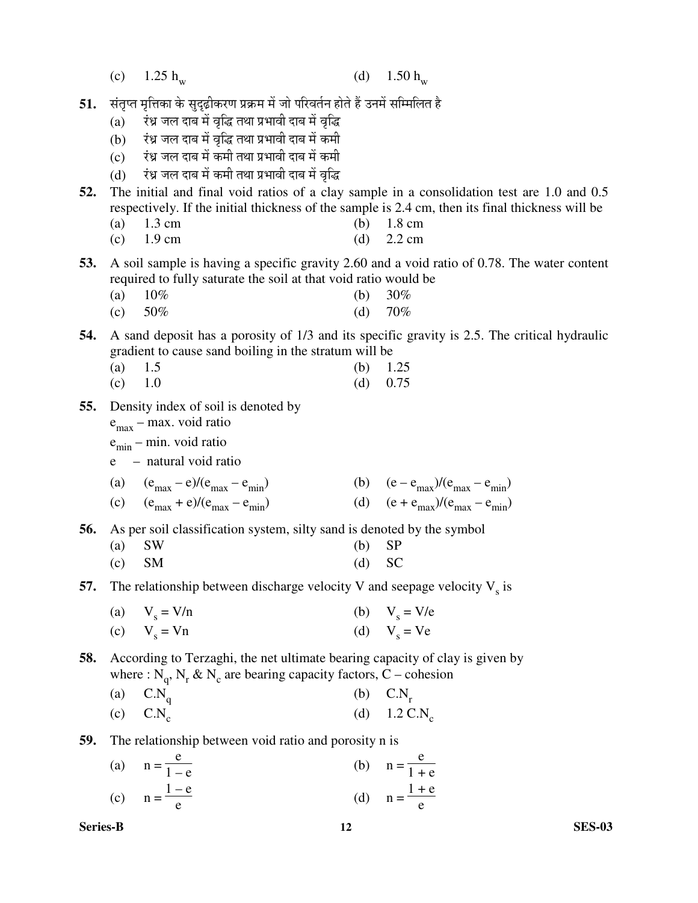(c) $1.25\ h_w$ (d) $1.50\ h_w$

**51.** संतृप्त मृत्तिका के सुदृढ़ीकरण प्रक्रम में जो परिवर्तन होते हैं उनमें सम्मिलित है

(a) रंध्र जल दाब में वृद्धि तथा प्रभावी दाब में वृद्धि

(b) रंध्र जल दाब में वृद्धि तथा प्रभावी दाब में कमी

(c) रंध्र जल दाब में कमी तथा प्रभावी दाब में कमी

(d) रंध्र जल दाब में कमी तथा प्रभावी दाब में वृद्धि

**52.** The initial and final void ratios of a clay sample in a consolidation test are 1.0 and 0.5 respectively. If the initial thickness of the sample is 2.4 cm, then its final thickness will be

(a) 1.3 cm (b) 1.8 cm

(c) 1.9 cm (d) 2.2 cm

**53.** A soil sample is having a specific gravity 2.60 and a void ratio of 0.78. The water content required to fully saturate the soil at that void ratio would be

(a) 10% (b) 30%

(c) 50% (d) 70%

**54.** A sand deposit has a porosity of 1/3 and its specific gravity is 2.5. The critical hydraulic gradient to cause sand boiling in the stratum will be

(a) 1.5 (b) 1.25

(c) 1.0 (d) 0.75

**55.** Density index of soil is denoted by

$e_{max}$ – max. void ratio

$e_{min}$ – min. void ratio

$e$ – natural void ratio

(a) $(e_{max} - e)/(e_{max} - e_{min})$ (b) $(e - e_{max})/(e_{max} - e_{min})$

(c) $(e_{max} + e)/(e_{max} - e_{min})$ (d) $(e + e_{max})/(e_{max} - e_{min})$

**56.** As per soil classification system, silty sand is denoted by the symbol

(a) SW (b) SP

(c) SM (d) SC

**57.** The relationship between discharge velocity V and seepage velocity $V_s$ is

(a) $V_s = V/n$ (b) $V_s = V/e$

(c) $V_s = Vn$ (d) $V_s = Ve$

**58.** According to Terzaghi, the net ultimate bearing capacity of clay is given by where : $N_q$, $N_r$ & $N_c$ are bearing capacity factors, C – cohesion

(a) $C.N_q$ (b) $C.N_r$

(c) $C.N_c$ (d) $1.2\ C.N_c$

**59.** The relationship between void ratio and porosity n is

(a) $n = \dfrac{e}{1 - e}$ (b) $n = \dfrac{e}{1 + e}$

(c) $n = \dfrac{1 - e}{e}$ (d) $n = \dfrac{1 + e}{e}$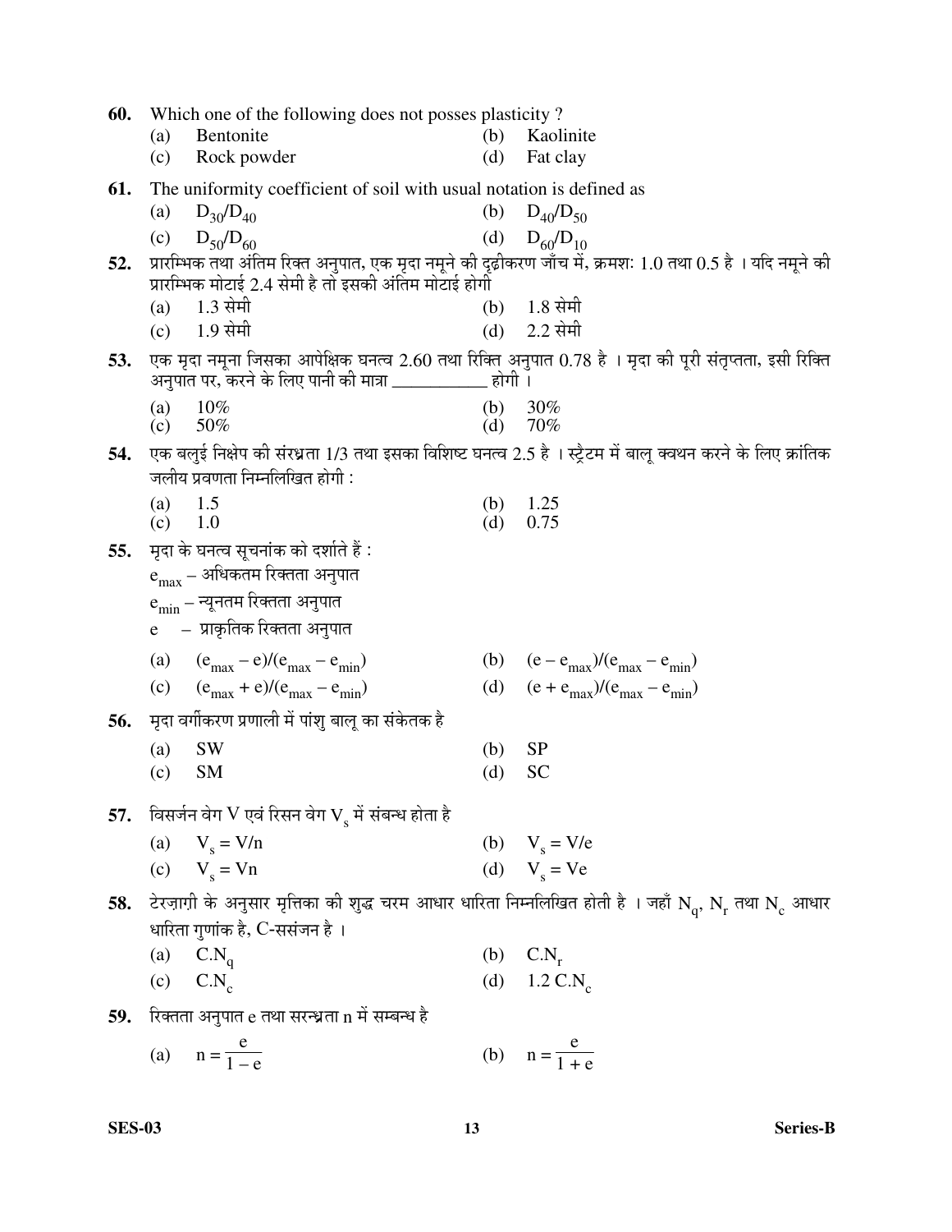**60.** Which one of the following does not posses plasticity ?

(a) Bentonite (b) Kaolinite

(c) Rock powder (d) Fat clay

**61.** The uniformity coefficient of soil with usual notation is defined as

(a) $D_{30}/D_{40}$ (b) $D_{40}/D_{50}$

(c) $D_{50}/D_{60}$ (d) $D_{60}/D_{10}$

**52.** प्रारम्भिक तथा अंतिम रिक्त अनुपात, एक मृदा नमूने की दृढ़ीकरण जाँच में, क्रमशः 1.0 तथा 0.5 है । यदि नमूने की प्रारम्भिक मोटाई 2.4 सेमी है तो इसकी अंतिम मोटाई होगी

(a) 1.3 सेमी (b) 1.8 सेमी

(c) 1.9 सेमी (d) 2.2 सेमी

**53.** एक मृदा नमूना जिसका आपेक्षिक घनत्व 2.60 तथा रिक्ति अनुपात 0.78 है । मृदा की पूरी संतृप्तता, इसी रिक्ति अनुपात पर, करने के लिए पानी की मात्रा ___________ होगी ।

(a) 10% (b) 30%

(c) 50% (d) 70%

**54.** एक बलुई निक्षेप की संरध्रता 1/3 तथा इसका विशिष्ट घनत्व 2.5 है । स्ट्रैटम में बालू क्वथन करने के लिए क्रांतिक जलीय प्रवणता निम्नलिखित होगी :

(a) 1.5 (b) 1.25

(c) 1.0 (d) 0.75

**55.** मृदा के घनत्व सूचनांक को दर्शाते हैं :

$e_{max}$ – अधिकतम रिक्तता अनुपात

$e_{min}$ – न्यूनतम रिक्तता अनुपात

e – प्राकृतिक रिक्तता अनुपात

(a) $(e_{max} - e)/(e_{max} - e_{min})$ (b) $(e - e_{max})/(e_{max} - e_{min})$

(c) $(e_{max} + e)/(e_{max} - e_{min})$ (d) $(e + e_{max})/(e_{max} - e_{min})$

**56.** मृदा वर्गीकरण प्रणाली में पांशु बालू का संकेतक है

(a) SW (b) SP

(c) SM (d) SC

**57.** विसर्जन वेग V एवं रिसन वेग $V_s$ में संबन्ध होता है

(a) $V_s = V/n$ (b) $V_s = V/e$

(c) $V_s = Vn$ (d) $V_s = Ve$

**58.** टेरज़ाग़ी के अनुसार मृत्तिका की शुद्ध चरम आधार धारिता निम्नलिखित होती है । जहाँ $N_q$, $N_r$ तथा $N_c$ आधार धारिता गुणांक है, C-ससंजन है ।

(a) $C.N_q$ (b) $C.N_r$

(c) $C.N_c$ (d) $1.2\, C.N_c$

**59.** रिक्तता अनुपात e तथा सरन्ध्रता n में सम्बन्ध है

(a) $n = \frac{e}{1 - e}$ (b) $n = \frac{e}{1 + e}$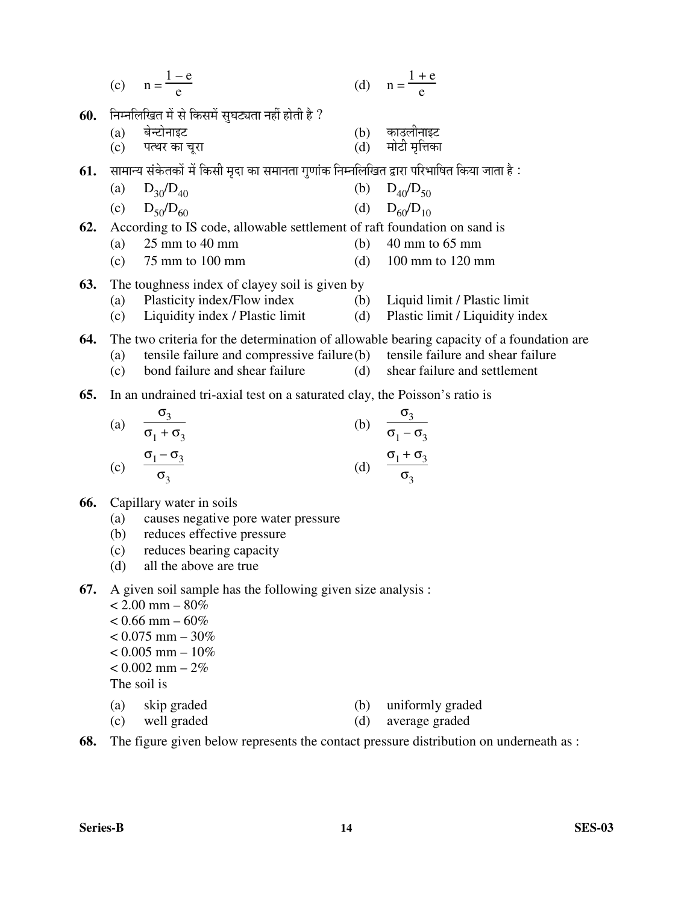(c) $n = \dfrac{1 - e}{e}$ (d) $n = \dfrac{1 + e}{e}$

**60.** निम्नलिखित में से किसमें सुघट्यता नहीं होती है ?

(a) बेन्टोनाइट (b) काउलीनाइट
(c) पत्थर का चूरा (d) मोटी मृत्तिका

**61.** सामान्य संकेतकों में किसी मृदा का समानता गुणांक निम्नलिखित द्वारा परिभाषित किया जाता है :

(a) $D_{30}/D_{40}$ (b) $D_{40}/D_{50}$
(c) $D_{50}/D_{60}$ (d) $D_{60}/D_{10}$

**62.** According to IS code, allowable settlement of raft foundation on sand is

(a) 25 mm to 40 mm (b) 40 mm to 65 mm
(c) 75 mm to 100 mm (d) 100 mm to 120 mm

**63.** The toughness index of clayey soil is given by

(a) Plasticity index/Flow index (b) Liquid limit / Plastic limit
(c) Liquidity index / Plastic limit (d) Plastic limit / Liquidity index

**64.** The two criteria for the determination of allowable bearing capacity of a foundation are

(a) tensile failure and compressive failure (b) tensile failure and shear failure
(c) bond failure and shear failure (d) shear failure and settlement

**65.** In an undrained tri-axial test on a saturated clay, the Poisson's ratio is

(a) $\dfrac{\sigma_3}{\sigma_1 + \sigma_3}$ (b) $\dfrac{\sigma_3}{\sigma_1 - \sigma_3}$
(c) $\dfrac{\sigma_1 - \sigma_3}{\sigma_3}$ (d) $\dfrac{\sigma_1 + \sigma_3}{\sigma_3}$

**66.** Capillary water in soils

(a) causes negative pore water pressure
(b) reduces effective pressure
(c) reduces bearing capacity
(d) all the above are true

**67.** A given soil sample has the following given size analysis :

< 2.00 mm – 80%
< 0.66 mm – 60%
< 0.075 mm – 30%
< 0.005 mm – 10%
< 0.002 mm – 2%

The soil is

(a) skip graded (b) uniformly graded
(c) well graded (d) average graded

**68.** The figure given below represents the contact pressure distribution on underneath as :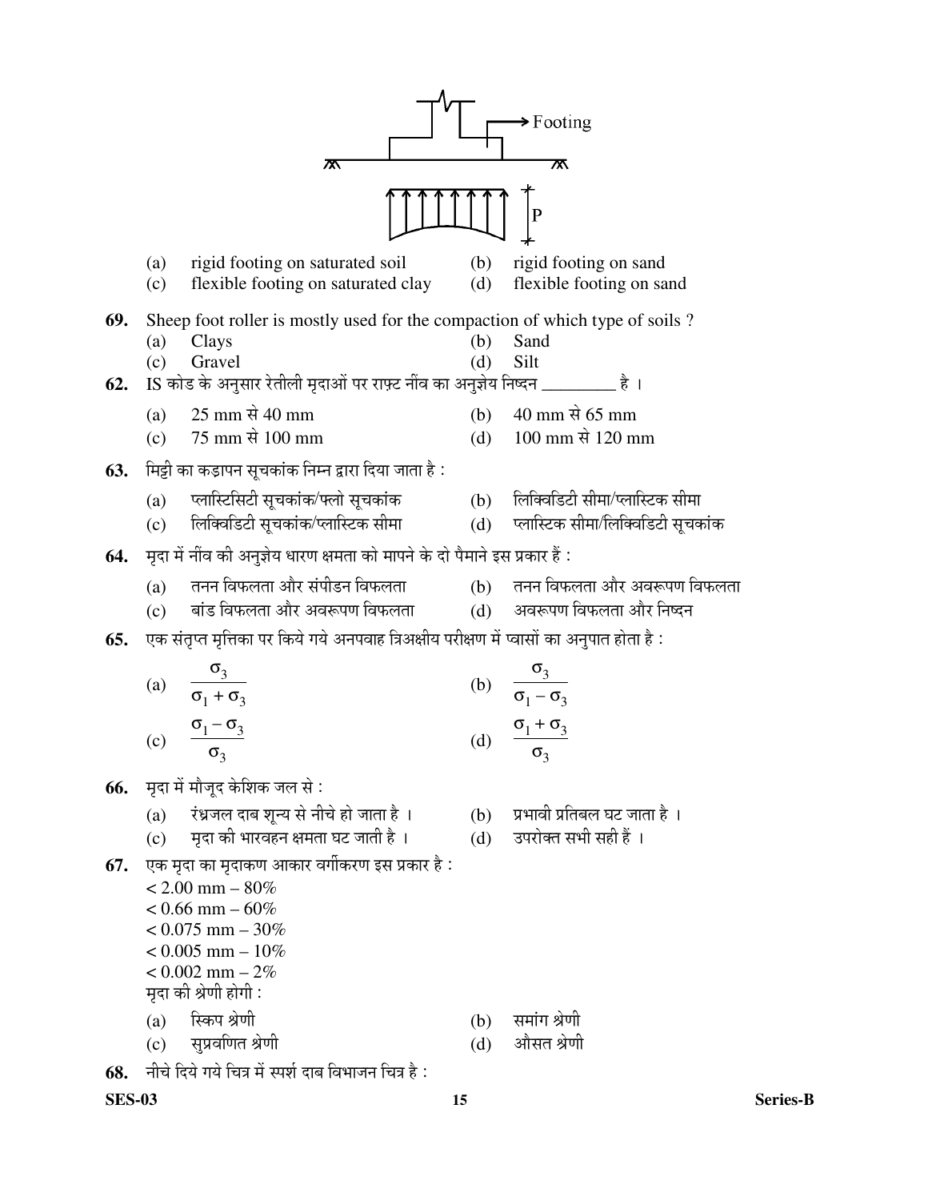Footing

P

(a) rigid footing on saturated soil
(b) rigid footing on sand
(c) flexible footing on saturated clay
(d) flexible footing on sand

**69.** Sheep foot roller is mostly used for the compaction of which type of soils ?

(a) Clays
(b) Sand
(c) Gravel
(d) Silt

**62.** IS कोड के अनुसार रेतीली मृदाओं पर राफ़्ट नींव का अनुज्ञेय निष्दन _________ है ।

(a) 25 mm से 40 mm
(b) 40 mm से 65 mm
(c) 75 mm से 100 mm
(d) 100 mm से 120 mm

**63.** मिट्टी का कड़ापन सूचकांक निम्न द्वारा दिया जाता है :

(a) प्लास्टिसिटी सूचकांक/फ्लो सूचकांक
(b) लिक्विडिटी सीमा/प्लास्टिक सीमा
(c) लिक्विडिटी सूचकांक/प्लास्टिक सीमा
(d) प्लास्टिक सीमा/लिक्विडिटी सूचकांक

**64.** मृदा में नींव की अनुज्ञेय धारण क्षमता को मापने के दो पैमाने इस प्रकार हैं :

(a) तनन विफलता और संपीडन विफलता
(b) तनन विफलता और अवरूपण विफलता
(c) बांड विफलता और अवरूपण विफलता
(d) अवरूपण विफलता और निष्दन

**65.** एक संतृप्त मृत्तिका पर किये गये अनपवाह त्रिअक्षीय परीक्षण में प्वासों का अनुपात होता है :

(a) $\dfrac{\sigma_3}{\sigma_1 + \sigma_3}$
(b) $\dfrac{\sigma_3}{\sigma_1 - \sigma_3}$
(c) $\dfrac{\sigma_1 - \sigma_3}{\sigma_3}$
(d) $\dfrac{\sigma_1 + \sigma_3}{\sigma_3}$

**66.** मृदा में मौजूद केशिक जल से :

(a) रंध्रजल दाब शून्य से नीचे हो जाता है ।
(b) प्रभावी प्रतिबल घट जाता है ।
(c) मृदा की भारवहन क्षमता घट जाती है ।
(d) उपरोक्त सभी सही हैं ।

**67.** एक मृदा का मृदाकण आकार वर्गीकरण इस प्रकार है :

< 2.00 mm – 80%
< 0.66 mm – 60%
< 0.075 mm – 30%
< 0.005 mm – 10%
< 0.002 mm – 2%

मृदा की श्रेणी होगी :

(a) स्किप श्रेणी
(b) समांग श्रेणी
(c) सुप्रवणित श्रेणी
(d) औसत श्रेणी

**68.** नीचे दिये गये चित्र में स्पर्श दाब विभाजन चित्र है :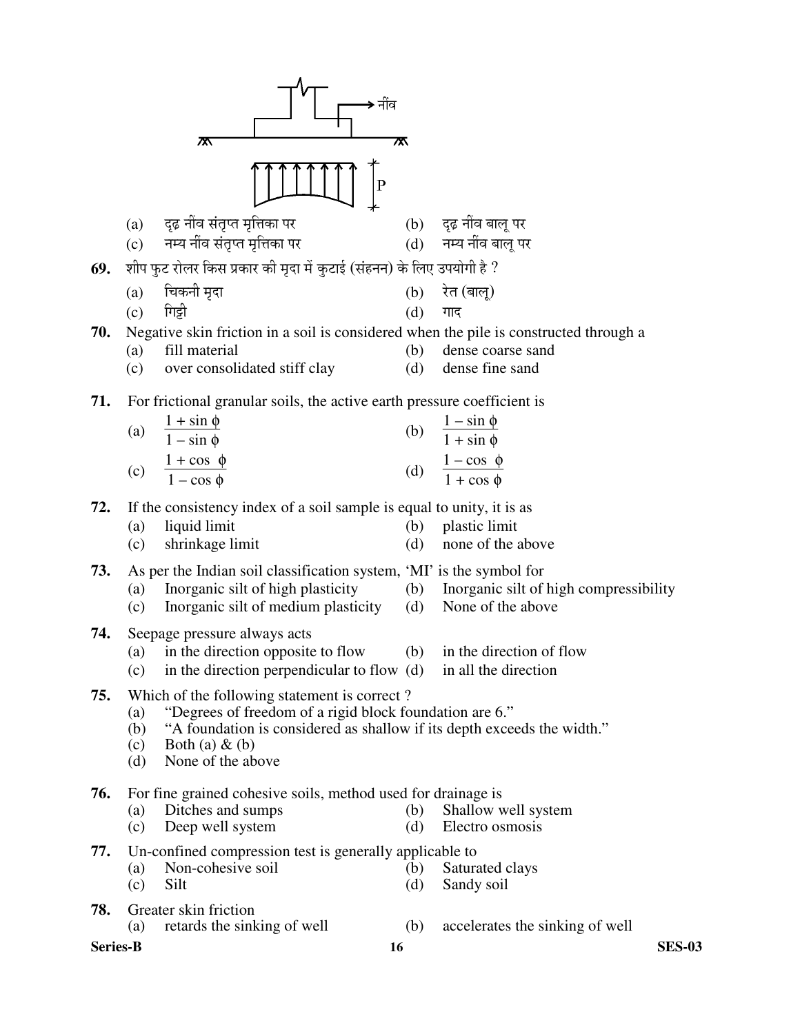नींव

P

(a) दृढ़ नींव संतृप्त मृत्तिका पर (b) दृढ़ नींव बालू पर
(c) नम्य नींव संतृप्त मृत्तिका पर (d) नम्य नींव बालू पर

**69.** शीप फुट रोलर किस प्रकार की मृदा में कुटाई (संहनन) के लिए उपयोगी है ?

(a) चिकनी मृदा (b) रेत (बालू)
(c) गिट्टी (d) गाद

**70.** Negative skin friction in a soil is considered when the pile is constructed through a

(a) fill material (b) dense coarse sand
(c) over consolidated stiff clay (d) dense fine sand

**71.** For frictional granular soils, the active earth pressure coefficient is

(a) $\frac{1 + \sin \phi}{1 - \sin \phi}$ (b) $\frac{1 - \sin \phi}{1 + \sin \phi}$
(c) $\frac{1 + \cos \phi}{1 - \cos \phi}$ (d) $\frac{1 - \cos \phi}{1 + \cos \phi}$

**72.** If the consistency index of a soil sample is equal to unity, it is as

(a) liquid limit (b) plastic limit
(c) shrinkage limit (d) none of the above

**73.** As per the Indian soil classification system, 'MI' is the symbol for

(a) Inorganic silt of high plasticity (b) Inorganic silt of high compressibility
(c) Inorganic silt of medium plasticity (d) None of the above

**74.** Seepage pressure always acts

(a) in the direction opposite to flow (b) in the direction of flow
(c) in the direction perpendicular to flow (d) in all the direction

**75.** Which of the following statement is correct ?

(a) "Degrees of freedom of a rigid block foundation are 6."
(b) "A foundation is considered as shallow if its depth exceeds the width."
(c) Both (a) & (b)
(d) None of the above

**76.** For fine grained cohesive soils, method used for drainage is

(a) Ditches and sumps (b) Shallow well system
(c) Deep well system (d) Electro osmosis

**77.** Un-confined compression test is generally applicable to

(a) Non-cohesive soil (b) Saturated clays
(c) Silt (d) Sandy soil

**78.** Greater skin friction

(a) retards the sinking of well (b) accelerates the sinking of well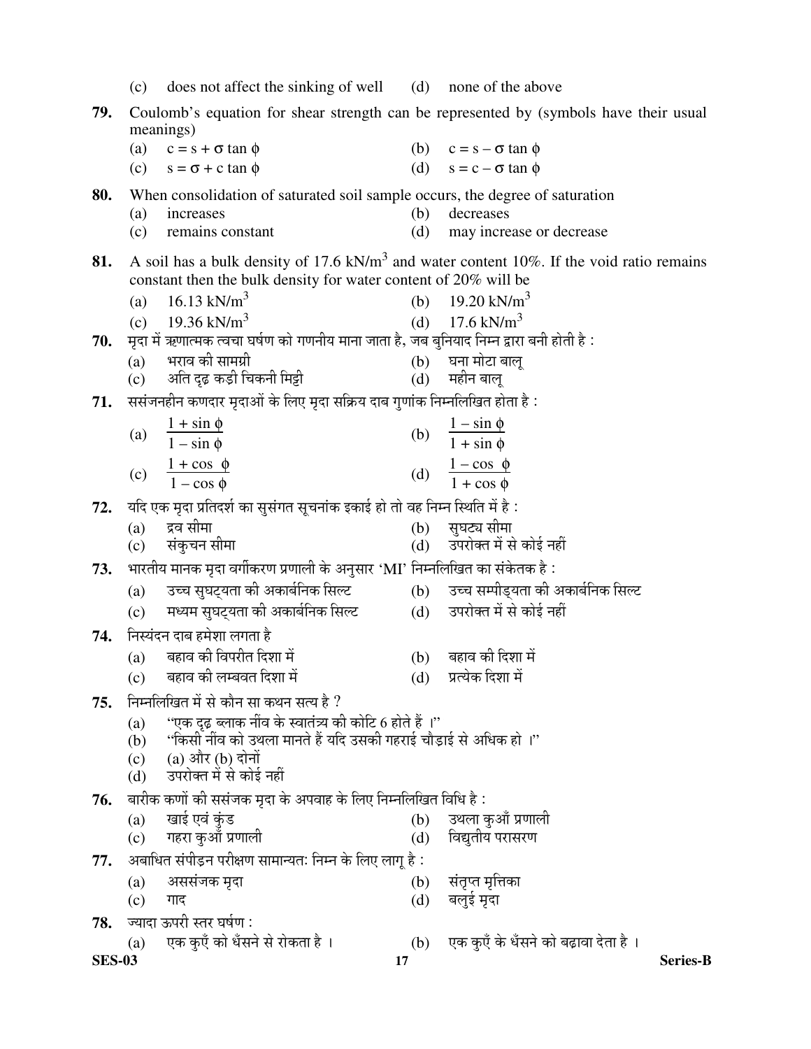(c) does not affect the sinking of well (d) none of the above

**79.** Coulomb's equation for shear strength can be represented by (symbols have their usual meanings)

(a) $c = s + \sigma \tan \phi$ (b) $c = s - \sigma \tan \phi$

(c) $s = \sigma + c \tan \phi$ (d) $s = c - \sigma \tan \phi$

**80.** When consolidation of saturated soil sample occurs, the degree of saturation

(a) increases (b) decreases

(c) remains constant (d) may increase or decrease

**81.** A soil has a bulk density of 17.6 kN/m$^3$ and water content 10%. If the void ratio remains constant then the bulk density for water content of 20% will be

(a) 16.13 kN/m$^3$ (b) 19.20 kN/m$^3$

(c) 19.36 kN/m$^3$ (d) 17.6 kN/m$^3$

**70.** मृदा में ऋणात्मक त्वचा घर्षण को गणनीय माना जाता है, जब बुनियाद निम्न द्वारा बनी होती है :

(a) भराव की सामग्री (b) घना मोटा बालू

(c) अति दृढ़ कड़ी चिकनी मिट्टी (d) महीन बालू

**71.** ससंजनहीन कणदार मृदाओं के लिए मृदा सक्रिय दाब गुणांक निम्नलिखित होता है :

(a) $\dfrac{1 + \sin \phi}{1 - \sin \phi}$ (b) $\dfrac{1 - \sin \phi}{1 + \sin \phi}$

(c) $\dfrac{1 + \cos \phi}{1 - \cos \phi}$ (d) $\dfrac{1 - \cos \phi}{1 + \cos \phi}$

**72.** यदि एक मृदा प्रतिदर्श का सुसंगत सूचनांक इकाई हो तो वह निम्न स्थिति में है :

(a) द्रव सीमा (b) सुघट्य सीमा

(c) संकुचन सीमा (d) उपरोक्त में से कोई नहीं

**73.** भारतीय मानक मृदा वर्गीकरण प्रणाली के अनुसार 'MI' निम्नलिखित का संकेतक है :

(a) उच्च सुघट्यता की अकार्बनिक सिल्ट (b) उच्च सम्पीड्यता की अकार्बनिक सिल्ट

(c) मध्यम सुघट्यता की अकार्बनिक सिल्ट (d) उपरोक्त में से कोई नहीं

**74.** निस्यंदन दाब हमेशा लगता है

(a) बहाव की विपरीत दिशा में (b) बहाव की दिशा में

(c) बहाव की लम्बवत दिशा में (d) प्रत्येक दिशा में

**75.** निम्नलिखित में से कौन सा कथन सत्य है ?

(a) "एक दृढ़ ब्लाक नींव के स्वातंत्र्य की कोटि 6 होते हैं ।"

(b) "किसी नींव को उथला मानते हैं यदि उसकी गहराई चौड़ाई से अधिक हो ।"

(c) (a) और (b) दोनों

(d) उपरोक्त में से कोई नहीं

**76.** बारीक कणों की ससंजक मृदा के अपवाह के लिए निम्नलिखित विधि है :

(a) खाई एवं कुंड (b) उथला कुआँ प्रणाली

(c) गहरा कुआँ प्रणाली (d) विद्युतीय परासरण

**77.** अबाधित संपीड़न परीक्षण सामान्यतः निम्न के लिए लागू है :

(a) अससंजक मृदा (b) संतृप्त मृत्तिका

(c) गाद (d) बलुई मृदा

**78.** ज्यादा ऊपरी स्तर घर्षण :

(a) एक कुएँ को धँसने से रोकता है । (b) एक कुएँ के धँसने को बढ़ावा देता है ।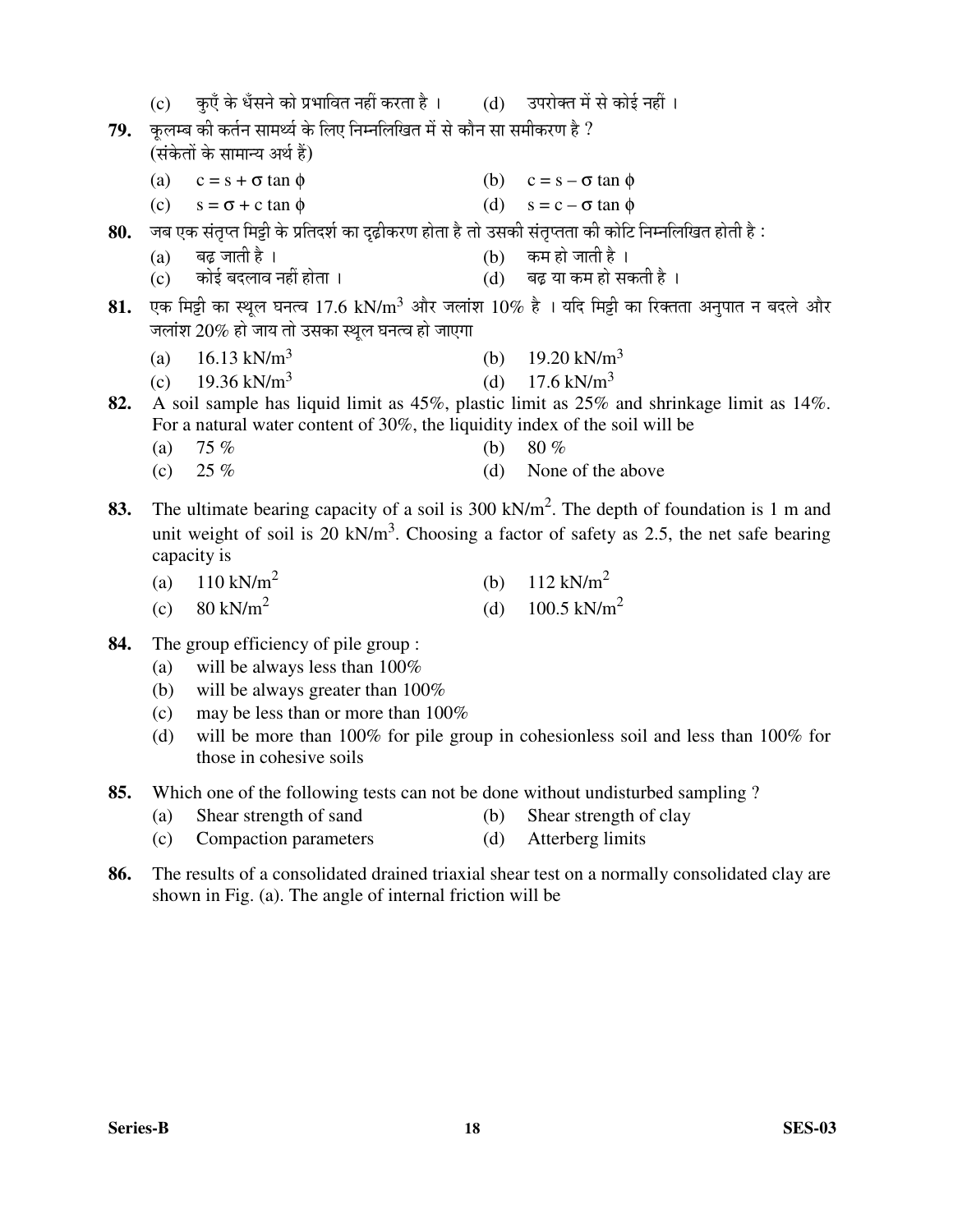(c) कुएँ के धँसने को प्रभावित नहीं करता है । (d) उपरोक्त में से कोई नहीं ।

**79.** कूलम्ब की कर्तन सामर्थ्य के लिए निम्नलिखित में से कौन सा समीकरण है ?
(संकेतों के सामान्य अर्थ हैं)

(a) $c = s + \sigma \tan \phi$ (b) $c = s - \sigma \tan \phi$

(c) $s = \sigma + c \tan \phi$ (d) $s = c - \sigma \tan \phi$

**80.** जब एक संतृप्त मिट्टी के प्रतिदर्श का दृढ़ीकरण होता है तो उसकी संतृप्तता की कोटि निम्नलिखित होती है :

(a) बढ़ जाती है । (b) कम हो जाती है ।

(c) कोई बदलाव नहीं होता । (d) बढ़ या कम हो सकती है ।

**81.** एक मिट्टी का स्थूल घनत्व 17.6 kN/m$^3$ और जलांश 10% है । यदि मिट्टी का रिक्तता अनुपात न बदले और जलांश 20% हो जाय तो उसका स्थूल घनत्व हो जाएगा

(a) 16.13 kN/m$^3$ (b) 19.20 kN/m$^3$

(c) 19.36 kN/m$^3$ (d) 17.6 kN/m$^3$

**82.** A soil sample has liquid limit as 45%, plastic limit as 25% and shrinkage limit as 14%. For a natural water content of 30%, the liquidity index of the soil will be

(a) 75 % (b) 80 %

(c) 25 % (d) None of the above

**83.** The ultimate bearing capacity of a soil is 300 kN/m$^2$. The depth of foundation is 1 m and unit weight of soil is 20 kN/m$^3$. Choosing a factor of safety as 2.5, the net safe bearing capacity is

(a) 110 kN/m$^2$ (b) 112 kN/m$^2$

(c) 80 kN/m$^2$ (d) 100.5 kN/m$^2$

**84.** The group efficiency of pile group :

(a) will be always less than 100%

(b) will be always greater than 100%

(c) may be less than or more than 100%

(d) will be more than 100% for pile group in cohesionless soil and less than 100% for those in cohesive soils

**85.** Which one of the following tests can not be done without undisturbed sampling ?

(a) Shear strength of sand (b) Shear strength of clay

(c) Compaction parameters (d) Atterberg limits

**86.** The results of a consolidated drained triaxial shear test on a normally consolidated clay are shown in Fig. (a). The angle of internal friction will be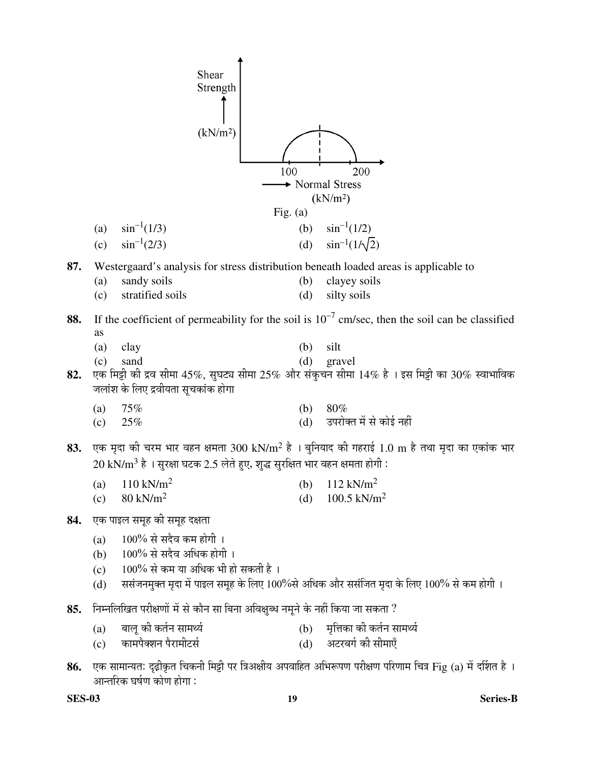Shear Strength (kN/m²)

100    200

Normal Stress (kN/m²)

Fig. (a)

(a) $\sin^{-1}(1/3)$ (b) $\sin^{-1}(1/2)$

(c) $\sin^{-1}(2/3)$ (d) $\sin^{-1}(1/\sqrt{2})$

**87.** Westergaard's analysis for stress distribution beneath loaded areas is applicable to

(a) sandy soils (b) clayey soils

(c) stratified soils (d) silty soils

**88.** If the coefficient of permeability for the soil is $10^{-7}$ cm/sec, then the soil can be classified as

(a) clay (b) silt

(c) sand (d) gravel

**82.** एक मिट्टी की द्रव सीमा 45%, सुघट्य सीमा 25% और संकुचन सीमा 14% है । इस मिट्टी का 30% स्वाभाविक जलांश के लिए द्रवीयता सूचकांक होगा

(a) 75% (b) 80%

(c) 25% (d) उपरोक्त में से कोई नहीं

**83.** एक मृदा की चरम भार वहन क्षमता 300 kN/m$^2$ है । बुनियाद की गहराई 1.0 m है तथा मृदा का एकांक भार 20 kN/m$^3$ है । सुरक्षा घटक 2.5 लेते हुए, शुद्ध सुरक्षित भार वहन क्षमता होगी :

(a) 110 kN/m$^2$ (b) 112 kN/m$^2$

(c) 80 kN/m$^2$ (d) 100.5 kN/m$^2$

**84.** एक पाइल समूह की समूह दक्षता

(a) 100% से सदैव कम होगी ।

(b) 100% से सदैव अधिक होगी ।

(c) 100% से कम या अधिक भी हो सकती है ।

(d) ससंजनमुक्त मृदा में पाइल समूह के लिए 100%से अधिक और ससंजित मृदा के लिए 100% से कम होगी ।

**85.** निम्नलिखित परीक्षणों में से कौन सा बिना अविक्षुब्ध नमूने के नहीं किया जा सकता ?

(a) बालू की कर्तन सामर्थ्य (b) मृत्तिका की कर्तन सामर्थ्य

(c) कामपैक्शन पैरामीटर्स (d) अटरबर्ग की सीमाएँ

**86.** एक सामान्यतः दृढ़ीकृत चिकनी मिट्टी पर त्रिअक्षीय अपवाहित अभिरूपण परीक्षण परिणाम चित्र Fig (a) में दर्शित है । आन्तरिक घर्षण कोण होगा :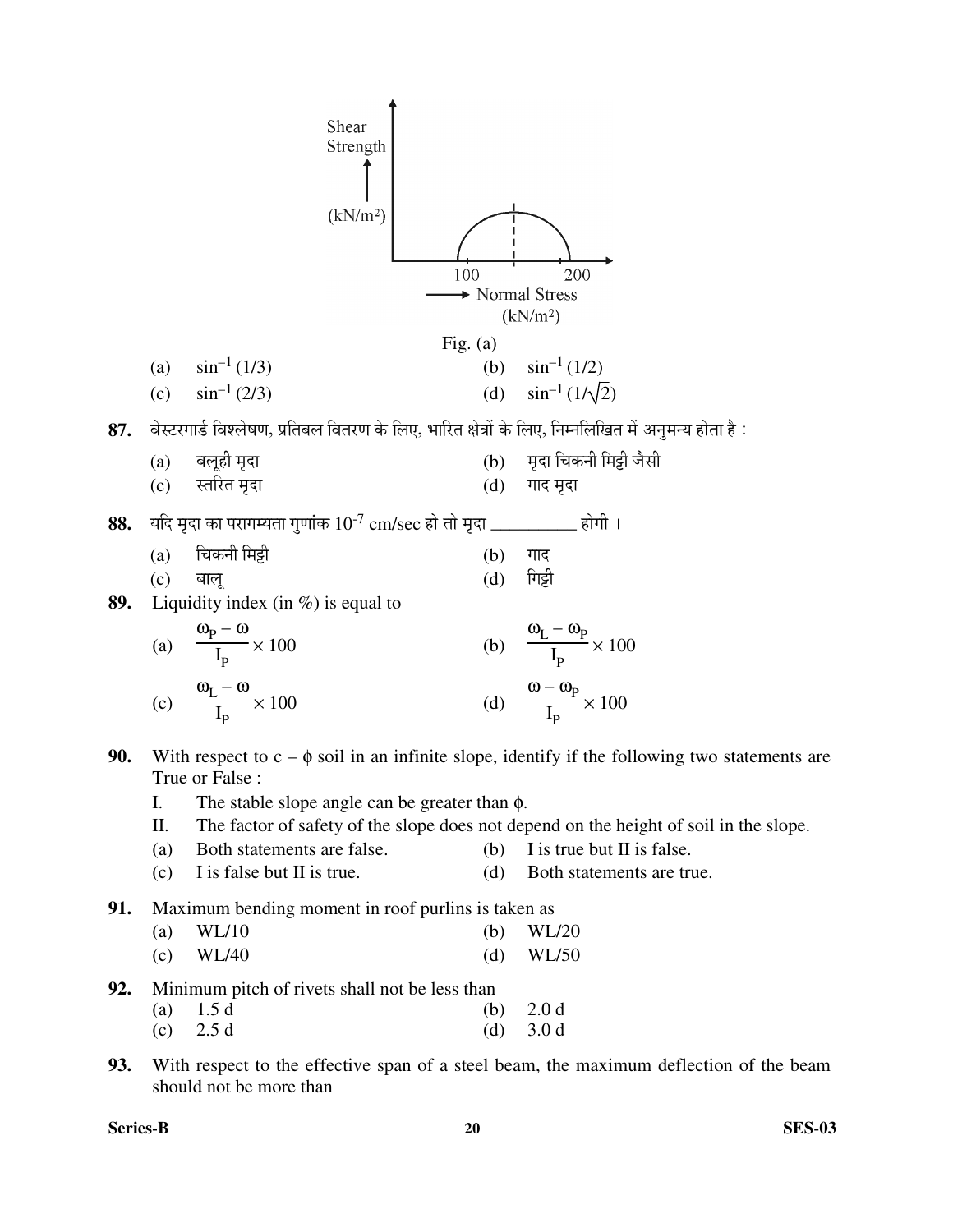Shear Strength (kN/m²)

100 200 → Normal Stress (kN/m²)

Fig. (a)

(a) $\sin^{-1}(1/3)$  (b) $\sin^{-1}(1/2)$

(c) $\sin^{-1}(2/3)$  (d) $\sin^{-1}(1/\sqrt{2})$

**87.** वेस्टरगार्ड विश्लेषण, प्रतिबल वितरण के लिए, भारित क्षेत्रों के लिए, निम्नलिखित में अनुमन्य होता है :

(a) बलूही मृदा  (b) मृदा चिकनी मिट्टी जैसी

(c) स्तरित मृदा  (d) गाद मृदा

**88.** यदि मृदा का परागम्यता गुणांक $10^{-7}$ cm/sec हो तो मृदा __________ होगी ।

(a) चिकनी मिट्टी  (b) गाद

(c) बालू  (d) गिट्टी

**89.** Liquidity index (in %) is equal to

(a) $\frac{\omega_P - \omega}{I_P} \times 100$  (b) $\frac{\omega_L - \omega_P}{I_P} \times 100$

(c) $\frac{\omega_L - \omega}{I_P} \times 100$  (d) $\frac{\omega - \omega_P}{I_P} \times 100$

**90.** With respect to $c - \phi$ soil in an infinite slope, identify if the following two statements are True or False :

I. The stable slope angle can be greater than $\phi$.

II. The factor of safety of the slope does not depend on the height of soil in the slope.

(a) Both statements are false.  (b) I is true but II is false.

(c) I is false but II is true.  (d) Both statements are true.

**91.** Maximum bending moment in roof purlins is taken as

(a) WL/10  (b) WL/20

(c) WL/40  (d) WL/50

**92.** Minimum pitch of rivets shall not be less than

(a) 1.5 d  (b) 2.0 d

(c) 2.5 d  (d) 3.0 d

**93.** With respect to the effective span of a steel beam, the maximum deflection of the beam should not be more than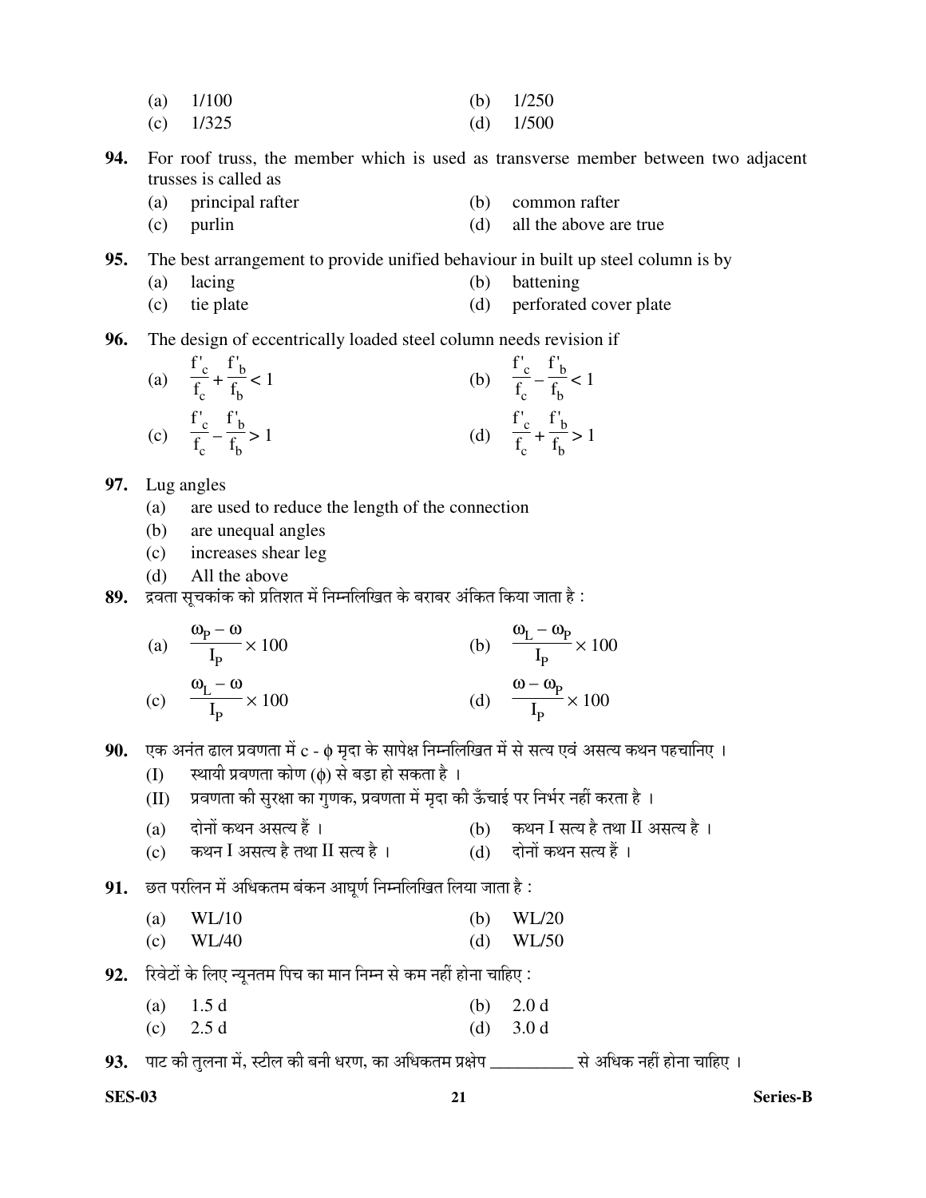(a) 1/100 (b) 1/250

(c) 1/325 (d) 1/500

**94.** For roof truss, the member which is used as transverse member between two adjacent trusses is called as

(a) principal rafter (b) common rafter

(c) purlin (d) all the above are true

**95.** The best arrangement to provide unified behaviour in built up steel column is by

(a) lacing (b) battening

(c) tie plate (d) perforated cover plate

**96.** The design of eccentrically loaded steel column needs revision if

(a) $\frac{f'_c}{f_c} + \frac{f'_b}{f_b} < 1$ (b) $\frac{f'_c}{f_c} - \frac{f'_b}{f_b} < 1$

(c) $\frac{f'_c}{f_c} - \frac{f'_b}{f_b} > 1$ (d) $\frac{f'_c}{f_c} + \frac{f'_b}{f_b} > 1$

**97.** Lug angles

(a) are used to reduce the length of the connection

(b) are unequal angles

(c) increases shear leg

(d) All the above

**89.** द्रवता सूचकांक को प्रतिशत में निम्नलिखित के बराबर अंकित किया जाता है :

(a) $\frac{\omega_P - \omega}{I_P} \times 100$ (b) $\frac{\omega_L - \omega_P}{I_P} \times 100$

(c) $\frac{\omega_L - \omega}{I_P} \times 100$ (d) $\frac{\omega - \omega_P}{I_P} \times 100$

**90.** एक अनंत ढाल प्रवणता में c - $\phi$ मृदा के सापेक्ष निम्नलिखित में से सत्य एवं असत्य कथन पहचानिए ।

(I) स्थायी प्रवणता कोण ($\phi$) से बड़ा हो सकता है ।

(II) प्रवणता की सुरक्षा का गुणक, प्रवणता में मृदा की ऊँचाई पर निर्भर नहीं करता है ।

(a) दोनों कथन असत्य हैं । (b) कथन I सत्य है तथा II असत्य है ।

(c) कथन I असत्य है तथा II सत्य है । (d) दोनों कथन सत्य हैं ।

**91.** छत परलिन में अधिकतम बंकन आघूर्ण निम्नलिखित लिया जाता है :

(a) WL/10 (b) WL/20

(c) WL/40 (d) WL/50

**92.** रिवेटों के लिए न्यूनतम पिच का मान निम्न से कम नहीं होना चाहिए :

(a) 1.5 d (b) 2.0 d

(c) 2.5 d (d) 3.0 d

**93.** पाट की तुलना में, स्टील की बनी धरण, का अधिकतम प्रक्षेप __________ से अधिक नहीं होना चाहिए ।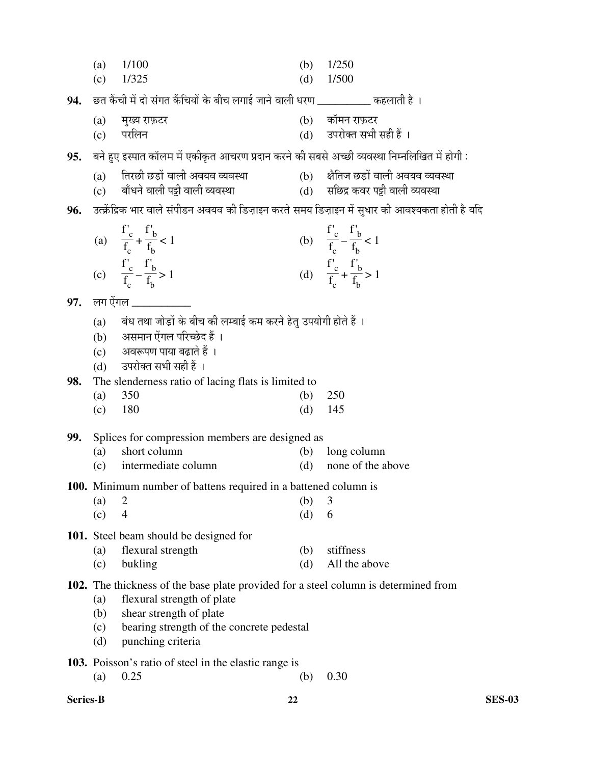(a) 1/100 (b) 1/250

(c) 1/325 (d) 1/500

**94.** छत कैंची में दो संगत कैंचियों के बीच लगाई जाने वाली धरण __________ कहलाती है ।

(a) मुख्य राफ़टर (b) कॉमन राफ़टर

(c) परलिन (d) उपरोक्त सभी सही हैं ।

**95.** बने हुए इस्पात कॉलम में एकीकृत आचरण प्रदान करने की सबसे अच्छी व्यवस्था निम्नलिखित में होगी :

(a) तिरछी छड़ों वाली अवयव व्यवस्था (b) क्षैतिज छड़ों वाली अवयव व्यवस्था

(c) बाँधने वाली पट्टी वाली व्यवस्था (d) सछिद्र कवर पट्टी वाली व्यवस्था

**96.** उत्क्रेंद्रिक भार वाले संपीडन अवयव की डिज़ाइन करते समय डिज़ाइन में सुधार की आवश्यकता होती है यदि

(a) $\frac{f'_c}{f_c} + \frac{f'_b}{f_b} < 1$ (b) $\frac{f'_c}{f_c} - \frac{f'_b}{f_b} < 1$

(c) $\frac{f'_c}{f_c} - \frac{f'_b}{f_b} > 1$ (d) $\frac{f'_c}{f_c} + \frac{f'_b}{f_b} > 1$

**97.** लग ऐंगल __________

(a) बंध तथा जोड़ों के बीच की लम्बाई कम करने हेतु उपयोगी होते हैं ।

(b) असमान ऐंगल परिच्छेद हैं ।

(c) अवरूपण पाया बढ़ाते हैं ।

(d) उपरोक्त सभी सही हैं ।

**98.** The slenderness ratio of lacing flats is limited to

(a) 350 (b) 250

(c) 180 (d) 145

**99.** Splices for compression members are designed as

(a) short column (b) long column

(c) intermediate column (d) none of the above

**100.** Minimum number of battens required in a battened column is

(a) 2 (b) 3

(c) 4 (d) 6

**101.** Steel beam should be designed for

(a) flexural strength (b) stiffness

(c) bukling (d) All the above

**102.** The thickness of the base plate provided for a steel column is determined from

(a) flexural strength of plate

(b) shear strength of plate

(c) bearing strength of the concrete pedestal

(d) punching criteria

**103.** Poisson's ratio of steel in the elastic range is

(a) 0.25 (b) 0.30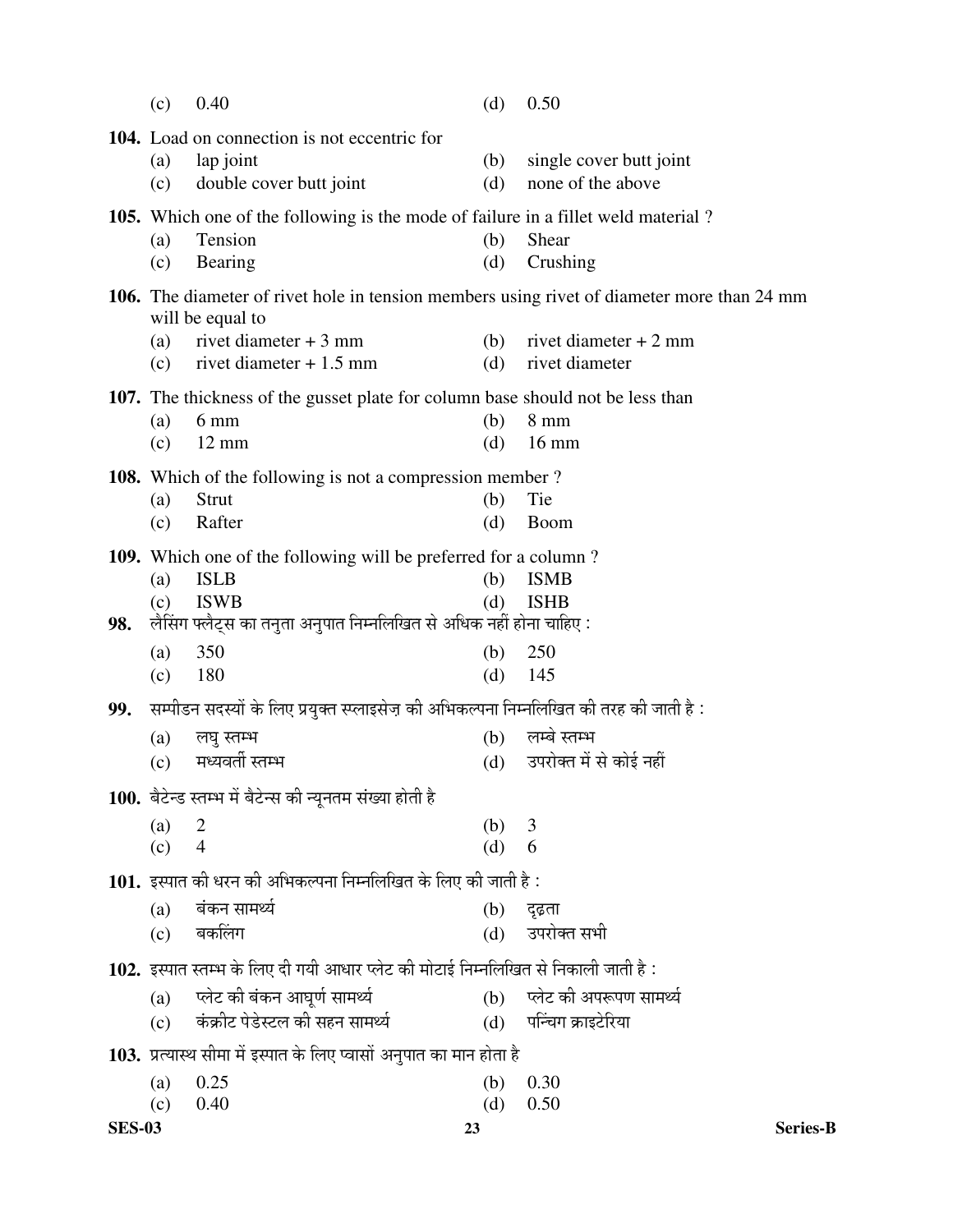(c) 0.40 (d) 0.50

**104.** Load on connection is not eccentric for

(a) lap joint (b) single cover butt joint

(c) double cover butt joint (d) none of the above

**105.** Which one of the following is the mode of failure in a fillet weld material ?

(a) Tension (b) Shear

(c) Bearing (d) Crushing

**106.** The diameter of rivet hole in tension members using rivet of diameter more than 24 mm will be equal to

(a) rivet diameter + 3 mm (b) rivet diameter + 2 mm

(c) rivet diameter + 1.5 mm (d) rivet diameter

**107.** The thickness of the gusset plate for column base should not be less than

(a) 6 mm (b) 8 mm

(c) 12 mm (d) 16 mm

**108.** Which of the following is not a compression member ?

(a) Strut (b) Tie

(c) Rafter (d) Boom

**109.** Which one of the following will be preferred for a column ?

(a) ISLB (b) ISMB

(c) ISWB (d) ISHB

**98.** लैसिंग फ्लैट्स का तनुता अनुपात निम्नलिखित से अधिक नहीं होना चाहिए :

(a) 350 (b) 250

(c) 180 (d) 145

**99.** सम्पीडन सदस्यों के लिए प्रयुक्त स्प्लाइसेज़ की अभिकल्पना निम्नलिखित की तरह की जाती है :

(a) लघु स्तम्भ (b) लम्बे स्तम्भ

(c) मध्यवर्ती स्तम्भ (d) उपरोक्त में से कोई नहीं

**100.** बैटेन्ड स्तम्भ में बैटेन्स की न्यूनतम संख्या होती है

(a) 2 (b) 3

(c) 4 (d) 6

**101.** इस्पात की धरन की अभिकल्पना निम्नलिखित के लिए की जाती है :

(a) बंकन सामर्थ्य (b) दृढ़ता

(c) बकलिंग (d) उपरोक्त सभी

**102.** इस्पात स्तम्भ के लिए दी गयी आधार प्लेट की मोटाई निम्नलिखित से निकाली जाती है :

(a) प्लेट की बंकन आघूर्ण सामर्थ्य (b) प्लेट की अपरूपण सामर्थ्य

(c) कंक्रीट पेडेस्टल की सहन सामर्थ्य (d) पन्चिंग क्राइटेरिया

**103.** प्रत्यास्थ सीमा में इस्पात के लिए प्वासों अनुपात का मान होता है

(a) 0.25 (b) 0.30

(c) 0.40 (d) 0.50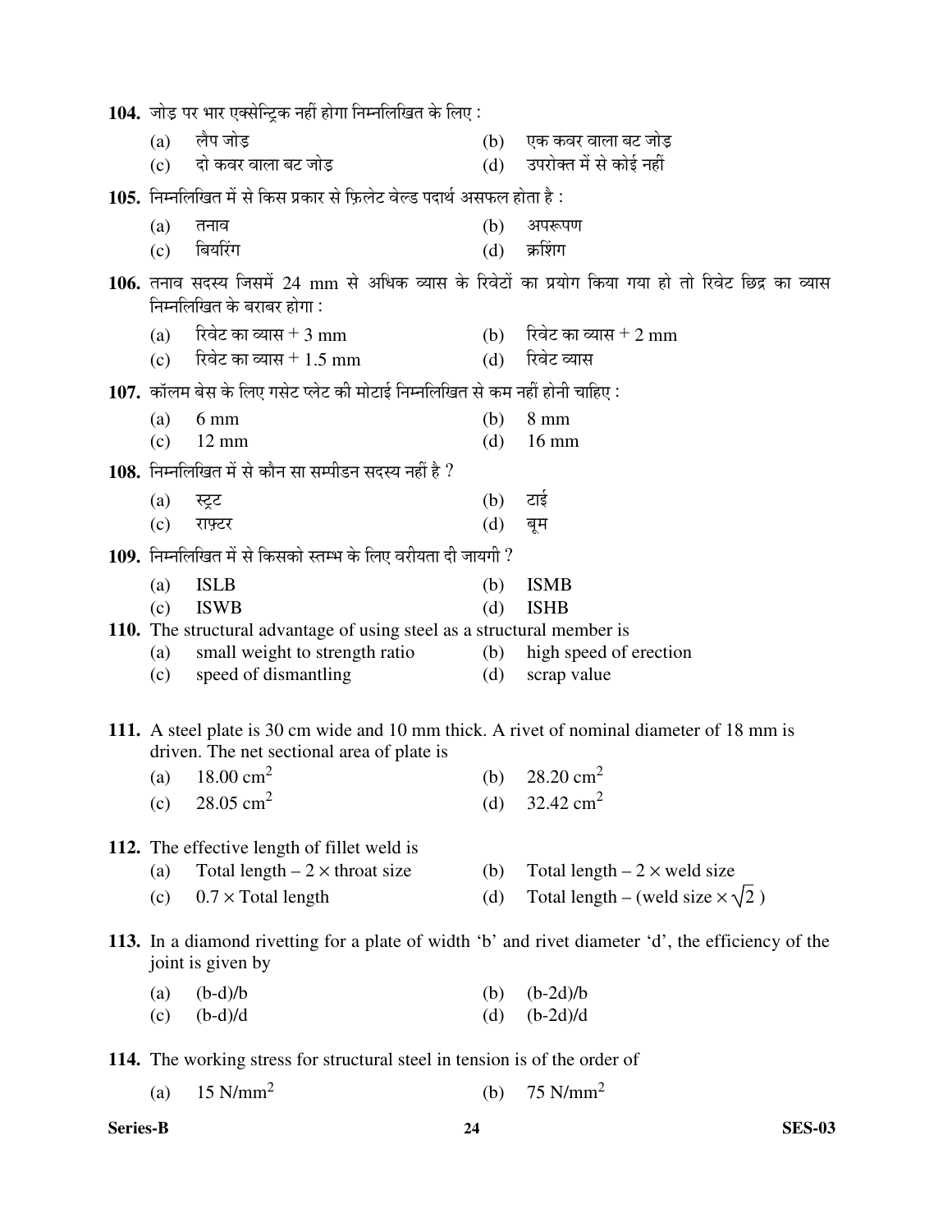**104.** जोड़ पर भार एक्सेन्ट्रिक नहीं होगा निम्नलिखित के लिए :

(a) लैप जोड़
(b) एक कवर वाला बट जोड़
(c) दो कवर वाला बट जोड़
(d) उपरोक्त में से कोई नहीं

**105.** निम्नलिखित में से किस प्रकार से फ़िलेट वेल्ड पदार्थ असफल होता है :

(a) तनाव
(b) अपरूपण
(c) बियरिंग
(d) क्रशिंग

**106.** तनाव सदस्य जिसमें 24 mm से अधिक व्यास के रिवेटों का प्रयोग किया गया हो तो रिवेट छिद्र का व्यास निम्नलिखित के बराबर होगा :

(a) रिवेट का व्यास + 3 mm
(b) रिवेट का व्यास + 2 mm
(c) रिवेट का व्यास + 1.5 mm
(d) रिवेट व्यास

**107.** कॉलम बेस के लिए गसेट प्लेट की मोटाई निम्नलिखित से कम नहीं होनी चाहिए :

(a) 6 mm
(b) 8 mm
(c) 12 mm
(d) 16 mm

**108.** निम्नलिखित में से कौन सा सम्पीडन सदस्य नहीं है ?

(a) स्ट्रट
(b) टाई
(c) राफ़्टर
(d) बूम

**109.** निम्नलिखित में से किसको स्तम्भ के लिए वरीयता दी जायगी ?

(a) ISLB
(b) ISMB
(c) ISWB
(d) ISHB

**110.** The structural advantage of using steel as a structural member is

(a) small weight to strength ratio
(b) high speed of erection
(c) speed of dismantling
(d) scrap value

**111.** A steel plate is 30 cm wide and 10 mm thick. A rivet of nominal diameter of 18 mm is driven. The net sectional area of plate is

(a) 18.00 $cm^2$
(b) 28.20 $cm^2$
(c) 28.05 $cm^2$
(d) 32.42 $cm^2$

**112.** The effective length of fillet weld is

(a) Total length – 2 × throat size
(b) Total length – 2 × weld size
(c) 0.7 × Total length
(d) Total length – (weld size × $\sqrt{2}$ )

**113.** In a diamond rivetting for a plate of width 'b' and rivet diameter 'd', the efficiency of the joint is given by

(a) (b-d)/b
(b) (b-2d)/b
(c) (b-d)/d
(d) (b-2d)/d

**114.** The working stress for structural steel in tension is of the order of

(a) 15 $N/mm^2$
(b) 75 $N/mm^2$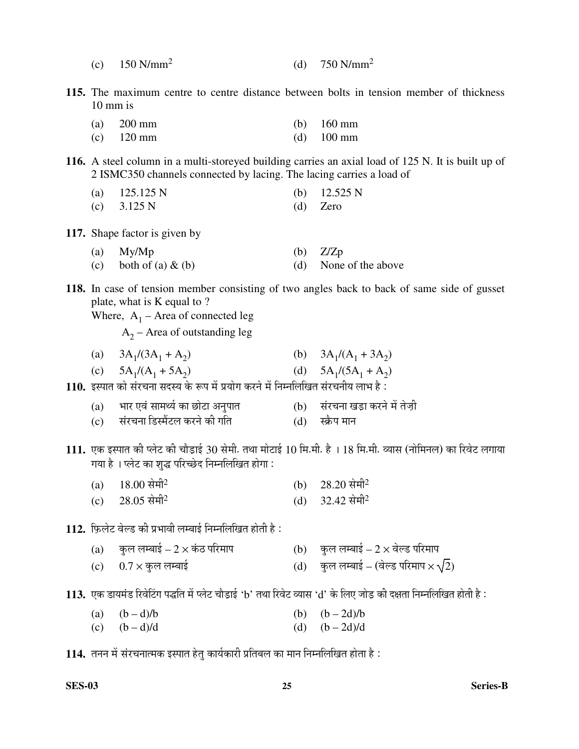(c) 150 $N/mm^2$ (d) 750 $N/mm^2$

**115.** The maximum centre to centre distance between bolts in tension member of thickness 10 mm is

(a) 200 mm (b) 160 mm
(c) 120 mm (d) 100 mm

**116.** A steel column in a multi-storeyed building carries an axial load of 125 N. It is built up of 2 ISMC350 channels connected by lacing. The lacing carries a load of

(a) 125.125 N (b) 12.525 N
(c) 3.125 N (d) Zero

**117.** Shape factor is given by

(a) My/Mp (b) Z/Zp
(c) both of (a) & (b) (d) None of the above

**118.** In case of tension member consisting of two angles back to back of same side of gusset plate, what is K equal to ?
Where, $A_1$ – Area of connected leg
$A_2$ – Area of outstanding leg

(a) $3A_1/(3A_1 + A_2)$ (b) $3A_1/(A_1 + 3A_2)$
(c) $5A_1/(A_1 + 5A_2)$ (d) $5A_1/(5A_1 + A_2)$

**110.** इस्पात को संरचना सदस्य के रूप में प्रयोग करने में निम्नलिखित संरचनीय लाभ है :

(a) भार एवं सामर्थ्य का छोटा अनुपात (b) संरचना खड़ा करने में तेज़ी
(c) संरचना डिस्मैंटल करने की गति (d) स्क्रैप मान

**111.** एक इस्पात की प्लेट की चौड़ाई 30 सेमी. तथा मोटाई 10 मि.मी. है । 18 मि.मी. व्यास (नोमिनल) का रिवेट लगाया गया है । प्लेट का शुद्ध परिच्छेद निम्नलिखित होगा :

(a) 18.00 सेमी$^2$ (b) 28.20 सेमी$^2$
(c) 28.05 सेमी$^2$ (d) 32.42 सेमी$^2$

**112.** फ़िलेट वेल्ड की प्रभावी लम्बाई निम्नलिखित होती है :

(a) कुल लम्बाई – 2 × कंठ परिमाप (b) कुल लम्बाई – 2 × वेल्ड परिमाप
(c) 0.7 × कुल लम्बाई (d) कुल लम्बाई – (वेल्ड परिमाप × $\sqrt{2}$)

**113.** एक डायमंड रिवेटिंग पद्धति में प्लेट चौड़ाई 'b' तथा रिवेट व्यास 'd' के लिए जोड़ की दक्षता निम्नलिखित होती है :

(a) $(b - d)/b$ (b) $(b - 2d)/b$
(c) $(b - d)/d$ (d) $(b - 2d)/d$

**114.** तनन में संरचनात्मक इस्पात हेतु कार्यकारी प्रतिबल का मान निम्नलिखित होता है :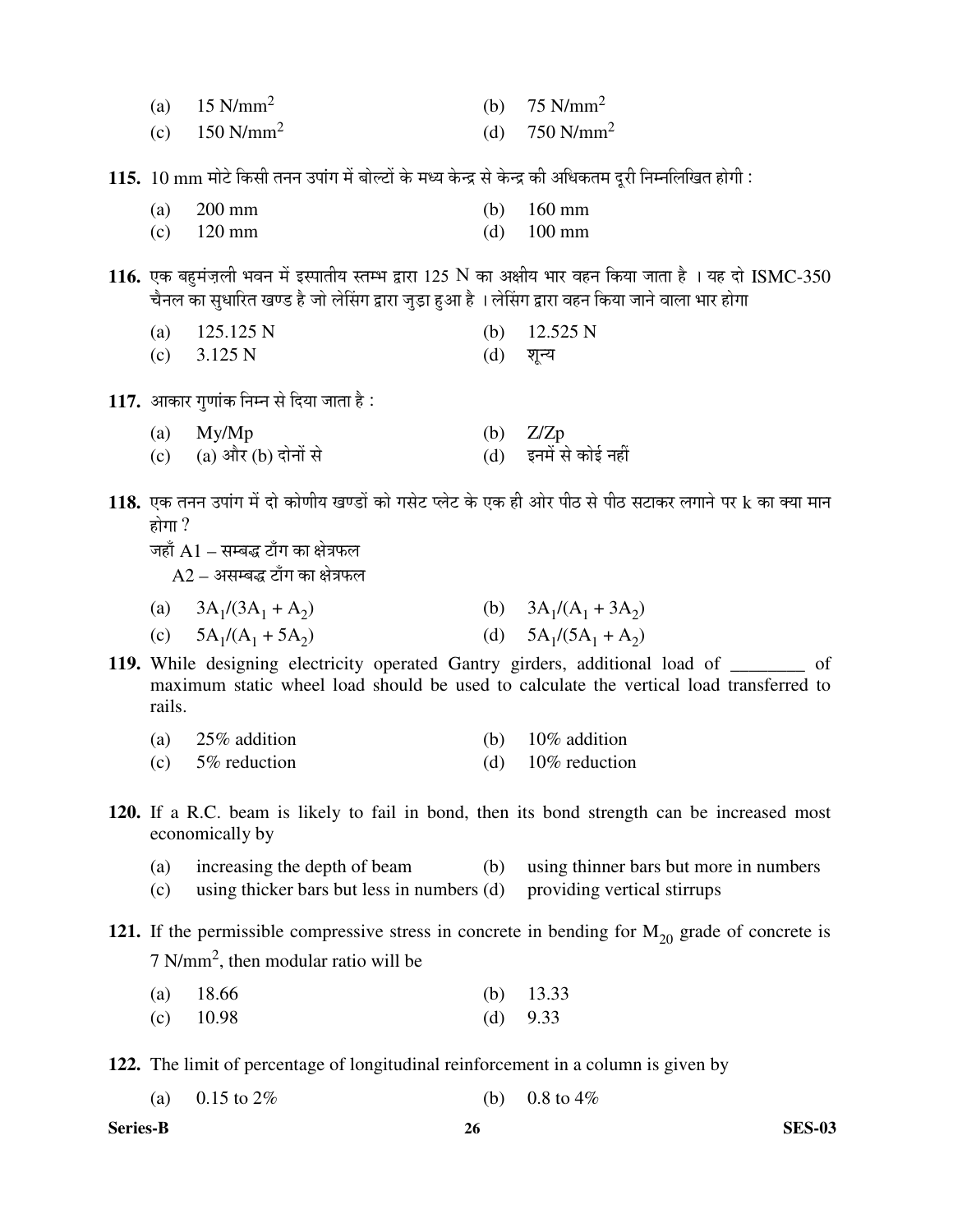(a) 15 N/mm$^2$ (b) 75 N/mm$^2$

(c) 150 N/mm$^2$ (d) 750 N/mm$^2$

**115.** 10 mm मोटे किसी तनन उपांग में बोल्टों के मध्य केन्द्र से केन्द्र की अधिकतम दूरी निम्नलिखित होगी :

(a) 200 mm (b) 160 mm

(c) 120 mm (d) 100 mm

**116.** एक बहुमंज़ली भवन में इस्पातीय स्तम्भ द्वारा 125 N का अक्षीय भार वहन किया जाता है । यह दो ISMC-350 चैनल का सुधारित खण्ड है जो लेसिंग द्वारा जुड़ा हुआ है । लेसिंग द्वारा वहन किया जाने वाला भार होगा

(a) 125.125 N (b) 12.525 N

(c) 3.125 N (d) शून्य

**117.** आकार गुणांक निम्न से दिया जाता है :

(a) My/Mp (b) Z/Zp

(c) (a) और (b) दोनों से (d) इनमें से कोई नहीं

**118.** एक तनन उपांग में दो कोणीय खण्डों को गसेट प्लेट के एक ही ओर पीठ से पीठ सटाकर लगाने पर k का क्या मान होगा ?

जहाँ A1 – सम्बद्ध टाँग का क्षेत्रफल

A2 – असम्बद्ध टाँग का क्षेत्रफल

(a) $3A_1/(3A_1 + A_2)$ (b) $3A_1/(A_1 + 3A_2)$

(c) $5A_1/(A_1 + 5A_2)$ (d) $5A_1/(5A_1 + A_2)$

**119.** While designing electricity operated Gantry girders, additional load of ________ of maximum static wheel load should be used to calculate the vertical load transferred to rails.

(a) 25% addition (b) 10% addition

(c) 5% reduction (d) 10% reduction

**120.** If a R.C. beam is likely to fail in bond, then its bond strength can be increased most economically by

(a) increasing the depth of beam (b) using thinner bars but more in numbers

(c) using thicker bars but less in numbers (d) providing vertical stirrups

**121.** If the permissible compressive stress in concrete in bending for $M_{20}$ grade of concrete is 7 N/mm$^2$, then modular ratio will be

(a) 18.66 (b) 13.33

(c) 10.98 (d) 9.33

**122.** The limit of percentage of longitudinal reinforcement in a column is given by

(a) 0.15 to 2% (b) 0.8 to 4%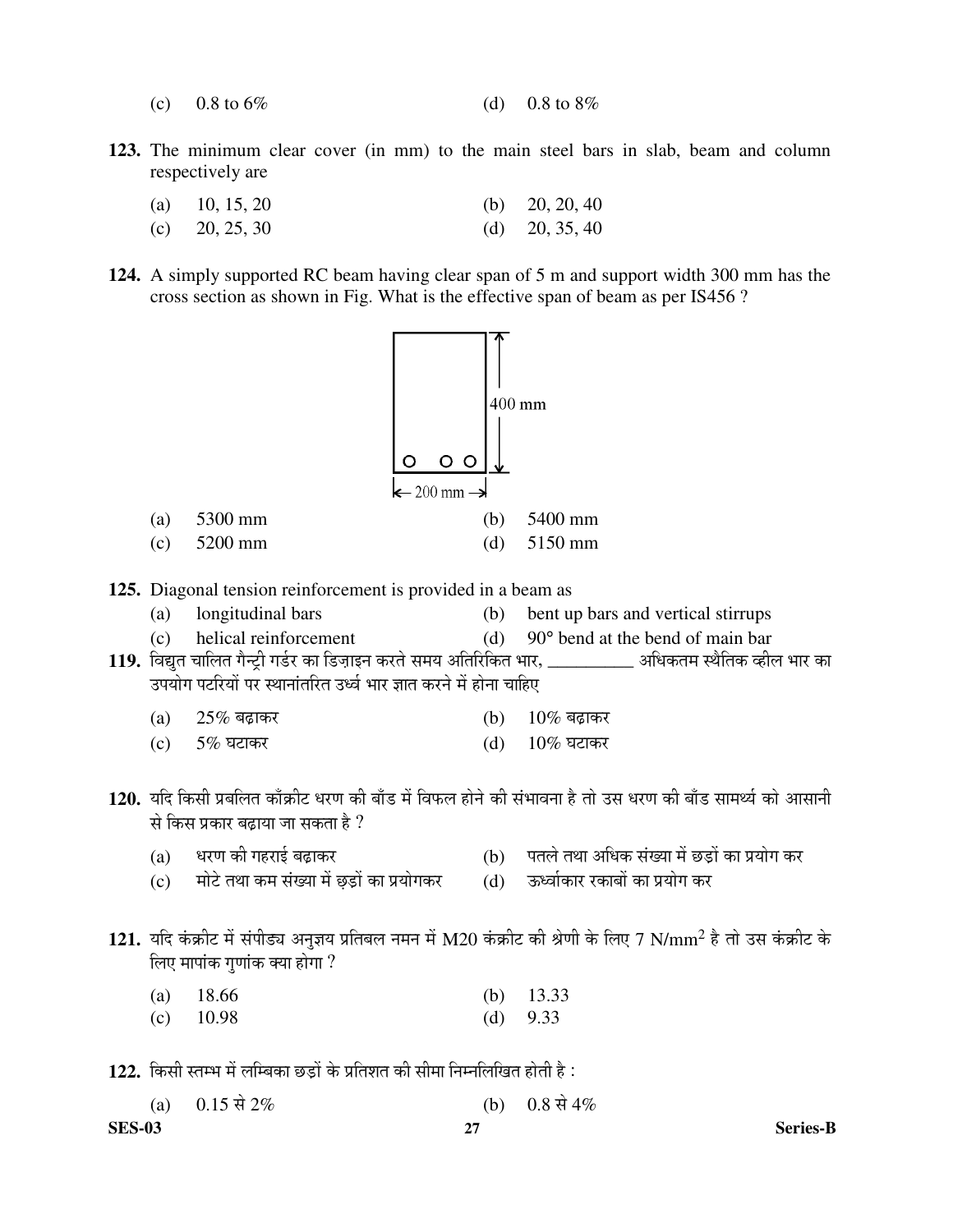(c) 0.8 to 6% (d) 0.8 to 8%

**123.** The minimum clear cover (in mm) to the main steel bars in slab, beam and column respectively are

(a) 10, 15, 20 (b) 20, 20, 40
(c) 20, 25, 30 (d) 20, 35, 40

**124.** A simply supported RC beam having clear span of 5 m and support width 300 mm has the cross section as shown in Fig. What is the effective span of beam as per IS456 ?

400 mm

200 mm

(a) 5300 mm (b) 5400 mm
(c) 5200 mm (d) 5150 mm

**125.** Diagonal tension reinforcement is provided in a beam as

(a) longitudinal bars (b) bent up bars and vertical stirrups
(c) helical reinforcement (d) 90° bend at the bend of main bar

**119.** विद्युत चालित गैन्ट्री गर्डर का डिज़ाइन करते समय अतिरिकित भार, __________ अधिकतम स्थैतिक व्हील भार का उपयोग पटरियों पर स्थानांतरित उर्ध्व भार ज्ञात करने में होना चाहिए

(a) 25% बढ़ाकर (b) 10% बढ़ाकर
(c) 5% घटाकर (d) 10% घटाकर

**120.** यदि किसी प्रबलित काँक्रीट धरण की बाँड में विफल होने की संभावना है तो उस धरण की बाँड सामर्थ्य को आसानी से किस प्रकार बढ़ाया जा सकता है ?

(a) धरण की गहराई बढ़ाकर (b) पतले तथा अधिक संख्या में छड़ों का प्रयोग कर
(c) मोटे तथा कम संख्या में छड़ों का प्रयोगकर (d) ऊर्ध्वाकार रकाबों का प्रयोग कर

**121.** यदि कंक्रीट में संपीड्य अनुज्ञय प्रतिबल नमन में M20 कंक्रीट की श्रेणी के लिए 7 $N/mm^2$ है तो उस कंक्रीट के लिए मापांक गुणांक क्या होगा ?

(a) 18.66 (b) 13.33
(c) 10.98 (d) 9.33

**122.** किसी स्तम्भ में लम्बिका छड़ों के प्रतिशत की सीमा निम्नलिखित होती है :

(a) 0.15 से 2% (b) 0.8 से 4%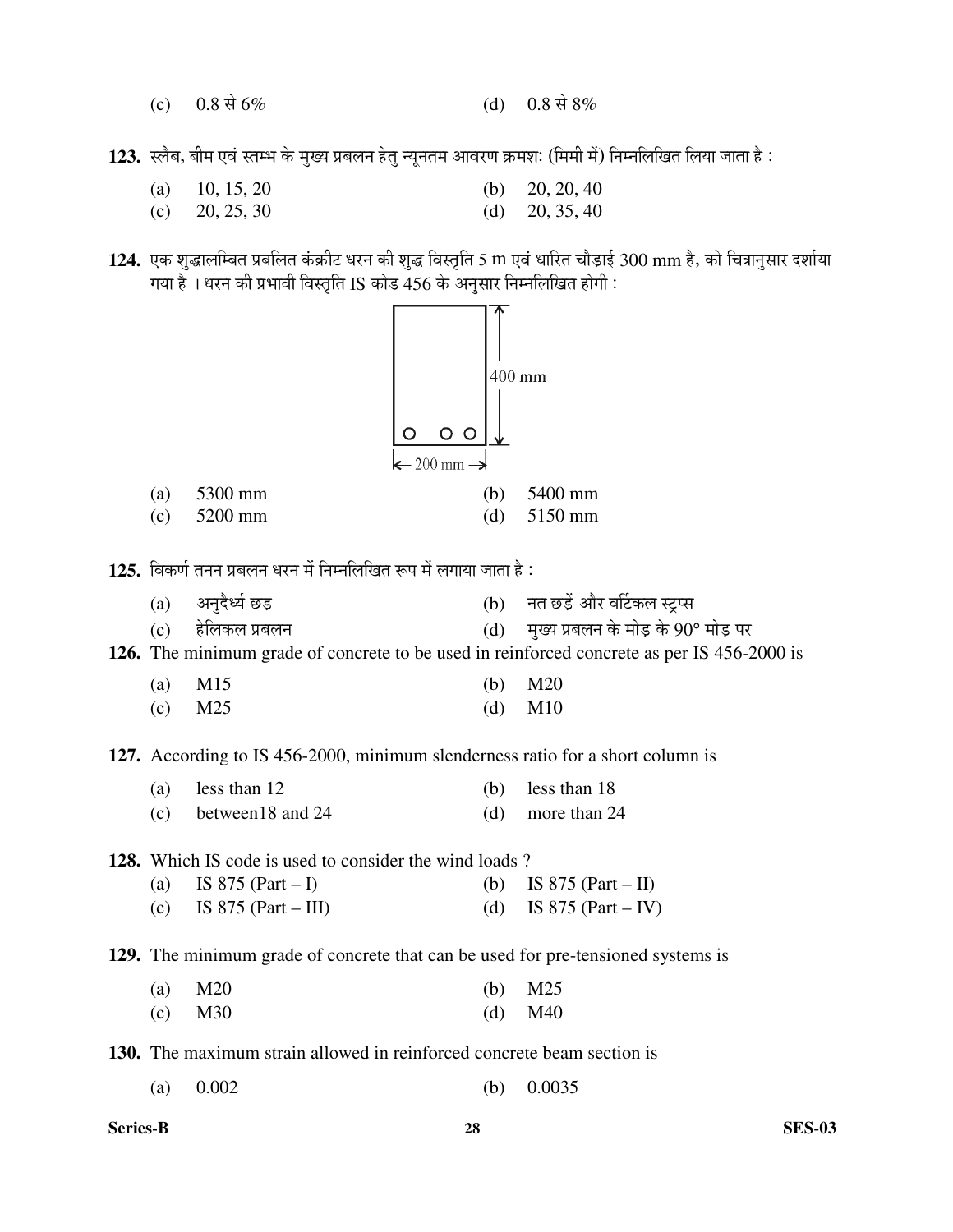(c) 0.8 से 6% (d) 0.8 से 8%

**123.** स्लैब, बीम एवं स्तम्भ के मुख्य प्रबलन हेतु न्यूनतम आवरण क्रमशः (मिमी में) निम्नलिखित लिया जाता है :

(a) 10, 15, 20 (b) 20, 20, 40
(c) 20, 25, 30 (d) 20, 35, 40

**124.** एक शुद्धालम्बित प्रबलित कंक्रीट धरन की शुद्ध विस्तृति 5 m एवं धारित चौड़ाई 300 mm है, को चित्रानुसार दर्शाया गया है । धरन की प्रभावी विस्तृति IS कोड 456 के अनुसार निम्नलिखित होगी :

400 mm

200 mm

(a) 5300 mm (b) 5400 mm
(c) 5200 mm (d) 5150 mm

**125.** विकर्ण तनन प्रबलन धरन में निम्नलिखित रूप में लगाया जाता है :

(a) अनुदैर्ध्य छड़ (b) नत छड़ें और वर्टिकल स्ट्रप्स
(c) हेलिकल प्रबलन (d) मुख्य प्रबलन के मोड़ के 90° मोड़ पर

**126.** The minimum grade of concrete to be used in reinforced concrete as per IS 456-2000 is

(a) M15 (b) M20
(c) M25 (d) M10

**127.** According to IS 456-2000, minimum slenderness ratio for a short column is

(a) less than 12 (b) less than 18
(c) between18 and 24 (d) more than 24

**128.** Which IS code is used to consider the wind loads ?

(a) IS 875 (Part – I) (b) IS 875 (Part – II)
(c) IS 875 (Part – III) (d) IS 875 (Part – IV)

**129.** The minimum grade of concrete that can be used for pre-tensioned systems is

(a) M20 (b) M25
(c) M30 (d) M40

**130.** The maximum strain allowed in reinforced concrete beam section is

(a) 0.002 (b) 0.0035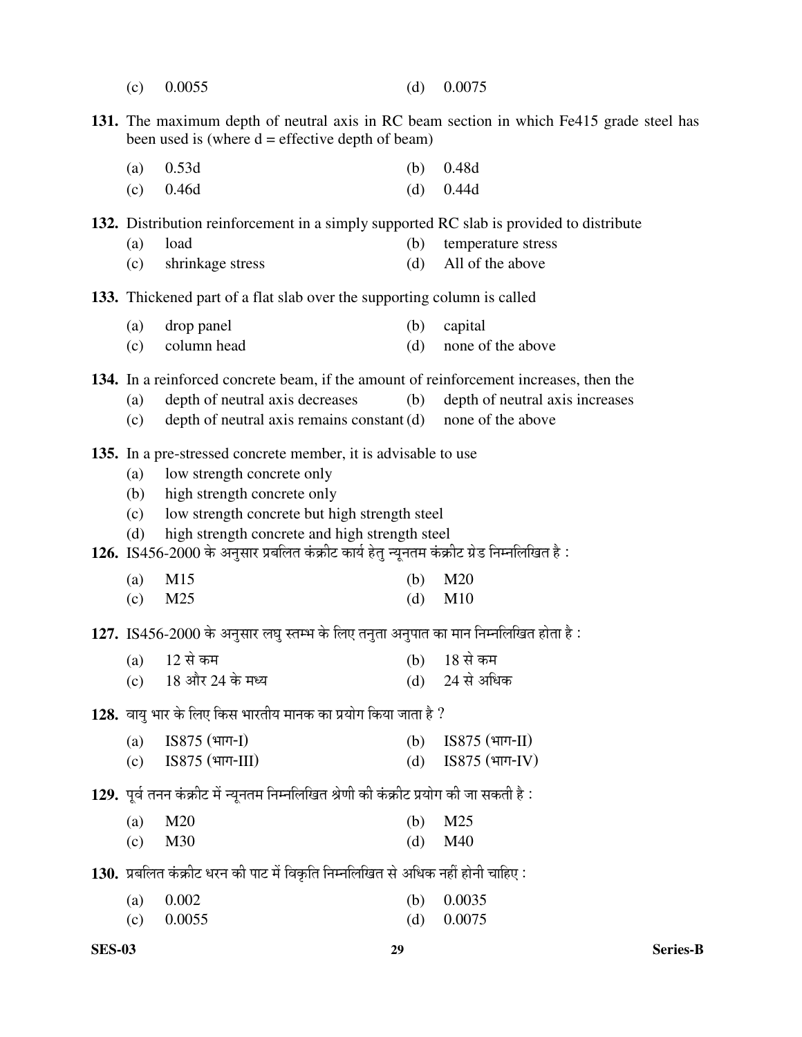(c) 0.0055 (d) 0.0075

**131.** The maximum depth of neutral axis in RC beam section in which Fe415 grade steel has been used is (where d = effective depth of beam)

(a) 0.53d (b) 0.48d
(c) 0.46d (d) 0.44d

**132.** Distribution reinforcement in a simply supported RC slab is provided to distribute

(a) load (b) temperature stress
(c) shrinkage stress (d) All of the above

**133.** Thickened part of a flat slab over the supporting column is called

(a) drop panel (b) capital
(c) column head (d) none of the above

**134.** In a reinforced concrete beam, if the amount of reinforcement increases, then the

(a) depth of neutral axis decreases (b) depth of neutral axis increases
(c) depth of neutral axis remains constant (d) none of the above

**135.** In a pre-stressed concrete member, it is advisable to use

(a) low strength concrete only
(b) high strength concrete only
(c) low strength concrete but high strength steel
(d) high strength concrete and high strength steel

**126.** IS456-2000 के अनुसार प्रबलित कंक्रीट कार्य हेतु न्यूनतम कंक्रीट ग्रेड निम्नलिखित है :

(a) M15 (b) M20
(c) M25 (d) M10

**127.** IS456-2000 के अनुसार लघु स्तम्भ के लिए तनुता अनुपात का मान निम्नलिखित होता है :

(a) 12 से कम (b) 18 से कम
(c) 18 और 24 के मध्य (d) 24 से अधिक

**128.** वायु भार के लिए किस भारतीय मानक का प्रयोग किया जाता है ?

(a) IS875 (भाग-I) (b) IS875 (भाग-II)
(c) IS875 (भाग-III) (d) IS875 (भाग-IV)

**129.** पूर्व तनन कंक्रीट में न्यूनतम निम्नलिखित श्रेणी की कंक्रीट प्रयोग की जा सकती है :

(a) M20 (b) M25
(c) M30 (d) M40

**130.** प्रबलित कंक्रीट धरन की पाट में विकृति निम्नलिखित से अधिक नहीं होनी चाहिए :

(a) 0.002 (b) 0.0035
(c) 0.0055 (d) 0.0075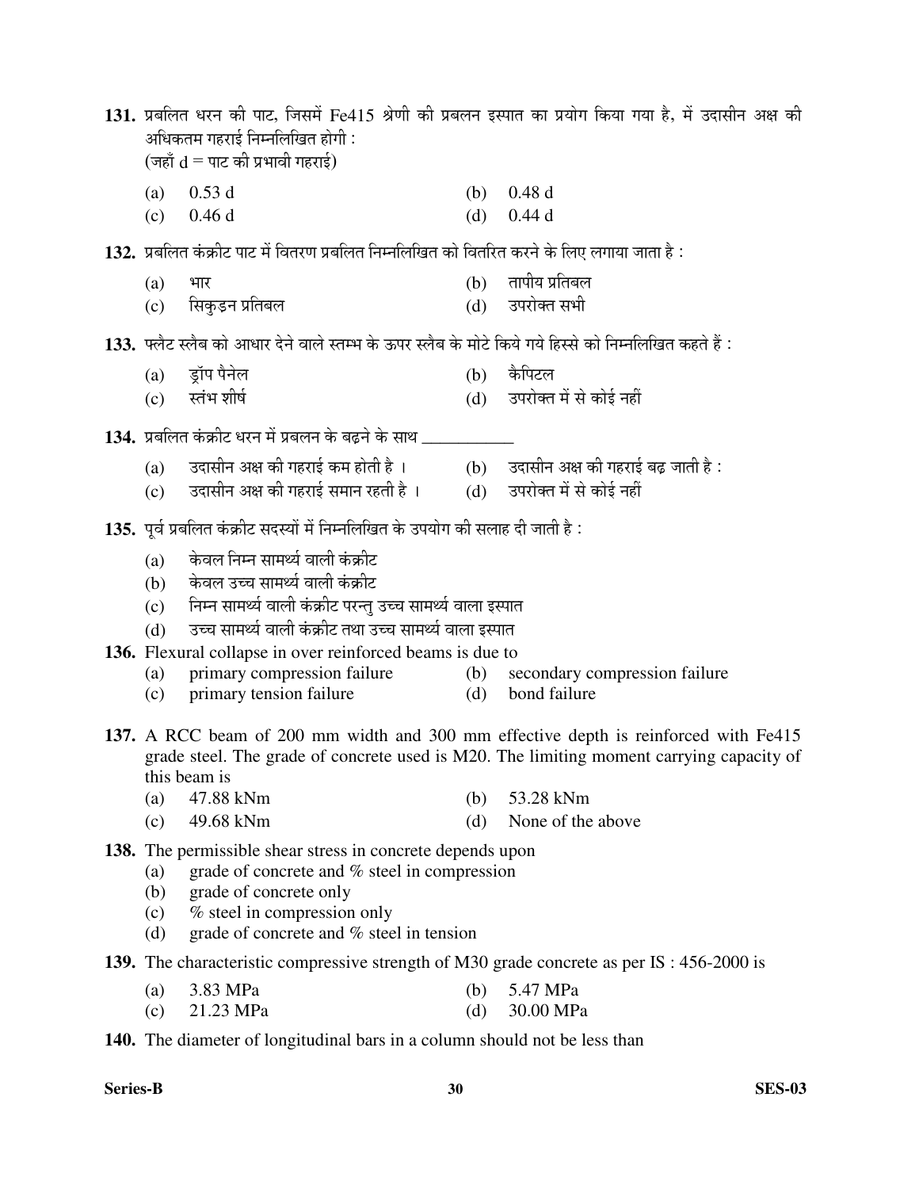**131.** प्रबलित धरन की पाट, जिसमें Fe415 श्रेणी की प्रबलन इस्पात का प्रयोग किया गया है, में उदासीन अक्ष की अधिकतम गहराई निम्नलिखित होगी :
(जहाँ d = पाट की प्रभावी गहराई)

(a) 0.53 d (b) 0.48 d
(c) 0.46 d (d) 0.44 d

**132.** प्रबलित कंक्रीट पाट में वितरण प्रबलित निम्नलिखित को वितरित करने के लिए लगाया जाता है :

(a) भार (b) तापीय प्रतिबल
(c) सिकुड़न प्रतिबल (d) उपरोक्त सभी

**133.** फ्लैट स्लैब को आधार देने वाले स्तम्भ के ऊपर स्लैब के मोटे किये गये हिस्से को निम्नलिखित कहते हैं :

(a) ड्रॉप पैनेल (b) कैपिटल
(c) स्तंभ शीर्ष (d) उपरोक्त में से कोई नहीं

**134.** प्रबलित कंक्रीट धरन में प्रबलन के बढ़ने के साथ ___________

(a) उदासीन अक्ष की गहराई कम होती है । (b) उदासीन अक्ष की गहराई बढ़ जाती है :
(c) उदासीन अक्ष की गहराई समान रहती है । (d) उपरोक्त में से कोई नहीं

**135.** पूर्व प्रबलित कंक्रीट सदस्यों में निम्नलिखित के उपयोग की सलाह दी जाती है :

(a) केवल निम्न सामर्थ्य वाली कंक्रीट
(b) केवल उच्च सामर्थ्य वाली कंक्रीट
(c) निम्न सामर्थ्य वाली कंक्रीट परन्तु उच्च सामर्थ्य वाला इस्पात
(d) उच्च सामर्थ्य वाली कंक्रीट तथा उच्च सामर्थ्य वाला इस्पात

**136.** Flexural collapse in over reinforced beams is due to

(a) primary compression failure (b) secondary compression failure
(c) primary tension failure (d) bond failure

**137.** A RCC beam of 200 mm width and 300 mm effective depth is reinforced with Fe415 grade steel. The grade of concrete used is M20. The limiting moment carrying capacity of this beam is

(a) 47.88 kNm (b) 53.28 kNm
(c) 49.68 kNm (d) None of the above

**138.** The permissible shear stress in concrete depends upon

(a) grade of concrete and % steel in compression
(b) grade of concrete only
(c) % steel in compression only
(d) grade of concrete and % steel in tension

**139.** The characteristic compressive strength of M30 grade concrete as per IS : 456-2000 is

(a) 3.83 MPa (b) 5.47 MPa
(c) 21.23 MPa (d) 30.00 MPa

**140.** The diameter of longitudinal bars in a column should not be less than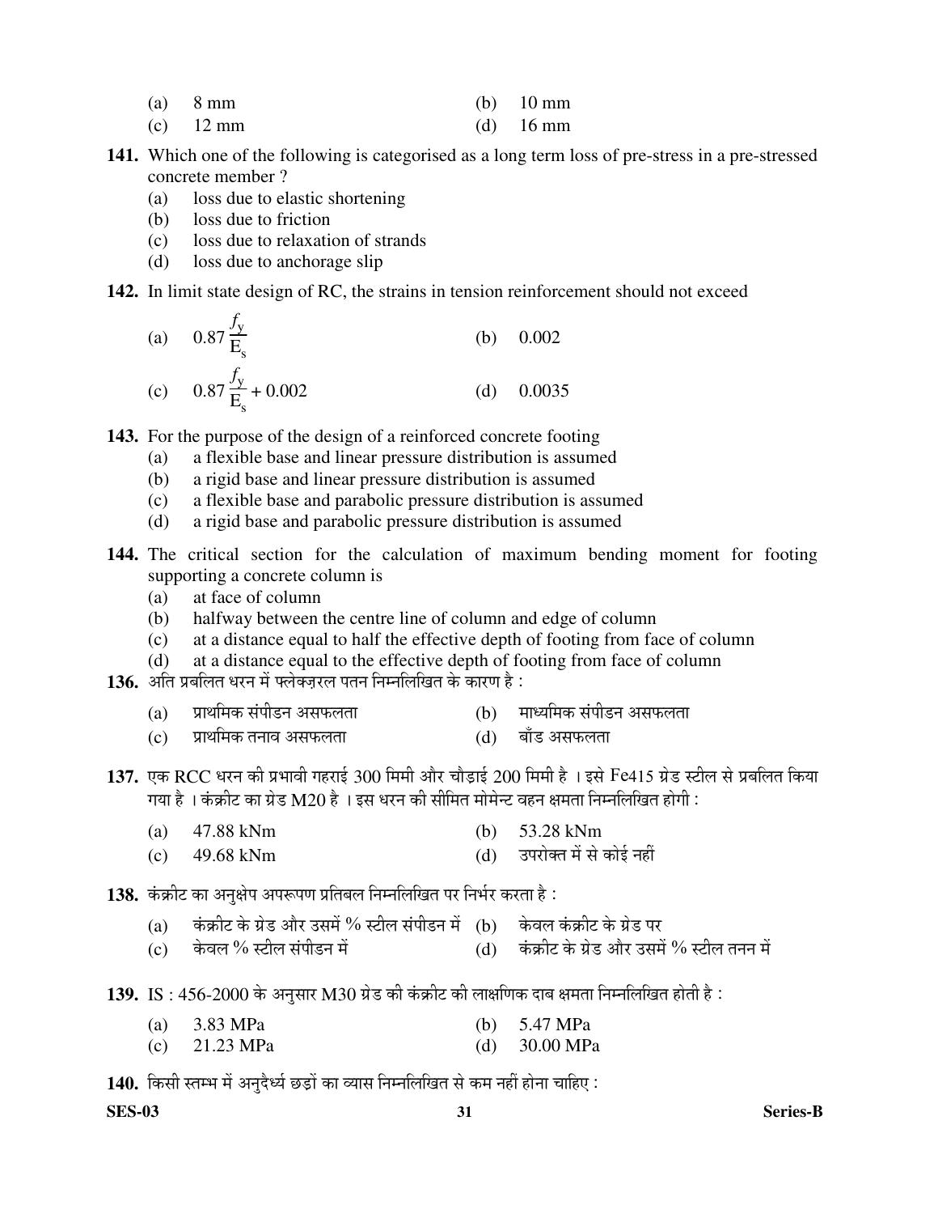(a) 8 mm (b) 10 mm

(c) 12 mm (d) 16 mm

**141.** Which one of the following is categorised as a long term loss of pre-stress in a pre-stressed concrete member ?

(a) loss due to elastic shortening

(b) loss due to friction

(c) loss due to relaxation of strands

(d) loss due to anchorage slip

**142.** In limit state design of RC, the strains in tension reinforcement should not exceed

(a) $0.87 \frac{f_y}{E_s}$ (b) 0.002

(c) $0.87 \frac{f_y}{E_s} + 0.002$ (d) 0.0035

**143.** For the purpose of the design of a reinforced concrete footing

(a) a flexible base and linear pressure distribution is assumed

(b) a rigid base and linear pressure distribution is assumed

(c) a flexible base and parabolic pressure distribution is assumed

(d) a rigid base and parabolic pressure distribution is assumed

**144.** The critical section for the calculation of maximum bending moment for footing supporting a concrete column is

(a) at face of column

(b) halfway between the centre line of column and edge of column

(c) at a distance equal to half the effective depth of footing from face of column

(d) at a distance equal to the effective depth of footing from face of column

**136.** अति प्रबलित धरन में फ्लेक्ज़रल पतन निम्नलिखित के कारण है :

(a) प्राथमिक संपीडन असफलता (b) माध्यमिक संपीडन असफलता

(c) प्राथमिक तनाव असफलता (d) बाँड असफलता

**137.** एक RCC धरन की प्रभावी गहराई 300 मिमी और चौड़ाई 200 मिमी है । इसे Fe415 ग्रेड स्टील से प्रबलित किया गया है । कंक्रीट का ग्रेड M20 है । इस धरन की सीमित मोमेन्ट वहन क्षमता निम्नलिखित होगी :

(a) 47.88 kNm (b) 53.28 kNm

(c) 49.68 kNm (d) उपरोक्त में से कोई नहीं

**138.** कंक्रीट का अनुक्षेप अपरूपण प्रतिबल निम्नलिखित पर निर्भर करता है :

(a) कंक्रीट के ग्रेड और उसमें % स्टील संपीडन में (b) केवल कंक्रीट के ग्रेड पर

(c) केवल % स्टील संपीडन में (d) कंक्रीट के ग्रेड और उसमें % स्टील तनन में

**139.** IS : 456-2000 के अनुसार M30 ग्रेड की कंक्रीट की लाक्षणिक दाब क्षमता निम्नलिखित होती है :

(a) 3.83 MPa (b) 5.47 MPa

(c) 21.23 MPa (d) 30.00 MPa

**140.** किसी स्तम्भ में अनुदैर्ध्य छड़ों का व्यास निम्नलिखित से कम नहीं होना चाहिए :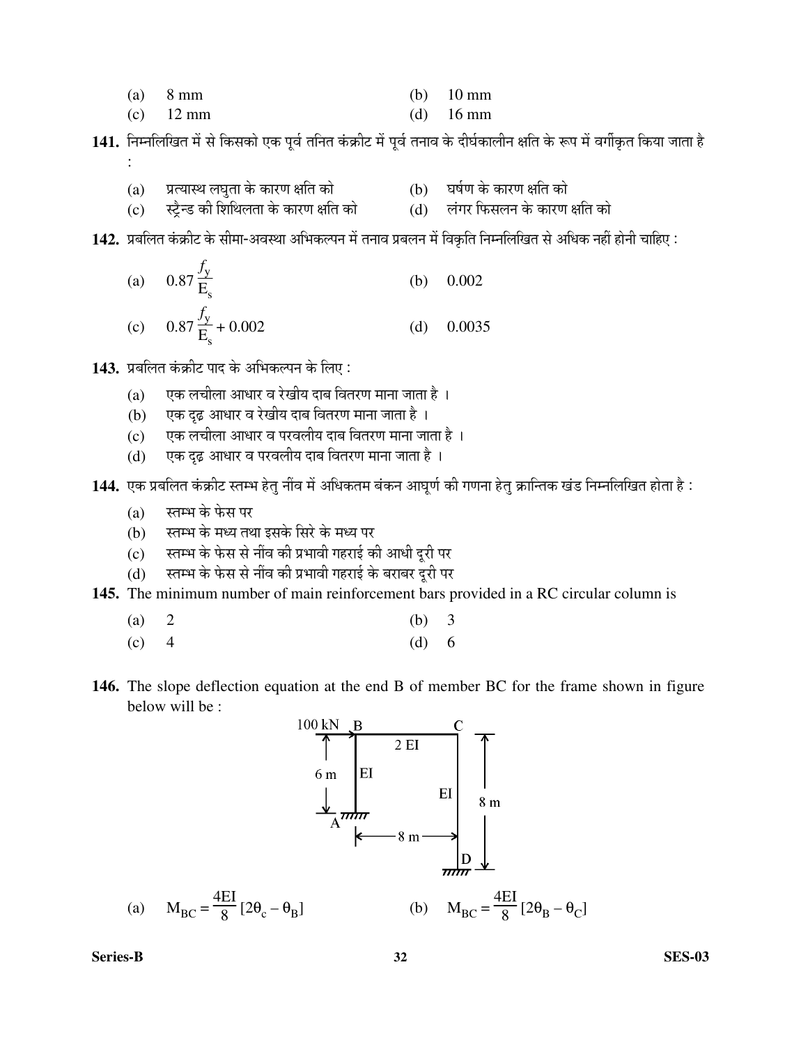(a) 8 mm (b) 10 mm

(c) 12 mm (d) 16 mm

**141.** निम्नलिखित में से किसको एक पूर्व तनित कंक्रीट में पूर्व तनाव के दीर्घकालीन क्षति के रूप में वर्गीकृत किया जाता है :

(a) प्रत्यास्थ लघुता के कारण क्षति को (b) घर्षण के कारण क्षति को

(c) स्ट्रैन्ड की शिथिलता के कारण क्षति को (d) लंगर फिसलन के कारण क्षति को

**142.** प्रबलित कंक्रीट के सीमा-अवस्था अभिकल्पन में तनाव प्रबलन में विकृति निम्नलिखित से अधिक नहीं होनी चाहिए :

(a) $0.87 \frac{f_y}{E_s}$ (b) 0.002

(c) $0.87 \frac{f_y}{E_s} + 0.002$ (d) 0.0035

**143.** प्रबलित कंक्रीट पाद के अभिकल्पन के लिए :

(a) एक लचीला आधार व रेखीय दाब वितरण माना जाता है ।

(b) एक दृढ़ आधार व रेखीय दाब वितरण माना जाता है ।

(c) एक लचीला आधार व परवलीय दाब वितरण माना जाता है ।

(d) एक दृढ़ आधार व परवलीय दाब वितरण माना जाता है ।

**144.** एक प्रबलित कंक्रीट स्तम्भ हेतु नींव में अधिकतम बंकन आघूर्ण की गणना हेतु क्रान्तिक खंड निम्नलिखित होता है :

(a) स्तम्भ के फेस पर

(b) स्तम्भ के मध्य तथा इसके सिरे के मध्य पर

(c) स्तम्भ के फेस से नींव की प्रभावी गहराई की आधी दूरी पर

(d) स्तम्भ के फेस से नींव की प्रभावी गहराई के बराबर दूरी पर

**145.** The minimum number of main reinforcement bars provided in a RC circular column is

(a) 2 (b) 3

(c) 4 (d) 6

**146.** The slope deflection equation at the end B of member BC for the frame shown in figure below will be :

100 kN, B, C, 2 EI, 6 m, EI, EI, 8 m, A, 8 m, D

(a) $M_{BC} = \frac{4EI}{8} [2\theta_c - \theta_B]$ (b) $M_{BC} = \frac{4EI}{8} [2\theta_B - \theta_C]$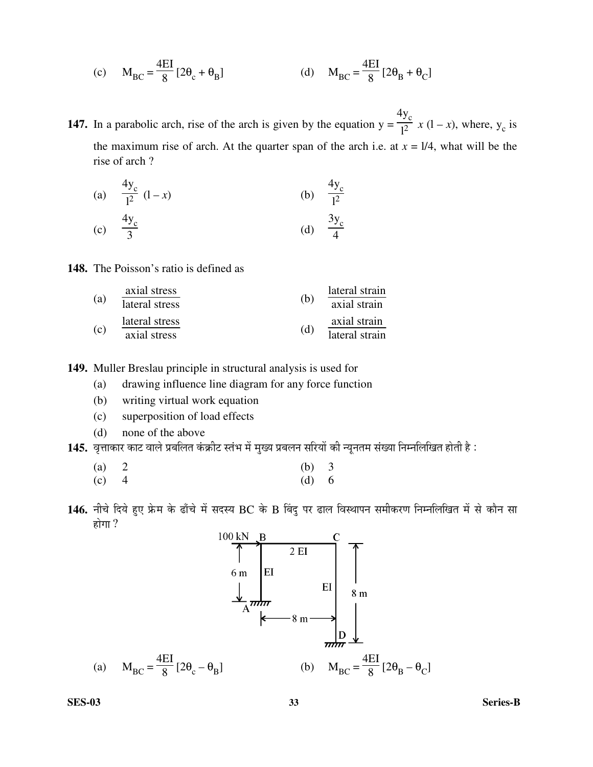(c) $M_{BC} = \frac{4EI}{8}[2\theta_c + \theta_B]$ (d) $M_{BC} = \frac{4EI}{8}[2\theta_B + \theta_C]$

**147.** In a parabolic arch, rise of the arch is given by the equation $y = \frac{4y_c}{l^2}\, x\,(l - x)$, where, $y_c$ is the maximum rise of arch. At the quarter span of the arch i.e. at $x = l/4$, what will be the rise of arch ?

(a) $\frac{4y_c}{l^2}(l - x)$ (b) $\frac{4y_c}{l^2}$

(c) $\frac{4y_c}{3}$ (d) $\frac{3y_c}{4}$

**148.** The Poisson's ratio is defined as

(a) $\frac{\text{axial stress}}{\text{lateral stress}}$ (b) $\frac{\text{lateral strain}}{\text{axial strain}}$

(c) $\frac{\text{lateral stress}}{\text{axial stress}}$ (d) $\frac{\text{axial strain}}{\text{lateral strain}}$

**149.** Muller Breslau principle in structural analysis is used for

(a) drawing influence line diagram for any force function

(b) writing virtual work equation

(c) superposition of load effects

(d) none of the above

**145.** वृत्ताकार काट वाले प्रबलित कंक्रीट स्तंभ में मुख्य प्रबलन सरियों की न्यूनतम संख्या निम्नलिखित होती है :

(a) 2 (b) 3

(c) 4 (d) 6

**146.** नीचे दिये हुए फ्रेम के ढाँचे में सदस्य BC के B बिंदु पर ढाल विस्थापन समीकरण निम्नलिखित में से कौन सा होगा ?

(a) $M_{BC} = \frac{4EI}{8}[2\theta_c - \theta_B]$ (b) $M_{BC} = \frac{4EI}{8}[2\theta_B - \theta_C]$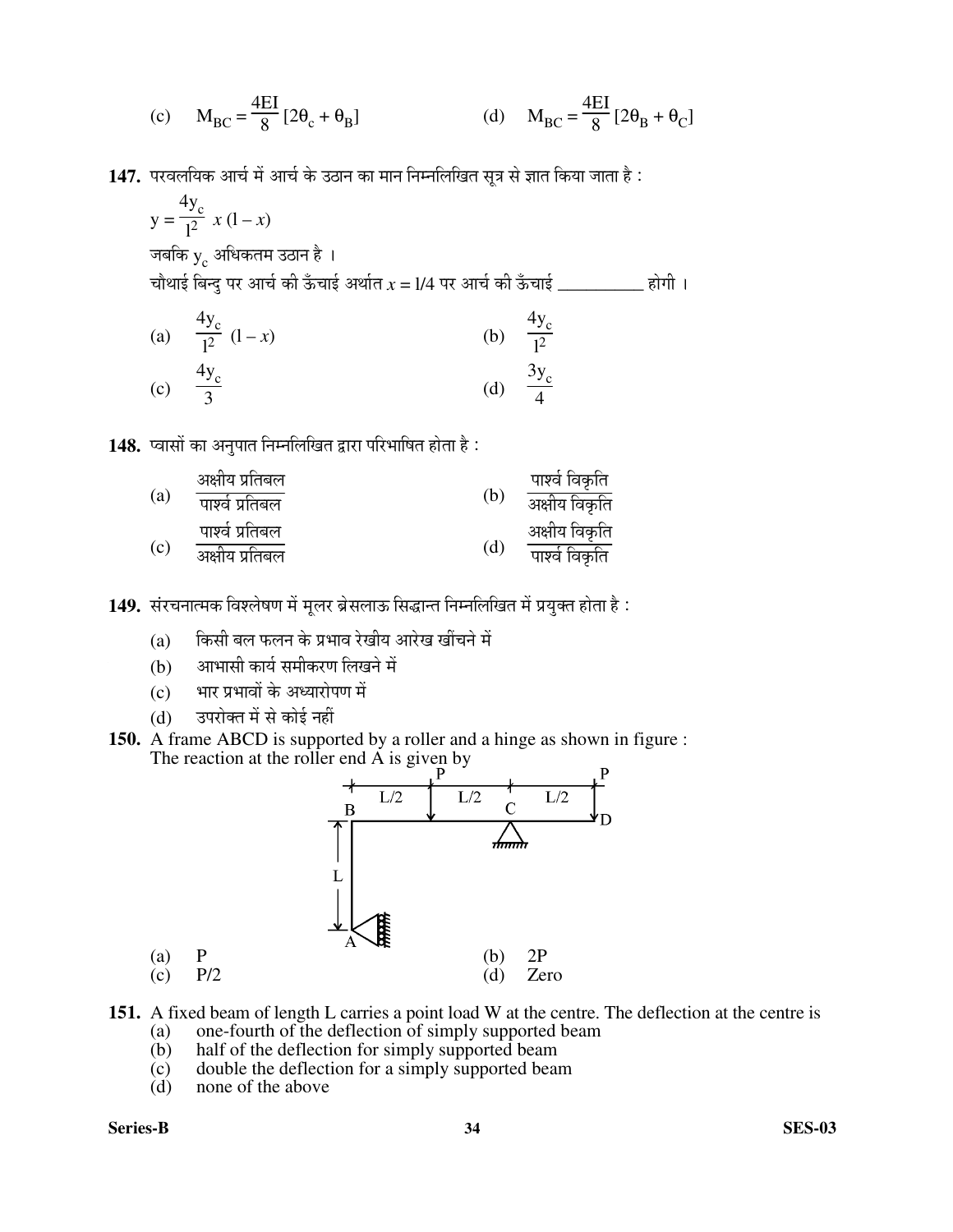(c) $M_{BC} = \frac{4EI}{8} [2\theta_c + \theta_B]$ (d) $M_{BC} = \frac{4EI}{8} [2\theta_B + \theta_C]$

**147.** परवलयिक आर्च में आर्च के उठान का मान निम्नलिखित सूत्र से ज्ञात किया जाता है :

$y = \frac{4y_c}{l^2} x (l - x)$

जबकि $y_c$ अधिकतम उठान है ।

चौथाई बिन्दु पर आर्च की ऊँचाई अर्थात $x = l/4$ पर आर्च की ऊँचाई __________ होगी ।

(a) $\frac{4y_c}{l^2} (l - x)$ (b) $\frac{4y_c}{l^2}$

(c) $\frac{4y_c}{3}$ (d) $\frac{3y_c}{4}$

**148.** प्वासों का अनुपात निम्नलिखित द्वारा परिभाषित होता है :

(a) $\frac{\text{अक्षीय प्रतिबल}}{\text{पार्श्व प्रतिबल}}$ (b) $\frac{\text{पार्श्व विकृति}}{\text{अक्षीय विकृति}}$

(c) $\frac{\text{पार्श्व प्रतिबल}}{\text{अक्षीय प्रतिबल}}$ (d) $\frac{\text{अक्षीय विकृति}}{\text{पार्श्व विकृति}}$

**149.** संरचनात्मक विश्लेषण में मूलर ब्रेसलाऊ सिद्धान्त निम्नलिखित में प्रयुक्त होता है :

(a) किसी बल फलन के प्रभाव रेखीय आरेख खींचने में
(b) आभासी कार्य समीकरण लिखने में
(c) भार प्रभावों के अध्यारोपण में
(d) उपरोक्त में से कोई नहीं

**150.** A frame ABCD is supported by a roller and a hinge as shown in figure :
The reaction at the roller end A is given by

(a) P (b) 2P
(c) P/2 (d) Zero

**151.** A fixed beam of length L carries a point load W at the centre. The deflection at the centre is

(a) one-fourth of the deflection of simply supported beam
(b) half of the deflection for simply supported beam
(c) double the deflection for a simply supported beam
(d) none of the above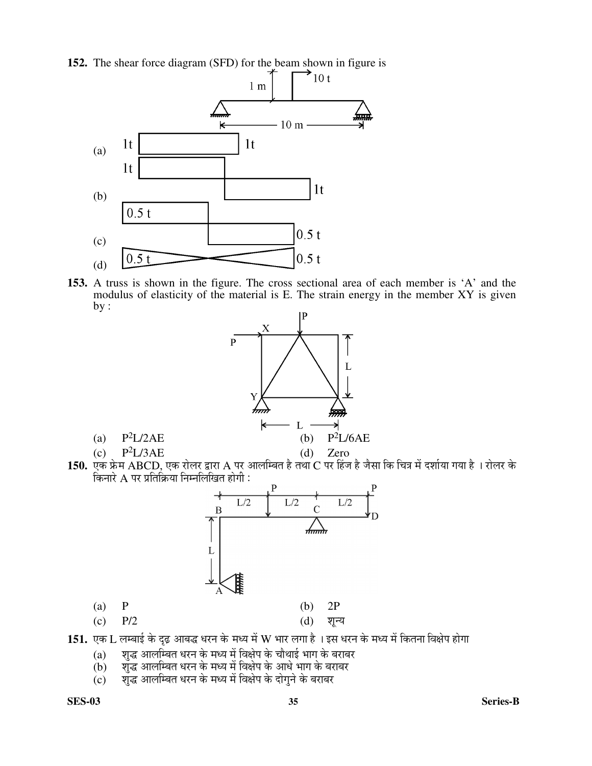**152.** The shear force diagram (SFD) for the beam shown in figure is

(a) 1t 1t

(b) 1t 1t

(c) 0.5 t 0.5 t

(d) 0.5 t 0.5 t

**153.** A truss is shown in the figure. The cross sectional area of each member is 'A' and the modulus of elasticity of the material is E. The strain energy in the member XY is given by :

(a) $P^2L/2AE$

(b) $P^2L/6AE$

(c) $P^2L/3AE$

(d) Zero

**150.** एक फ्रेम ABCD, एक रोलर द्वारा A पर आलम्बित है तथा C पर हिंज है जैसा कि चित्र में दर्शाया गया है । रोलर के किनारे A पर प्रतिक्रिया निम्नलिखित होगी :

(a) P

(b) 2P

(c) P/2

(d) शून्य

**151.** एक L लम्बाई के दृढ़ आबद्ध धरन के मध्य में W भार लगा है । इस धरन के मध्य में कितना विक्षेप होगा

(a) शुद्ध आलम्बित धरन के मध्य में विक्षेप के चौथाई भाग के बराबर
(b) शुद्ध आलम्बित धरन के मध्य में विक्षेप के आधे भाग के बराबर
(c) शुद्ध आलम्बित धरन के मध्य में विक्षेप के दोगुने के बराबर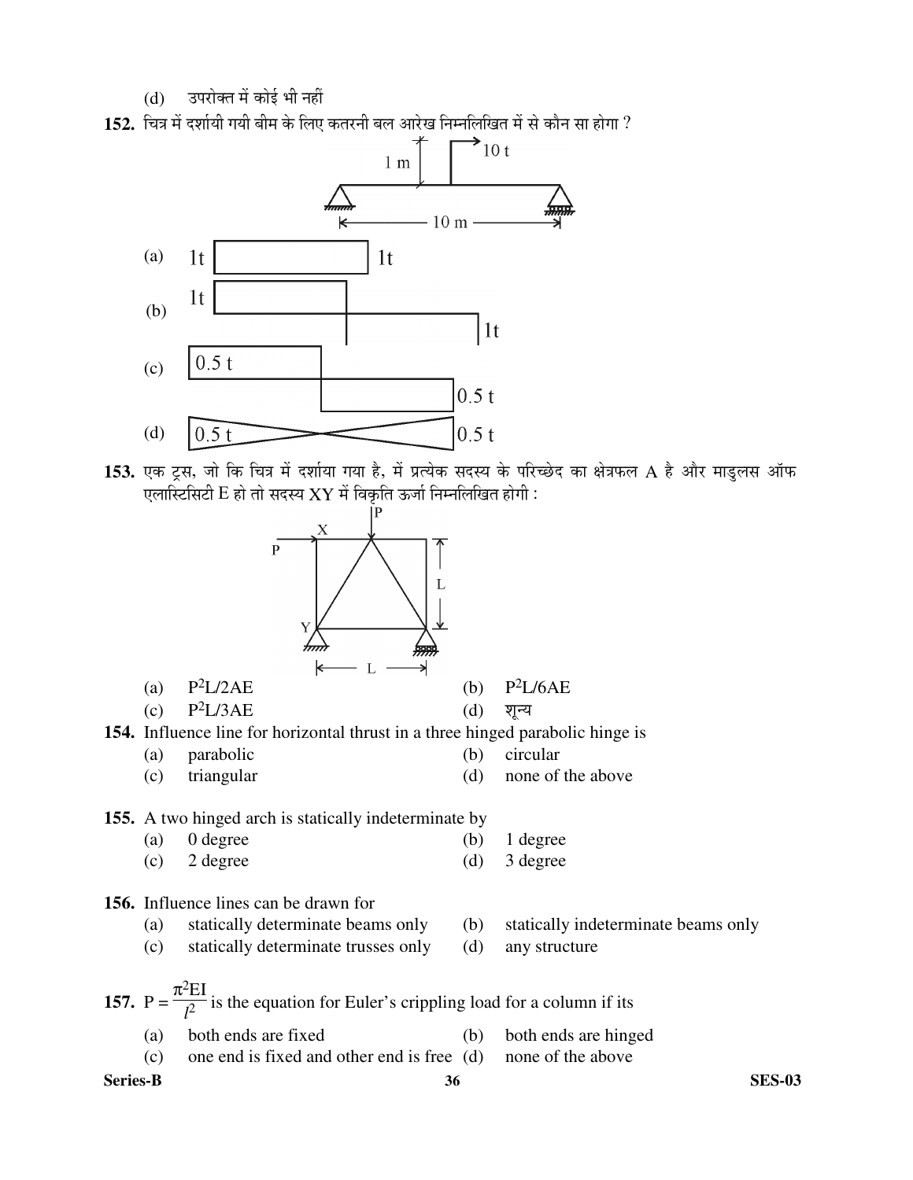(d) उपरोक्त में कोई भी नहीं

**152.** चित्र में दर्शायी गयी बीम के लिए कतरनी बल आरेख निम्नलिखित में से कौन सा होगा ?

(a) 1t 1t

(b) 1t 1t

(c) 0.5 t 0.5 t

(d) 0.5 t 0.5 t

**153.** एक ट्रस, जो कि चित्र में दर्शाया गया है, में प्रत्येक सदस्य के परिच्छेद का क्षेत्रफल A है और माडुलस ऑफ एलास्टिसिटी E हो तो सदस्य XY में विकृति ऊर्जा निम्नलिखित होगी :

(a) $P^2L/2AE$
(b) $P^2L/6AE$
(c) $P^2L/3AE$
(d) शून्य

**154.** Influence line for horizontal thrust in a three hinged parabolic hinge is

(a) parabolic
(b) circular
(c) triangular
(d) none of the above

**155.** A two hinged arch is statically indeterminate by

(a) 0 degree
(b) 1 degree
(c) 2 degree
(d) 3 degree

**156.** Influence lines can be drawn for

(a) statically determinate beams only
(b) statically indeterminate beams only
(c) statically determinate trusses only
(d) any structure

**157.** $P = \dfrac{\pi^2 EI}{l^2}$ is the equation for Euler's crippling load for a column if its

(a) both ends are fixed
(b) both ends are hinged
(c) one end is fixed and other end is free
(d) none of the above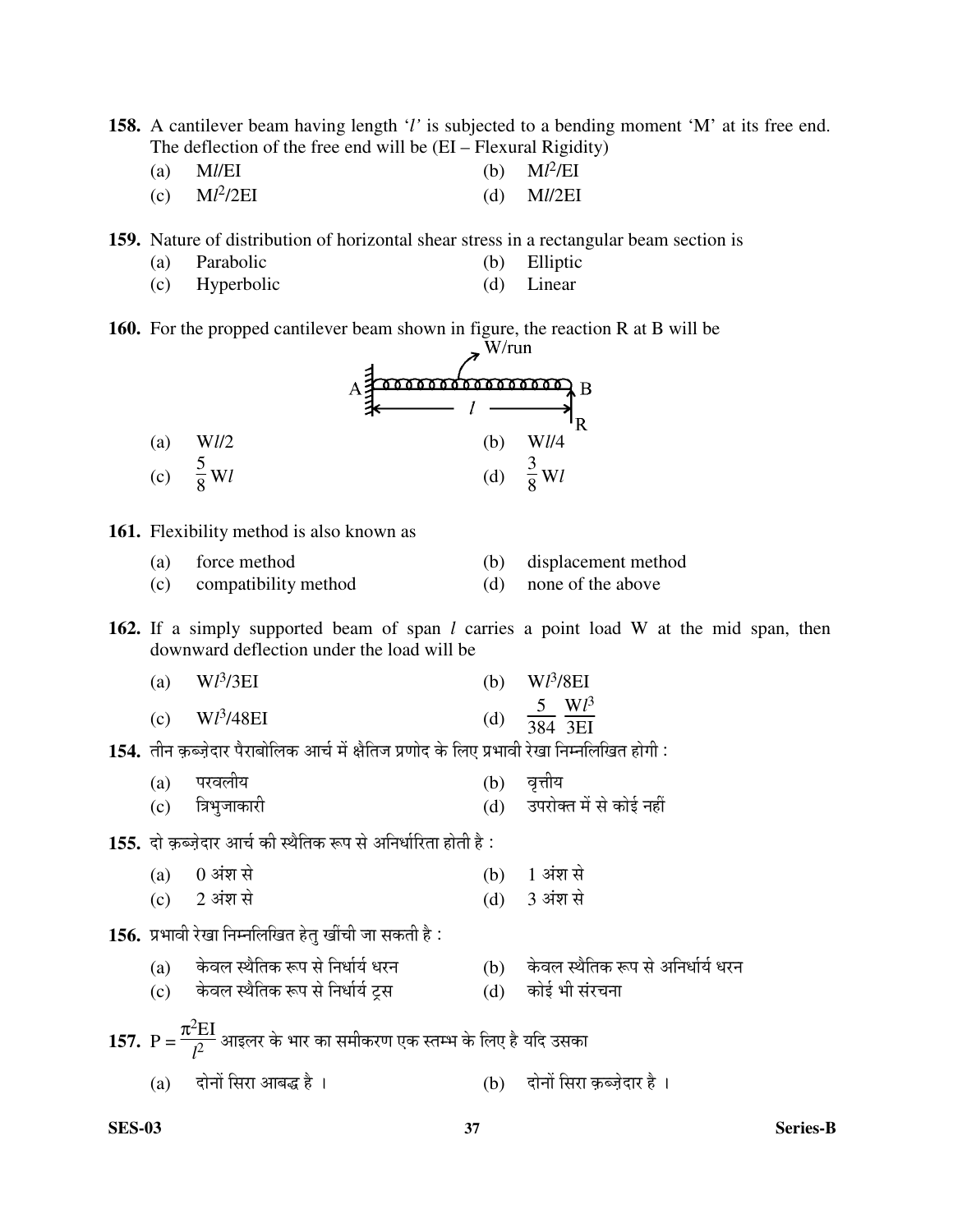**158.** A cantilever beam having length '$l$' is subjected to a bending moment 'M' at its free end. The deflection of the free end will be (EI – Flexural Rigidity)

(a) $Ml/EI$ (b) $Ml^2/EI$

(c) $Ml^2/2EI$ (d) $Ml/2EI$

**159.** Nature of distribution of horizontal shear stress in a rectangular beam section is

(a) Parabolic (b) Elliptic

(c) Hyperbolic (d) Linear

**160.** For the propped cantilever beam shown in figure, the reaction R at B will be

W/run

A ——— $l$ ——— B

R

(a) $Wl/2$ (b) $Wl/4$

(c) $\frac{5}{8}Wl$ (d) $\frac{3}{8}Wl$

**161.** Flexibility method is also known as

(a) force method (b) displacement method

(c) compatibility method (d) none of the above

**162.** If a simply supported beam of span $l$ carries a point load W at the mid span, then downward deflection under the load will be

(a) $Wl^3/3EI$ (b) $Wl^3/8EI$

(c) $Wl^3/48EI$ (d) $\frac{5}{384}\frac{Wl^3}{3EI}$

**154.** तीन क़ब्ज़ेदार पैराबोलिक आर्च में क्षैतिज प्रणोद के लिए प्रभावी रेखा निम्नलिखित होगी :

(a) परवलीय (b) वृत्तीय

(c) त्रिभुजाकारी (d) उपरोक्त में से कोई नहीं

**155.** दो क़ब्ज़ेदार आर्च की स्थैतिक रूप से अनिर्धारिता होती है :

(a) 0 अंश से (b) 1 अंश से

(c) 2 अंश से (d) 3 अंश से

**156.** प्रभावी रेखा निम्नलिखित हेतु खींची जा सकती है :

(a) केवल स्थैतिक रूप से निर्धार्य धरन (b) केवल स्थैतिक रूप से अनिर्धार्य धरन

(c) केवल स्थैतिक रूप से निर्धार्य ट्रस (d) कोई भी संरचना

**157.** $P = \frac{\pi^2 EI}{l^2}$ आइलर के भार का समीकरण एक स्तम्भ के लिए है यदि उसका

(a) दोनों सिरा आबद्ध है । (b) दोनों सिरा क़ब्ज़ेदार है ।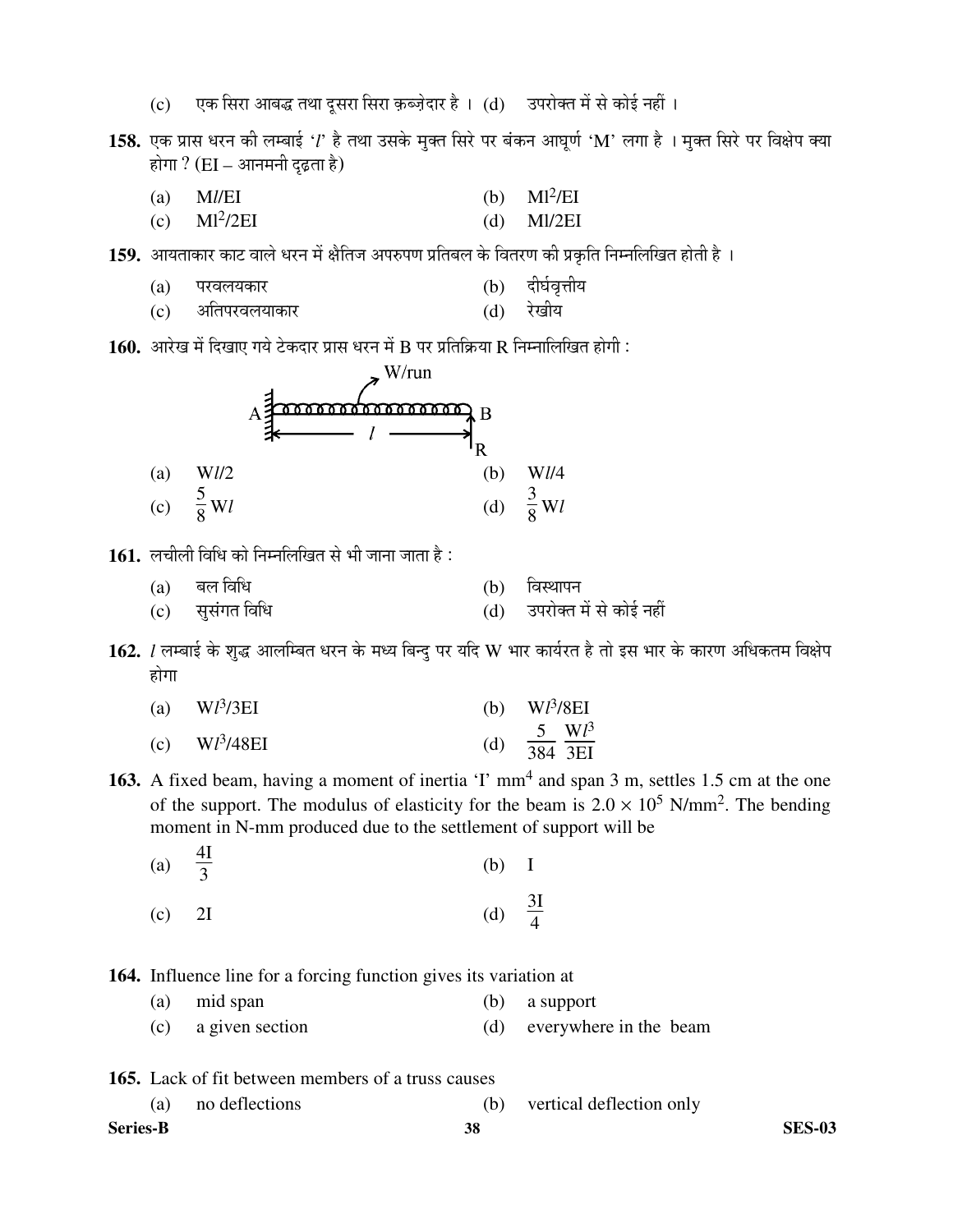(c) एक सिरा आबद्ध तथा दूसरा सिरा क़ब्ज़ेदार है । (d) उपरोक्त में से कोई नहीं ।

**158.** एक प्रास धरन की लम्बाई '$l$' है तथा उसके मुक्त सिरे पर बंकन आघूर्ण 'M' लगा है । मुक्त सिरे पर विक्षेप क्या होगा ? (EI – आनमनी दृढ़ता है)

(a) $Ml/EI$ (b) $Ml^2/EI$
(c) $Ml^2/2EI$ (d) $Ml/2EI$

**159.** आयताकार काट वाले धरन में क्षैतिज अपरुपण प्रतिबल के वितरण की प्रकृति निम्नलिखित होती है ।

(a) परवलयकार (b) दीर्घवृत्तीय
(c) अतिपरवलयाकार (d) रेखीय

**160.** आरेख में दिखाए गये टेकदार प्रास धरन में B पर प्रतिक्रिया R निम्नालिखित होगी :

A — W/run — B, $l$, R

(a) $Wl/2$ (b) $Wl/4$
(c) $\frac{5}{8}Wl$ (d) $\frac{3}{8}Wl$

**161.** लचीली विधि को निम्नलिखित से भी जाना जाता है :

(a) बल विधि (b) विस्थापन
(c) सुसंगत विधि (d) उपरोक्त में से कोई नहीं

**162.** $l$ लम्बाई के शुद्ध आलम्बित धरन के मध्य बिन्दु पर यदि W भार कार्यरत है तो इस भार के कारण अधिकतम विक्षेप होगा

(a) $Wl^3/3EI$ (b) $Wl^3/8EI$
(c) $Wl^3/48EI$ (d) $\frac{5}{384}\frac{Wl^3}{3EI}$

**163.** A fixed beam, having a moment of inertia 'I' $mm^4$ and span 3 m, settles 1.5 cm at the one of the support. The modulus of elasticity for the beam is $2.0 \times 10^5$ $N/mm^2$. The bending moment in N-mm produced due to the settlement of support will be

(a) $\frac{4I}{3}$ (b) I
(c) 2I (d) $\frac{3I}{4}$

**164.** Influence line for a forcing function gives its variation at

(a) mid span (b) a support
(c) a given section (d) everywhere in the beam

**165.** Lack of fit between members of a truss causes

(a) no deflections (b) vertical deflection only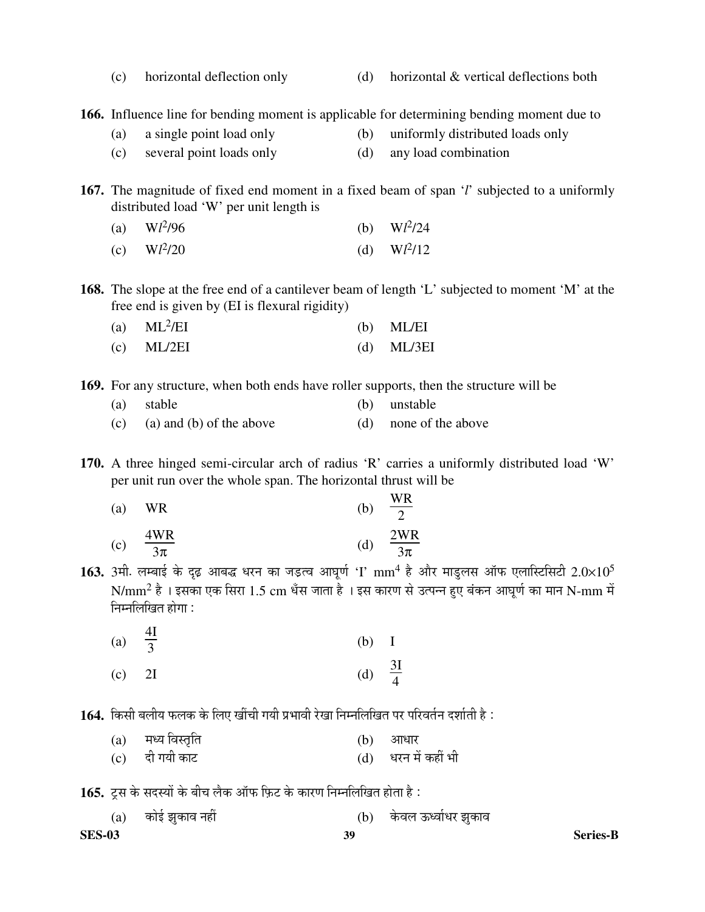(c) horizontal deflection only (d) horizontal & vertical deflections both

**166.** Influence line for bending moment is applicable for determining bending moment due to

(a) a single point load only (b) uniformly distributed loads only

(c) several point loads only (d) any load combination

**167.** The magnitude of fixed end moment in a fixed beam of span '$l$' subjected to a uniformly distributed load 'W' per unit length is

(a) $Wl^2/96$ (b) $Wl^2/24$

(c) $Wl^2/20$ (d) $Wl^2/12$

**168.** The slope at the free end of a cantilever beam of length 'L' subjected to moment 'M' at the free end is given by (EI is flexural rigidity)

(a) $ML^2/EI$ (b) $ML/EI$

(c) $ML/2EI$ (d) $ML/3EI$

**169.** For any structure, when both ends have roller supports, then the structure will be

(a) stable (b) unstable

(c) (a) and (b) of the above (d) none of the above

**170.** A three hinged semi-circular arch of radius 'R' carries a uniformly distributed load 'W' per unit run over the whole span. The horizontal thrust will be

(a) WR (b) $\frac{WR}{2}$

(c) $\frac{4WR}{3\pi}$ (d) $\frac{2WR}{3\pi}$

**163.** 3मी. लम्बाई के दृढ़ आबद्ध धरन का जड़त्व आघूर्ण 'I' $mm^4$ है और माडुलस ऑफ एलास्टिसिटी $2.0 \times 10^5$ $N/mm^2$ है । इसका एक सिरा 1.5 cm धँस जाता है । इस कारण से उत्पन्न हुए बंकन आघूर्ण का मान N-mm में निम्नलिखित होगा :

(a) $\frac{4I}{3}$ (b) I

(c) 2I (d) $\frac{3I}{4}$

**164.** किसी बलीय फलक के लिए खींची गयी प्रभावी रेखा निम्नलिखित पर परिवर्तन दर्शाती है :

(a) मध्य विस्तृति (b) आधार

(c) दी गयी काट (d) धरन में कहीं भी

**165.** ट्रस के सदस्यों के बीच लैक ऑफ फ़िट के कारण निम्नलिखित होता है :

(a) कोई झुकाव नहीं (b) केवल ऊर्ध्वाधर झुकाव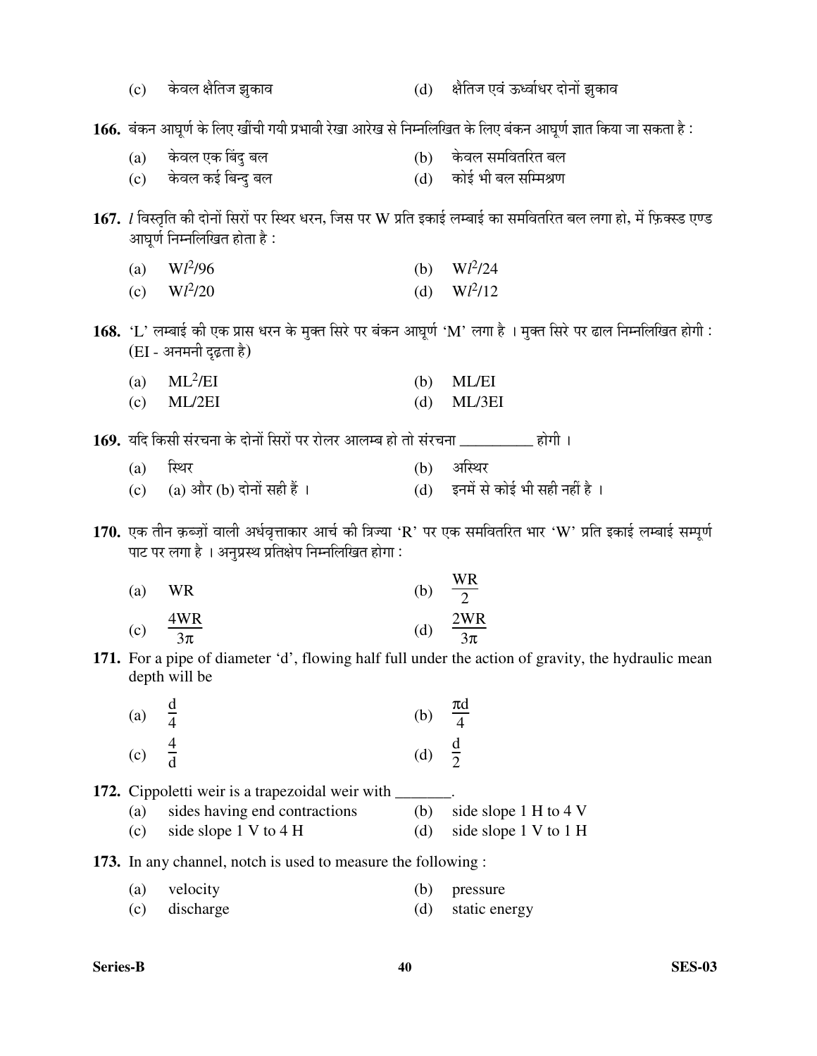(c) केवल क्षैतिज झुकाव (d) क्षैतिज एवं ऊर्ध्वाधर दोनों झुकाव

**166.** बंकन आघूर्ण के लिए खींची गयी प्रभावी रेखा आरेख से निम्नलिखित के लिए बंकन आघूर्ण ज्ञात किया जा सकता है :

(a) केवल एक बिंदु बल (b) केवल समवितरित बल
(c) केवल कई बिन्दु बल (d) कोई भी बल सम्मिश्रण

**167.** $l$ विस्तृति की दोनों सिरों पर स्थिर धरन, जिस पर W प्रति इकाई लम्बाई का समवितरित बल लगा हो, में फ़िक्स्ड एण्ड आघूर्ण निम्नलिखित होता है :

(a) $Wl^2/96$ (b) $Wl^2/24$
(c) $Wl^2/20$ (d) $Wl^2/12$

**168.** 'L' लम्बाई की एक प्रास धरन के मुक्त सिरे पर बंकन आघूर्ण 'M' लगा है । मुक्त सिरे पर ढाल निम्नलिखित होगी : (EI - अनमनी दृढ़ता है)

(a) $ML^2/EI$ (b) $ML/EI$
(c) $ML/2EI$ (d) $ML/3EI$

**169.** यदि किसी संरचना के दोनों सिरों पर रोलर आलम्ब हो तो संरचना __________ होगी ।

(a) स्थिर (b) अस्थिर
(c) (a) और (b) दोनों सही हैं । (d) इनमें से कोई भी सही नहीं है ।

**170.** एक तीन क़ब्ज़ों वाली अर्धवृत्ताकार आर्च की त्रिज्या 'R' पर एक समवितरित भार 'W' प्रति इकाई लम्बाई सम्पूर्ण पाट पर लगा है । अनुप्रस्थ प्रतिक्षेप निम्नलिखित होगा :

(a) $WR$ (b) $\frac{WR}{2}$
(c) $\frac{4WR}{3\pi}$ (d) $\frac{2WR}{3\pi}$

**171.** For a pipe of diameter 'd', flowing half full under the action of gravity, the hydraulic mean depth will be

(a) $\frac{d}{4}$ (b) $\frac{\pi d}{4}$
(c) $\frac{4}{d}$ (d) $\frac{d}{2}$

**172.** Cippoletti weir is a trapezoidal weir with _______.

(a) sides having end contractions (b) side slope 1 H to 4 V
(c) side slope 1 V to 4 H (d) side slope 1 V to 1 H

**173.** In any channel, notch is used to measure the following :

(a) velocity (b) pressure
(c) discharge (d) static energy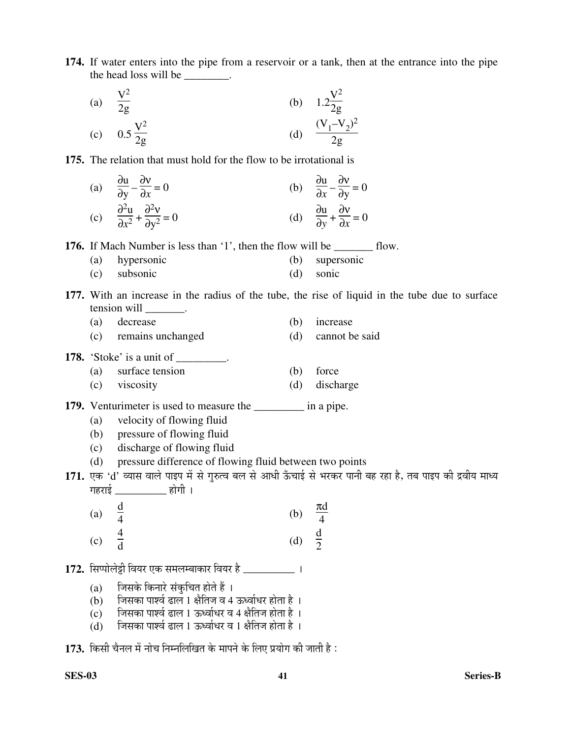**174.** If water enters into the pipe from a reservoir or a tank, then at the entrance into the pipe the head loss will be ________.

(a) $\frac{V^2}{2g}$

(b) $1.2\frac{V^2}{2g}$

(c) $0.5\frac{V^2}{2g}$

(d) $\frac{(V_1-V_2)^2}{2g}$

**175.** The relation that must hold for the flow to be irrotational is

(a) $\frac{\partial u}{\partial y} - \frac{\partial v}{\partial x} = 0$

(b) $\frac{\partial u}{\partial x} - \frac{\partial v}{\partial y} = 0$

(c) $\frac{\partial^2 u}{\partial x^2} + \frac{\partial^2 v}{\partial y^2} = 0$

(d) $\frac{\partial u}{\partial y} + \frac{\partial v}{\partial x} = 0$

**176.** If Mach Number is less than '1', then the flow will be _______ flow.

(a) hypersonic

(b) supersonic

(c) subsonic

(d) sonic

**177.** With an increase in the radius of the tube, the rise of liquid in the tube due to surface tension will _______.

(a) decrease

(b) increase

(c) remains unchanged

(d) cannot be said

**178.** 'Stoke' is a unit of _________.

(a) surface tension

(b) force

(c) viscosity

(d) discharge

**179.** Venturimeter is used to measure the _________ in a pipe.

(a) velocity of flowing fluid

(b) pressure of flowing fluid

(c) discharge of flowing fluid

(d) pressure difference of flowing fluid between two points

**171.** एक 'd' व्यास वाले पाइप में से गुरुत्व बल से आधी ऊँचाई से भरकर पानी बह रहा है, तब पाइप की द्रवीय माध्य गहराई __________ होगी ।

(a) $\frac{d}{4}$

(b) $\frac{\pi d}{4}$

(c) $\frac{4}{d}$

(d) $\frac{d}{2}$

**172.** सिप्पोलेट्टी वियर एक समलम्बाकार वियर है __________ ।

(a) जिसके किनारे संकुचित होते हैं ।

(b) जिसका पार्श्व ढाल 1 क्षैतिज व 4 ऊर्ध्वाधर होता है ।

(c) जिसका पार्श्व ढाल 1 ऊर्ध्वाधर व 4 क्षैतिज होता है ।

(d) जिसका पार्श्व ढाल 1 ऊर्ध्वाधर व 1 क्षैतिज होता है ।

**173.** किसी चैनल में नोच निम्नलिखित के मापने के लिए प्रयोग की जाती है :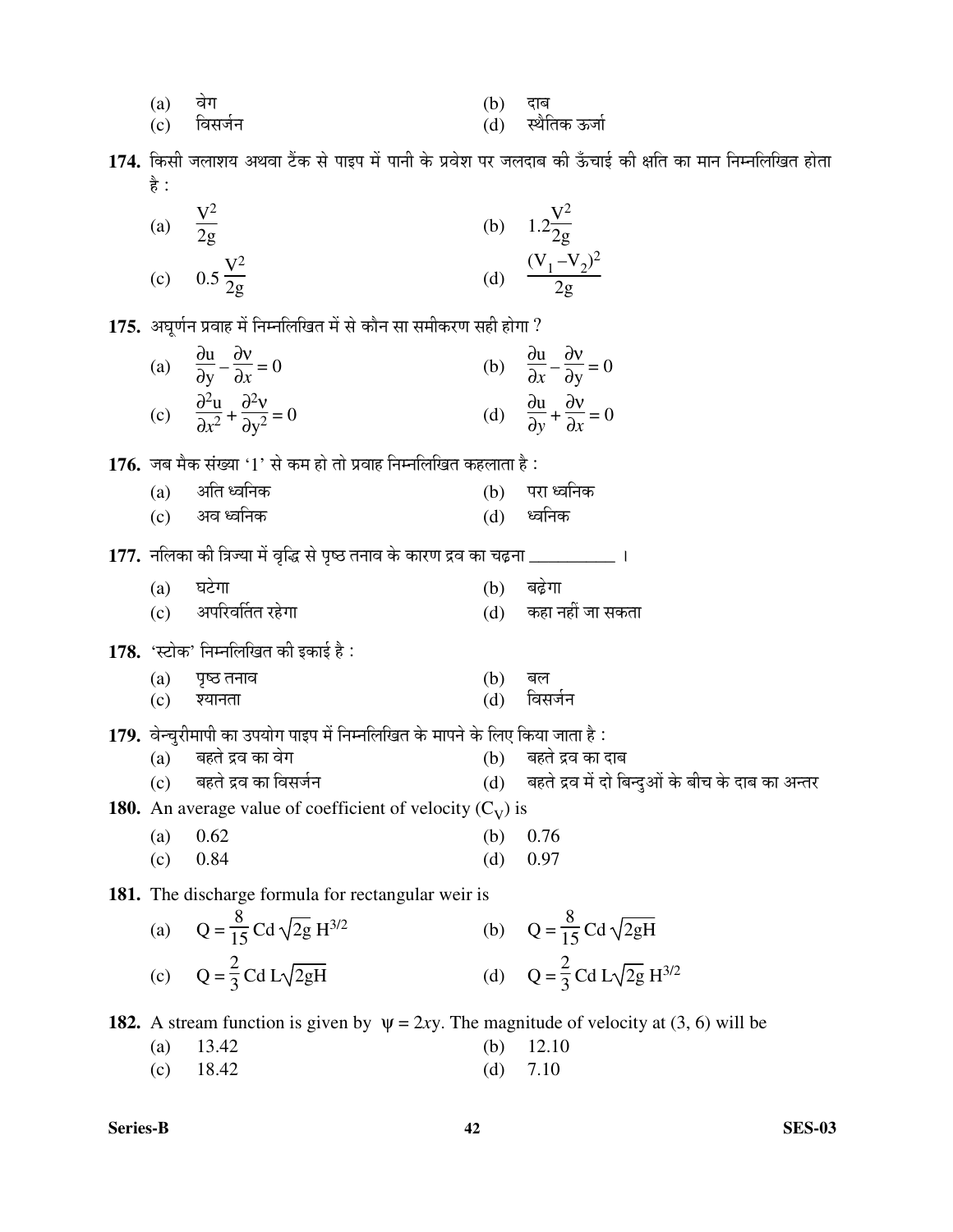(a) वेग (b) दाब

(c) विसर्जन (d) स्थैतिक ऊर्जा

**174.** किसी जलाशय अथवा टैंक से पाइप में पानी के प्रवेश पर जलदाब की ऊँचाई की क्षति का मान निम्नलिखित होता है :

(a) $\frac{V^2}{2g}$ (b) $1.2\frac{V^2}{2g}$

(c) $0.5\frac{V^2}{2g}$ (d) $\frac{(V_1 - V_2)^2}{2g}$

**175.** अघूर्णन प्रवाह में निम्नलिखित में से कौन सा समीकरण सही होगा ?

(a) $\frac{\partial u}{\partial y} - \frac{\partial v}{\partial x} = 0$ (b) $\frac{\partial u}{\partial x} - \frac{\partial v}{\partial y} = 0$

(c) $\frac{\partial^2 u}{\partial x^2} + \frac{\partial^2 v}{\partial y^2} = 0$ (d) $\frac{\partial u}{\partial y} + \frac{\partial v}{\partial x} = 0$

**176.** जब मैक संख्या '1' से कम हो तो प्रवाह निम्नलिखित कहलाता है :

(a) अति ध्वनिक (b) परा ध्वनिक

(c) अव ध्वनिक (d) ध्वनिक

**177.** नलिका की त्रिज्या में वृद्धि से पृष्ठ तनाव के कारण द्रव का चढ़ना __________ ।

(a) घटेगा (b) बढ़ेगा

(c) अपरिवर्तित रहेगा (d) कहा नहीं जा सकता

**178.** 'स्टोक' निम्नलिखित की इकाई है :

(a) पृष्ठ तनाव (b) बल

(c) श्यानता (d) विसर्जन

**179.** वेन्चुरीमापी का उपयोग पाइप में निम्नलिखित के मापने के लिए किया जाता है :

(a) बहते द्रव का वेग (b) बहते द्रव का दाब

(c) बहते द्रव का विसर्जन (d) बहते द्रव में दो बिन्दुओं के बीच के दाब का अन्तर

**180.** An average value of coefficient of velocity ($C_V$) is

(a) 0.62 (b) 0.76

(c) 0.84 (d) 0.97

**181.** The discharge formula for rectangular weir is

(a) $Q = \frac{8}{15} Cd \sqrt{2g}\, H^{3/2}$ (b) $Q = \frac{8}{15} Cd \sqrt{2gH}$

(c) $Q = \frac{2}{3} Cd\, L\sqrt{2gH}$ (d) $Q = \frac{2}{3} Cd\, L\sqrt{2g}\, H^{3/2}$

**182.** A stream function is given by $\psi = 2xy$. The magnitude of velocity at (3, 6) will be

(a) 13.42 (b) 12.10

(c) 18.42 (d) 7.10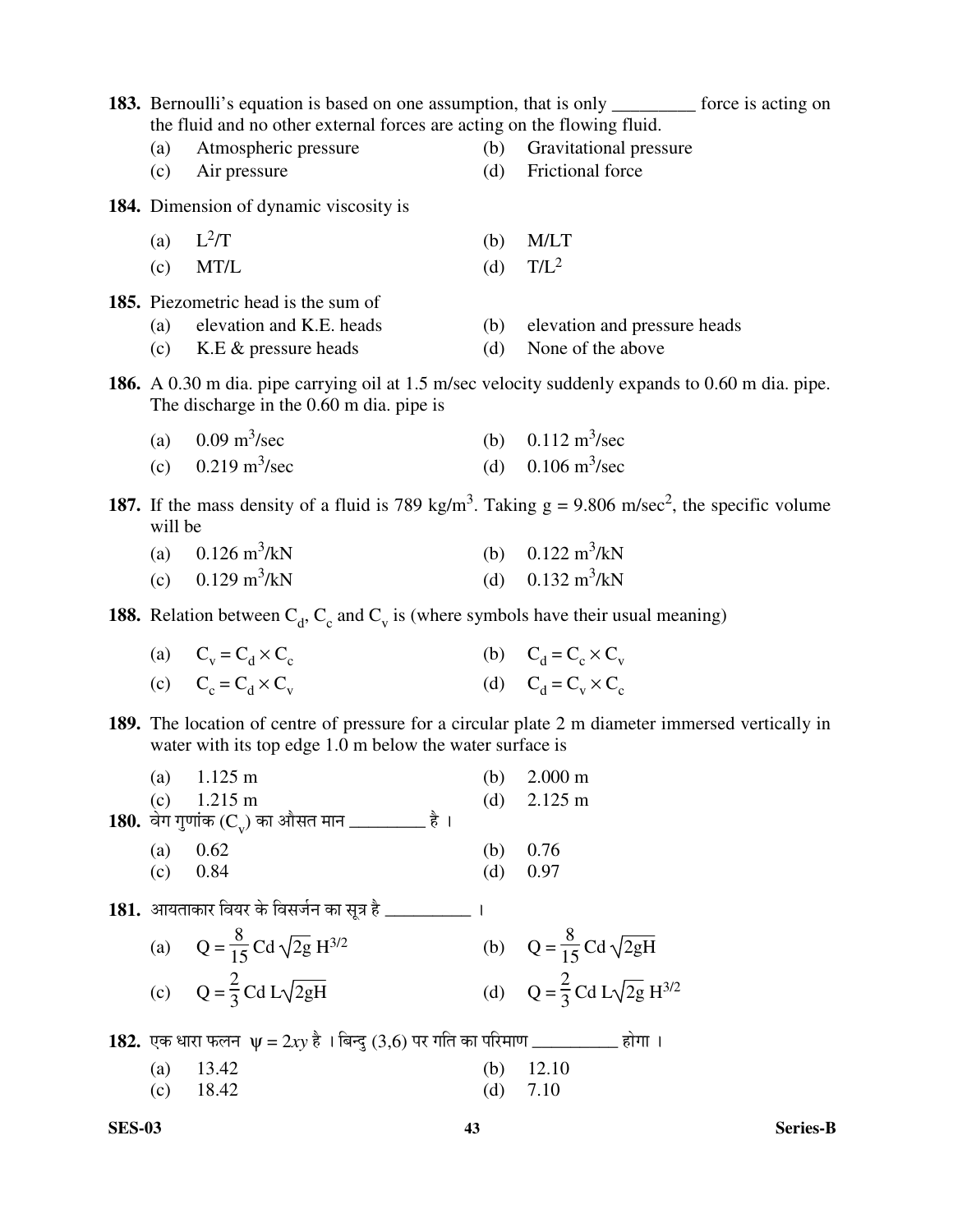**183.** Bernoulli's equation is based on one assumption, that is only _________ force is acting on the fluid and no other external forces are acting on the flowing fluid.

(a) Atmospheric pressure (b) Gravitational pressure
(c) Air pressure (d) Frictional force

**184.** Dimension of dynamic viscosity is

(a) $L^2/T$ (b) M/LT
(c) MT/L (d) $T/L^2$

**185.** Piezometric head is the sum of

(a) elevation and K.E. heads (b) elevation and pressure heads
(c) K.E & pressure heads (d) None of the above

**186.** A 0.30 m dia. pipe carrying oil at 1.5 m/sec velocity suddenly expands to 0.60 m dia. pipe. The discharge in the 0.60 m dia. pipe is

(a) $0.09\ m^3/sec$ (b) $0.112\ m^3/sec$
(c) $0.219\ m^3/sec$ (d) $0.106\ m^3/sec$

**187.** If the mass density of a fluid is $789\ kg/m^3$. Taking $g = 9.806\ m/sec^2$, the specific volume will be

(a) $0.126\ m^3/kN$ (b) $0.122\ m^3/kN$
(c) $0.129\ m^3/kN$ (d) $0.132\ m^3/kN$

**188.** Relation between $C_d$, $C_c$ and $C_v$ is (where symbols have their usual meaning)

(a) $C_v = C_d \times C_c$ (b) $C_d = C_c \times C_v$
(c) $C_c = C_d \times C_v$ (d) $C_d = C_v \times C_c$

**189.** The location of centre of pressure for a circular plate 2 m diameter immersed vertically in water with its top edge 1.0 m below the water surface is

(a) 1.125 m (b) 2.000 m
(c) 1.215 m (d) 2.125 m

**180.** वेग गुणांक ($C_v$) का औसत मान _________ है ।

(a) 0.62 (b) 0.76
(c) 0.84 (d) 0.97

**181.** आयताकार वियर के विसर्जन का सूत्र है __________ ।

(a) $Q = \frac{8}{15} Cd \sqrt{2g}\ H^{3/2}$ (b) $Q = \frac{8}{15} Cd \sqrt{2gH}$

(c) $Q = \frac{2}{3} Cd\ L\sqrt{2gH}$ (d) $Q = \frac{2}{3} Cd\ L\sqrt{2g}\ H^{3/2}$

**182.** एक धारा फलन $\psi = 2xy$ है । बिन्दु (3,6) पर गति का परिमाण __________ होगा ।

(a) 13.42 (b) 12.10
(c) 18.42 (d) 7.10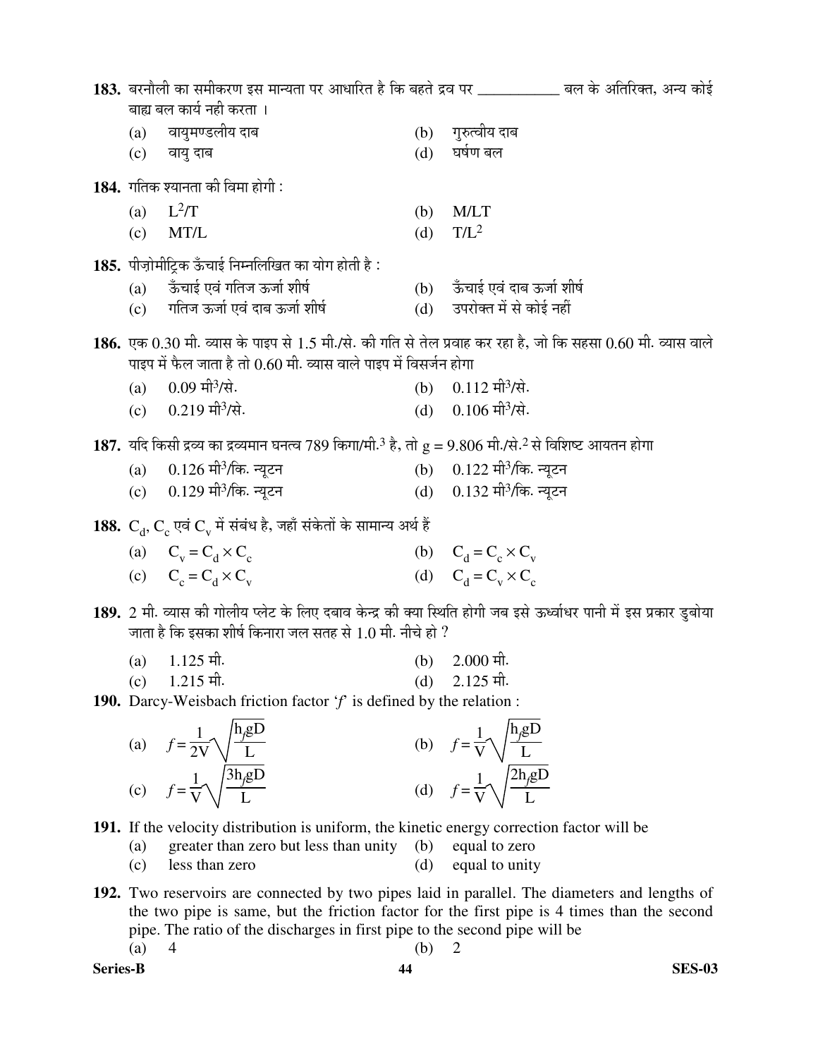**183.** बरनौली का समीकरण इस मान्यता पर आधारित है कि बहते द्रव पर ___________ बल के अतिरिक्त, अन्य कोई बाह्य बल कार्य नही करता ।

(a) वायुमण्डलीय दाब (b) गुरुत्वीय दाब

(c) वायु दाब (d) घर्षण बल

**184.** गतिक श्यानता की विमा होगी :

(a) $L^2/T$ (b) M/LT

(c) MT/L (d) $T/L^2$

**185.** पीज़ोमीट्रिक ऊँचाई निम्नलिखित का योग होती है :

(a) ऊँचाई एवं गतिज ऊर्जा शीर्ष (b) ऊँचाई एवं दाब ऊर्जा शीर्ष

(c) गतिज ऊर्जा एवं दाब ऊर्जा शीर्ष (d) उपरोक्त में से कोई नहीं

**186.** एक 0.30 मी. व्यास के पाइप से 1.5 मी./से. की गति से तेल प्रवाह कर रहा है, जो कि सहसा 0.60 मी. व्यास वाले पाइप में फैल जाता है तो 0.60 मी. व्यास वाले पाइप में विसर्जन होगा

(a) 0.09 मी$^3$/से. (b) 0.112 मी$^3$/से.

(c) 0.219 मी$^3$/से. (d) 0.106 मी$^3$/से.

**187.** यदि किसी द्रव्य का द्रव्यमान घनत्व 789 किग्रा/मी.$^3$ है, तो $g = 9.806$ मी./से.$^2$ से विशिष्ट आयतन होगा

(a) 0.126 मी$^3$/कि. न्यूटन (b) 0.122 मी$^3$/कि. न्यूटन

(c) 0.129 मी$^3$/कि. न्यूटन (d) 0.132 मी$^3$/कि. न्यूटन

**188.** $C_d$, $C_c$ एवं $C_v$ में संबंध है, जहाँ संकेतों के सामान्य अर्थ हैं

(a) $C_v = C_d \times C_c$ (b) $C_d = C_c \times C_v$

(c) $C_c = C_d \times C_v$ (d) $C_d = C_v \times C_c$

**189.** 2 मी. व्यास की गोलीय प्लेट के लिए दबाव केन्द्र की क्या स्थिति होगी जब इसे ऊर्ध्वाधर पानी में इस प्रकार डुबोया जाता है कि इसका शीर्ष किनारा जल सतह से 1.0 मी. नीचे हो ?

(a) 1.125 मी. (b) 2.000 मी.

(c) 1.215 मी. (d) 2.125 मी.

**190.** Darcy-Weisbach friction factor '$f$' is defined by the relation :

(a) $f = \frac{1}{2V}\sqrt{\frac{h_f gD}{L}}$ (b) $f = \frac{1}{V}\sqrt{\frac{h_f gD}{L}}$

(c) $f = \frac{1}{V}\sqrt{\frac{3h_f gD}{L}}$ (d) $f = \frac{1}{V}\sqrt{\frac{2h_f gD}{L}}$

**191.** If the velocity distribution is uniform, the kinetic energy correction factor will be

(a) greater than zero but less than unity (b) equal to zero

(c) less than zero (d) equal to unity

**192.** Two reservoirs are connected by two pipes laid in parallel. The diameters and lengths of the two pipe is same, but the friction factor for the first pipe is 4 times than the second pipe. The ratio of the discharges in first pipe to the second pipe will be

(a) 4 (b) 2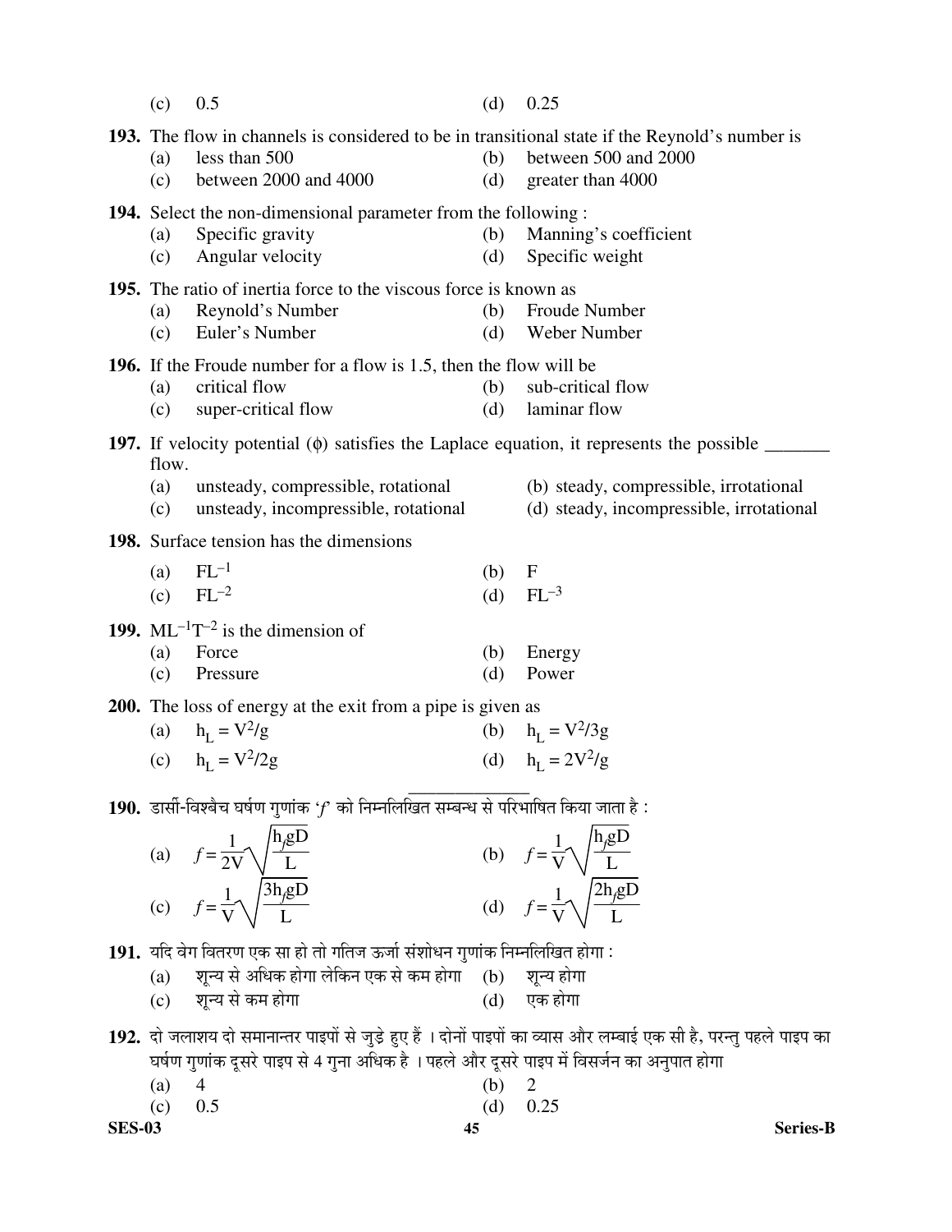(c) 0.5 (d) 0.25

**193.** The flow in channels is considered to be in transitional state if the Reynold's number is

(a) less than 500 (b) between 500 and 2000
(c) between 2000 and 4000 (d) greater than 4000

**194.** Select the non-dimensional parameter from the following :

(a) Specific gravity (b) Manning's coefficient
(c) Angular velocity (d) Specific weight

**195.** The ratio of inertia force to the viscous force is known as

(a) Reynold's Number (b) Froude Number
(c) Euler's Number (d) Weber Number

**196.** If the Froude number for a flow is 1.5, then the flow will be

(a) critical flow (b) sub-critical flow
(c) super-critical flow (d) laminar flow

**197.** If velocity potential ($\phi$) satisfies the Laplace equation, it represents the possible _______ flow.

(a) unsteady, compressible, rotational (b) steady, compressible, irrotational
(c) unsteady, incompressible, rotational (d) steady, incompressible, irrotational

**198.** Surface tension has the dimensions

(a) $FL^{-1}$ (b) F
(c) $FL^{-2}$ (d) $FL^{-3}$

**199.** $ML^{-1}T^{-2}$ is the dimension of

(a) Force (b) Energy
(c) Pressure (d) Power

**200.** The loss of energy at the exit from a pipe is given as

(a) $h_L = V^2/g$ (b) $h_L = V^2/3g$
(c) $h_L = V^2/2g$ (d) $h_L = 2V^2/g$

---

**190.** डार्सी-विश्बैच घर्षण गुणांक '$f$' को निम्नलिखित सम्बन्ध से परिभाषित किया जाता है :

(a) $f = \dfrac{1}{2V}\sqrt{\dfrac{h_f gD}{L}}$ (b) $f = \dfrac{1}{V}\sqrt{\dfrac{h_f gD}{L}}$

(c) $f = \dfrac{1}{V}\sqrt{\dfrac{3h_f gD}{L}}$ (d) $f = \dfrac{1}{V}\sqrt{\dfrac{2h_f gD}{L}}$

**191.** यदि वेग वितरण एक सा हो तो गतिज ऊर्जा संशोधन गुणांक निम्नलिखित होगा :

(a) शून्य से अधिक होगा लेकिन एक से कम होगा (b) शून्य होगा
(c) शून्य से कम होगा (d) एक होगा

**192.** दो जलाशय दो समानान्तर पाइपों से जुड़े हुए हैं । दोनों पाइपों का व्यास और लम्बाई एक सी है, परन्तु पहले पाइप का घर्षण गुणांक दूसरे पाइप से 4 गुना अधिक है । पहले और दूसरे पाइप में विसर्जन का अनुपात होगा

(a) 4 (b) 2
(c) 0.5 (d) 0.25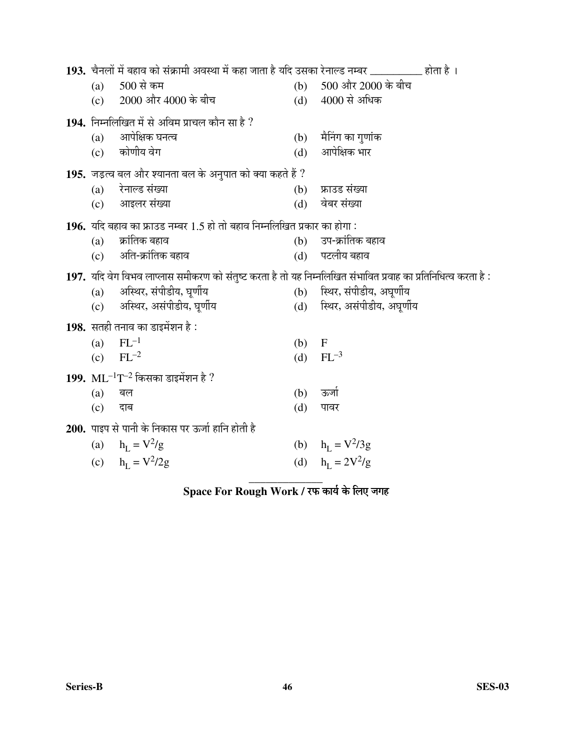**193.** चैनलों में बहाव को संक्रामी अवस्था में कहा जाता है यदि उसका रेनाल्ड नम्बर __________ होता है ।

(a) 500 से कम
(b) 500 और 2000 के बीच
(c) 2000 और 4000 के बीच
(d) 4000 से अधिक

**194.** निम्नलिखित में से अविम प्राचल कौन सा है ?

(a) आपेक्षिक घनत्व
(b) मैनिंग का गुणांक
(c) कोणीय वेग
(d) आपेक्षिक भार

**195.** जड़त्व बल और श्यानता बल के अनुपात को क्या कहते हैं ?

(a) रेनाल्ड संख्या
(b) फ्राउड संख्या
(c) आइलर संख्या
(d) वेबर संख्या

**196.** यदि बहाव का फ्राउड नम्बर 1.5 हो तो बहाव निम्नलिखित प्रकार का होगा :

(a) क्रांतिक बहाव
(b) उप-क्रांतिक बहाव
(c) अति-क्रांतिक बहाव
(d) पटलीय बहाव

**197.** यदि वेग विभव लाप्लास समीकरण को संतुष्ट करता है तो यह निम्नलिखित संभावित प्रवाह का प्रतिनिधित्व करता है :

(a) अस्थिर, संपीडीय, घूर्णीय
(b) स्थिर, संपीडीय, अघूर्णीय
(c) अस्थिर, असंपीडीय, घूर्णीय
(d) स्थिर, असंपीडीय, अघूर्णीय

**198.** सतही तनाव का डाइमेंशन है :

(a) $FL^{-1}$
(b) F
(c) $FL^{-2}$
(d) $FL^{-3}$

**199.** $ML^{-1}T^{-2}$ किसका डाइमेंशन है ?

(a) बल
(b) ऊर्जा
(c) दाब
(d) पावर

**200.** पाइप से पानी के निकास पर ऊर्जा हानि होती है

(a) $h_L = V^2/g$
(b) $h_L = V^2/3g$
(c) $h_L = V^2/2g$
(d) $h_L = 2V^2/g$

---

**Space For Rough Work / रफ कार्य के लिए जगह**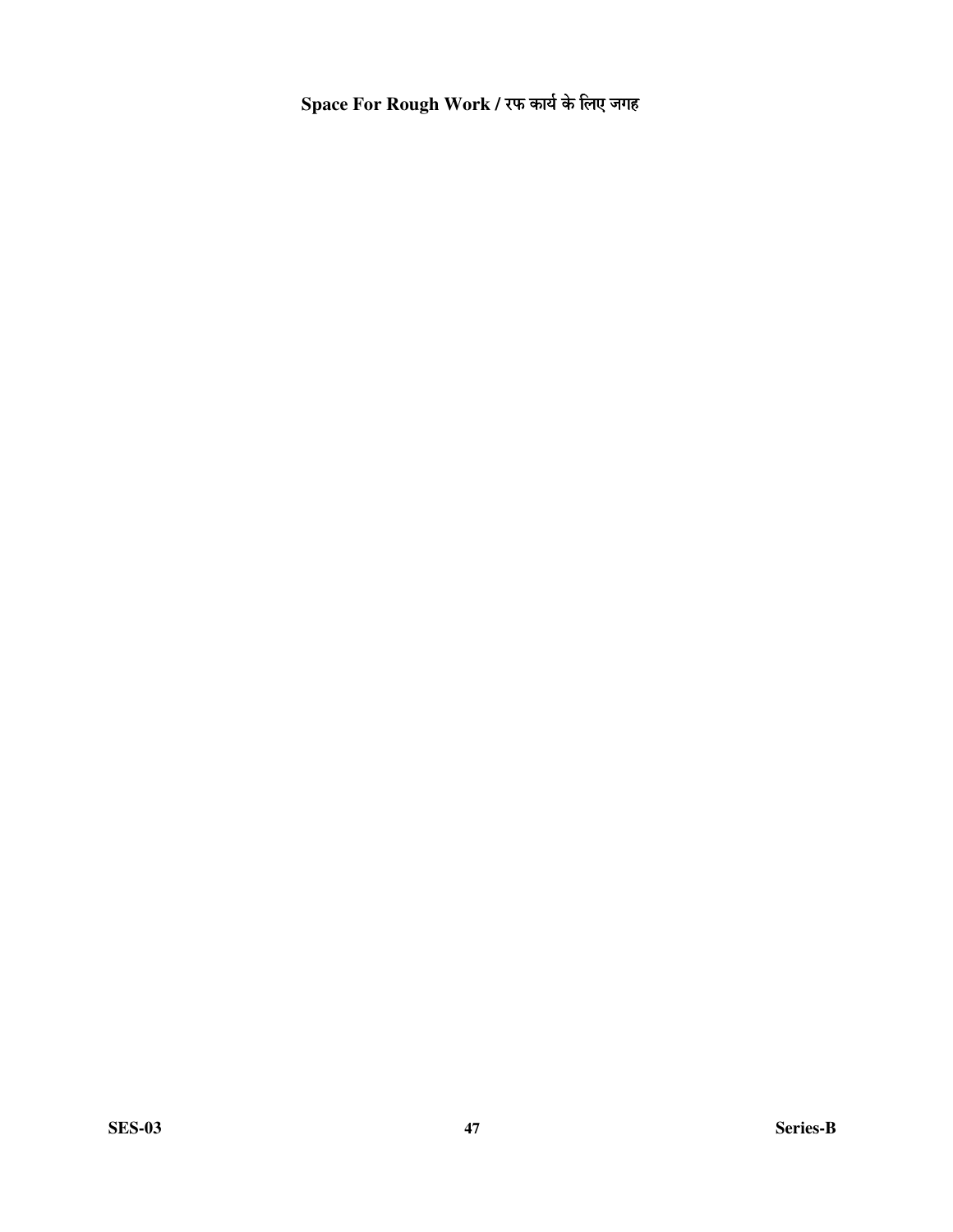**Space For Rough Work / रफ कार्य के लिए जगह**